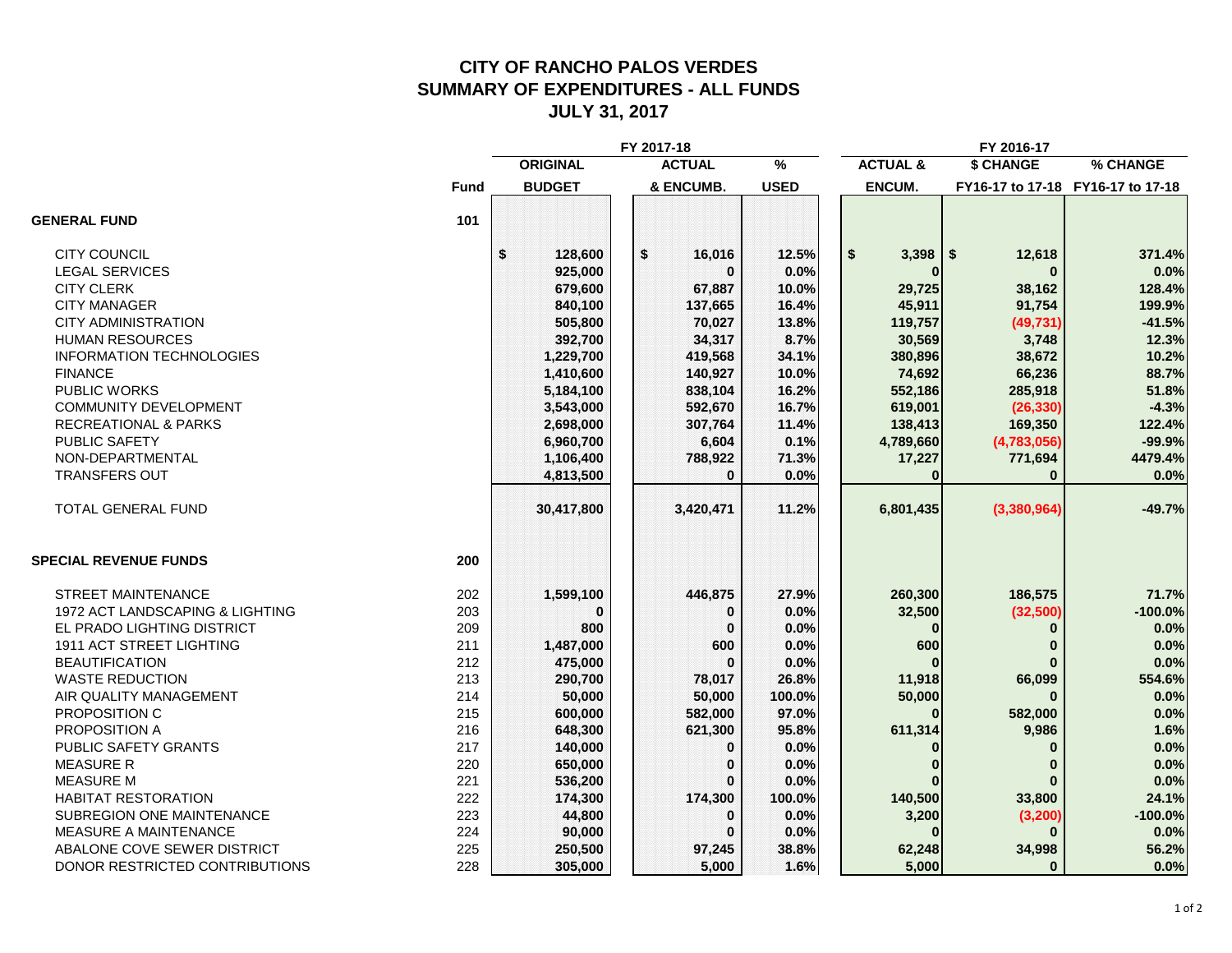# CITY OF RANCHO PALOS VERDES
## SUMMARY OF EXPENDITURES - ALL FUNDS
## JULY 31, 2017

| | | FY 2017-18 | | | FY 2016-17 | | |
|---|---|---|---|---|---|---|---|
| | Fund | ORIGINAL BUDGET | ACTUAL & ENCUMB. | % USED | ACTUAL & ENCUM. | $ CHANGE FY16-17 to 17-18 | % CHANGE FY16-17 to 17-18 |
| **GENERAL FUND** | **101** | | | | | | |
| CITY COUNCIL | | $ 128,600 | $ 16,016 | 12.5% | $ 3,398 | $ 12,618 | 371.4% |
| LEGAL SERVICES | | 925,000 | 0 | 0.0% | 0 | 0 | 0.0% |
| CITY CLERK | | 679,600 | 67,887 | 10.0% | 29,725 | 38,162 | 128.4% |
| CITY MANAGER | | 840,100 | 137,665 | 16.4% | 45,911 | 91,754 | 199.9% |
| CITY ADMINISTRATION | | 505,800 | 70,027 | 13.8% | 119,757 | (49,731) | -41.5% |
| HUMAN RESOURCES | | 392,700 | 34,317 | 8.7% | 30,569 | 3,748 | 12.3% |
| INFORMATION TECHNOLOGIES | | 1,229,700 | 419,568 | 34.1% | 380,896 | 38,672 | 10.2% |
| FINANCE | | 1,410,600 | 140,927 | 10.0% | 74,692 | 66,236 | 88.7% |
| PUBLIC WORKS | | 5,184,100 | 838,104 | 16.2% | 552,186 | 285,918 | 51.8% |
| COMMUNITY DEVELOPMENT | | 3,543,000 | 592,670 | 16.7% | 619,001 | (26,330) | -4.3% |
| RECREATIONAL & PARKS | | 2,698,000 | 307,764 | 11.4% | 138,413 | 169,350 | 122.4% |
| PUBLIC SAFETY | | 6,960,700 | 6,604 | 0.1% | 4,789,660 | (4,783,056) | -99.9% |
| NON-DEPARTMENTAL | | 1,106,400 | 788,922 | 71.3% | 17,227 | 771,694 | 4479.4% |
| TRANSFERS OUT | | 4,813,500 | 0 | 0.0% | 0 | 0 | 0.0% |
| TOTAL GENERAL FUND | | 30,417,800 | 3,420,471 | 11.2% | 6,801,435 | (3,380,964) | -49.7% |
| **SPECIAL REVENUE FUNDS** | **200** | | | | | | |
| STREET MAINTENANCE | 202 | 1,599,100 | 446,875 | 27.9% | 260,300 | 186,575 | 71.7% |
| 1972 ACT LANDSCAPING & LIGHTING | 203 | 0 | 0 | 0.0% | 32,500 | (32,500) | -100.0% |
| EL PRADO LIGHTING DISTRICT | 209 | 800 | 0 | 0.0% | 0 | 0 | 0.0% |
| 1911 ACT STREET LIGHTING | 211 | 1,487,000 | 600 | 0.0% | 600 | 0 | 0.0% |
| BEAUTIFICATION | 212 | 475,000 | 0 | 0.0% | 0 | 0 | 0.0% |
| WASTE REDUCTION | 213 | 290,700 | 78,017 | 26.8% | 11,918 | 66,099 | 554.6% |
| AIR QUALITY MANAGEMENT | 214 | 50,000 | 50,000 | 100.0% | 50,000 | 0 | 0.0% |
| PROPOSITION C | 215 | 600,000 | 582,000 | 97.0% | 0 | 582,000 | 0.0% |
| PROPOSITION A | 216 | 648,300 | 621,300 | 95.8% | 611,314 | 9,986 | 1.6% |
| PUBLIC SAFETY GRANTS | 217 | 140,000 | 0 | 0.0% | 0 | 0 | 0.0% |
| MEASURE R | 220 | 650,000 | 0 | 0.0% | 0 | 0 | 0.0% |
| MEASURE M | 221 | 536,200 | 0 | 0.0% | 0 | 0 | 0.0% |
| HABITAT RESTORATION | 222 | 174,300 | 174,300 | 100.0% | 140,500 | 33,800 | 24.1% |
| SUBREGION ONE MAINTENANCE | 223 | 44,800 | 0 | 0.0% | 3,200 | (3,200) | -100.0% |
| MEASURE A MAINTENANCE | 224 | 90,000 | 0 | 0.0% | 0 | 0 | 0.0% |
| ABALONE COVE SEWER DISTRICT | 225 | 250,500 | 97,245 | 38.8% | 62,248 | 34,998 | 56.2% |
| DONOR RESTRICTED CONTRIBUTIONS | 228 | 305,000 | 5,000 | 1.6% | 5,000 | 0 | 0.0% |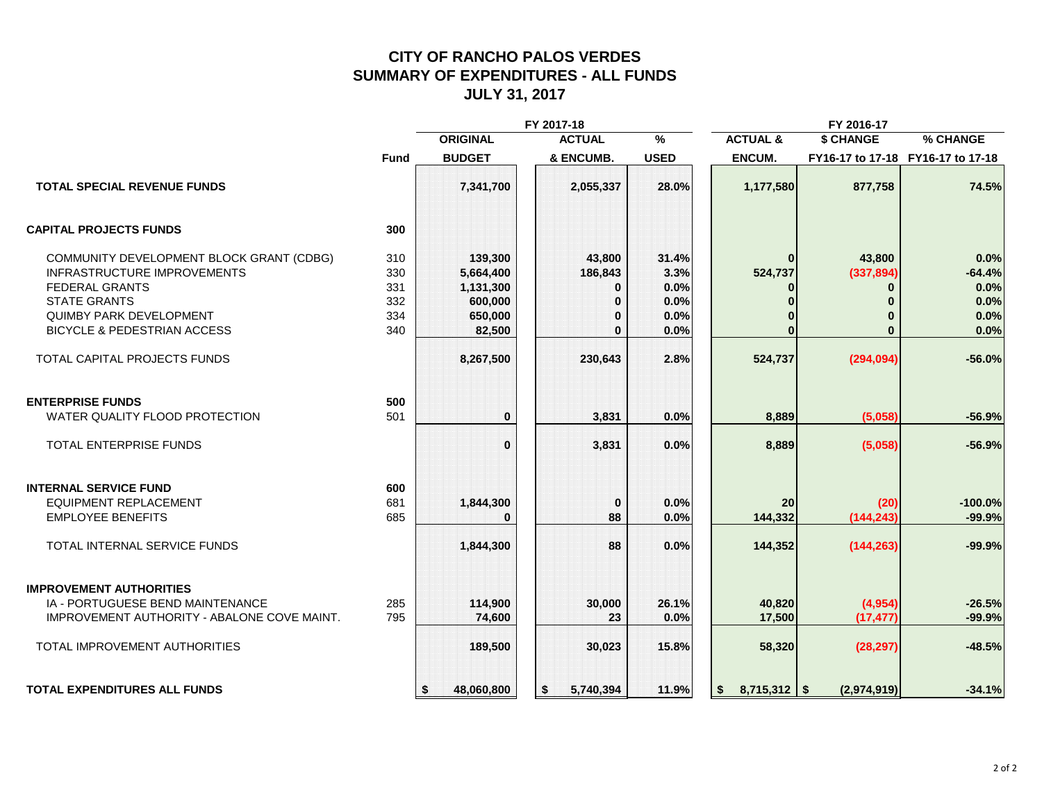# CITY OF RANCHO PALOS VERDES
# SUMMARY OF EXPENDITURES - ALL FUNDS
# JULY 31, 2017

| | | FY 2017-18 | | | FY 2016-17 | | |
|---|---|---|---|---|---|---|---|
| | **Fund** | **ORIGINAL BUDGET** | **ACTUAL & ENCUMB.** | **% USED** | **ACTUAL & ENCUM.** | **$ CHANGE FY16-17 to 17-18** | **% CHANGE FY16-17 to 17-18** |
| **TOTAL SPECIAL REVENUE FUNDS** | | 7,341,700 | 2,055,337 | 28.0% | 1,177,580 | 877,758 | 74.5% |
| **CAPITAL PROJECTS FUNDS** | 300 | | | | | | |
| COMMUNITY DEVELOPMENT BLOCK GRANT (CDBG) | 310 | 139,300 | 43,800 | 31.4% | 0 | 43,800 | 0.0% |
| INFRASTRUCTURE IMPROVEMENTS | 330 | 5,664,400 | 186,843 | 3.3% | 524,737 | (337,894) | -64.4% |
| FEDERAL GRANTS | 331 | 1,131,300 | 0 | 0.0% | 0 | 0 | 0.0% |
| STATE GRANTS | 332 | 600,000 | 0 | 0.0% | 0 | 0 | 0.0% |
| QUIMBY PARK DEVELOPMENT | 334 | 650,000 | 0 | 0.0% | 0 | 0 | 0.0% |
| BICYCLE & PEDESTRIAN ACCESS | 340 | 82,500 | 0 | 0.0% | 0 | 0 | 0.0% |
| TOTAL CAPITAL PROJECTS FUNDS | | 8,267,500 | 230,643 | 2.8% | 524,737 | (294,094) | -56.0% |
| **ENTERPRISE FUNDS** | 500 | | | | | | |
| WATER QUALITY FLOOD PROTECTION | 501 | 0 | 3,831 | 0.0% | 8,889 | (5,058) | -56.9% |
| TOTAL ENTERPRISE FUNDS | | 0 | 3,831 | 0.0% | 8,889 | (5,058) | -56.9% |
| **INTERNAL SERVICE FUND** | 600 | | | | | | |
| EQUIPMENT REPLACEMENT | 681 | 1,844,300 | 0 | 0.0% | 20 | (20) | -100.0% |
| EMPLOYEE BENEFITS | 685 | 0 | 88 | 0.0% | 144,332 | (144,243) | -99.9% |
| TOTAL INTERNAL SERVICE FUNDS | | 1,844,300 | 88 | 0.0% | 144,352 | (144,263) | -99.9% |
| **IMPROVEMENT AUTHORITIES** | | | | | | | |
| IA - PORTUGUESE BEND MAINTENANCE | 285 | 114,900 | 30,000 | 26.1% | 40,820 | (4,954) | -26.5% |
| IMPROVEMENT AUTHORITY - ABALONE COVE MAINT. | 795 | 74,600 | 23 | 0.0% | 17,500 | (17,477) | -99.9% |
| TOTAL IMPROVEMENT AUTHORITIES | | 189,500 | 30,023 | 15.8% | 58,320 | (28,297) | -48.5% |
| **TOTAL EXPENDITURES ALL FUNDS** | | $ 48,060,800 | $ 5,740,394 | 11.9% | $ 8,715,312 | $ (2,974,919) | -34.1% |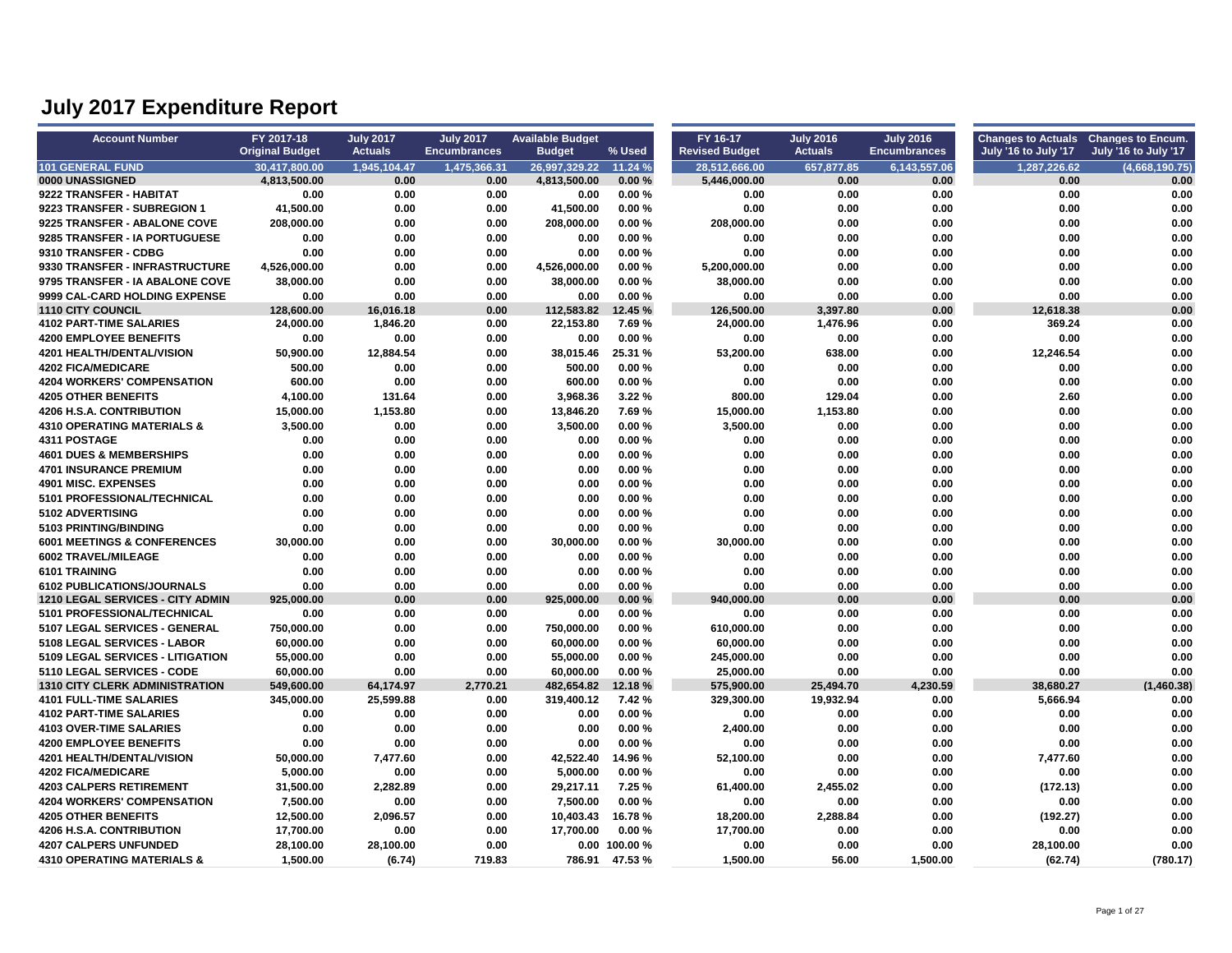# July 2017 Expenditure Report

| Account Number | FY 2017-18 Original Budget | July 2017 Actuals | July 2017 Encumbrances | Available Budget Budget | % Used | FY 16-17 Revised Budget | July 2016 Actuals | July 2016 Encumbrances | Changes to Actuals July '16 to July '17 | Changes to Encum. July '16 to July '17 |
|---|---|---|---|---|---|---|---|---|---|---|
| **101 GENERAL FUND** | 30,417,800.00 | 1,945,104.47 | 1,475,366.31 | 26,997,329.22 | 11.24 % | 28,512,666.00 | 657,877.85 | 6,143,557.06 | 1,287,226.62 | (4,668,190.75) |
| **0000 UNASSIGNED** | 4,813,500.00 | 0.00 | 0.00 | 4,813,500.00 | 0.00 % | 5,446,000.00 | 0.00 | 0.00 | 0.00 | 0.00 |
| 9222 TRANSFER - HABITAT | 0.00 | 0.00 | 0.00 | 0.00 | 0.00 % | 0.00 | 0.00 | 0.00 | 0.00 | 0.00 |
| 9223 TRANSFER - SUBREGION 1 | 41,500.00 | 0.00 | 0.00 | 41,500.00 | 0.00 % | 0.00 | 0.00 | 0.00 | 0.00 | 0.00 |
| 9225 TRANSFER - ABALONE COVE | 208,000.00 | 0.00 | 0.00 | 208,000.00 | 0.00 % | 208,000.00 | 0.00 | 0.00 | 0.00 | 0.00 |
| 9285 TRANSFER - IA PORTUGUESE | 0.00 | 0.00 | 0.00 | 0.00 | 0.00 % | 0.00 | 0.00 | 0.00 | 0.00 | 0.00 |
| 9310 TRANSFER - CDBG | 0.00 | 0.00 | 0.00 | 0.00 | 0.00 % | 0.00 | 0.00 | 0.00 | 0.00 | 0.00 |
| 9330 TRANSFER - INFRASTRUCTURE | 4,526,000.00 | 0.00 | 0.00 | 4,526,000.00 | 0.00 % | 5,200,000.00 | 0.00 | 0.00 | 0.00 | 0.00 |
| 9795 TRANSFER - IA ABALONE COVE | 38,000.00 | 0.00 | 0.00 | 38,000.00 | 0.00 % | 38,000.00 | 0.00 | 0.00 | 0.00 | 0.00 |
| 9999 CAL-CARD HOLDING EXPENSE | 0.00 | 0.00 | 0.00 | 0.00 | 0.00 % | 0.00 | 0.00 | 0.00 | 0.00 | 0.00 |
| **1110 CITY COUNCIL** | 128,600.00 | 16,016.18 | 0.00 | 112,583.82 | 12.45 % | 126,500.00 | 3,397.80 | 0.00 | 12,618.38 | 0.00 |
| 4102 PART-TIME SALARIES | 24,000.00 | 1,846.20 | 0.00 | 22,153.80 | 7.69 % | 24,000.00 | 1,476.96 | 0.00 | 369.24 | 0.00 |
| 4200 EMPLOYEE BENEFITS | 0.00 | 0.00 | 0.00 | 0.00 | 0.00 % | 0.00 | 0.00 | 0.00 | 0.00 | 0.00 |
| 4201 HEALTH/DENTAL/VISION | 50,900.00 | 12,884.54 | 0.00 | 38,015.46 | 25.31 % | 53,200.00 | 638.00 | 0.00 | 12,246.54 | 0.00 |
| 4202 FICA/MEDICARE | 500.00 | 0.00 | 0.00 | 500.00 | 0.00 % | 0.00 | 0.00 | 0.00 | 0.00 | 0.00 |
| 4204 WORKERS' COMPENSATION | 600.00 | 0.00 | 0.00 | 600.00 | 0.00 % | 0.00 | 0.00 | 0.00 | 0.00 | 0.00 |
| 4205 OTHER BENEFITS | 4,100.00 | 131.64 | 0.00 | 3,968.36 | 3.22 % | 800.00 | 129.04 | 0.00 | 2.60 | 0.00 |
| 4206 H.S.A. CONTRIBUTION | 15,000.00 | 1,153.80 | 0.00 | 13,846.20 | 7.69 % | 15,000.00 | 1,153.80 | 0.00 | 0.00 | 0.00 |
| 4310 OPERATING MATERIALS & | 3,500.00 | 0.00 | 0.00 | 3,500.00 | 0.00 % | 3,500.00 | 0.00 | 0.00 | 0.00 | 0.00 |
| 4311 POSTAGE | 0.00 | 0.00 | 0.00 | 0.00 | 0.00 % | 0.00 | 0.00 | 0.00 | 0.00 | 0.00 |
| 4601 DUES & MEMBERSHIPS | 0.00 | 0.00 | 0.00 | 0.00 | 0.00 % | 0.00 | 0.00 | 0.00 | 0.00 | 0.00 |
| 4701 INSURANCE PREMIUM | 0.00 | 0.00 | 0.00 | 0.00 | 0.00 % | 0.00 | 0.00 | 0.00 | 0.00 | 0.00 |
| 4901 MISC. EXPENSES | 0.00 | 0.00 | 0.00 | 0.00 | 0.00 % | 0.00 | 0.00 | 0.00 | 0.00 | 0.00 |
| 5101 PROFESSIONAL/TECHNICAL | 0.00 | 0.00 | 0.00 | 0.00 | 0.00 % | 0.00 | 0.00 | 0.00 | 0.00 | 0.00 |
| 5102 ADVERTISING | 0.00 | 0.00 | 0.00 | 0.00 | 0.00 % | 0.00 | 0.00 | 0.00 | 0.00 | 0.00 |
| 5103 PRINTING/BINDING | 0.00 | 0.00 | 0.00 | 0.00 | 0.00 % | 0.00 | 0.00 | 0.00 | 0.00 | 0.00 |
| 6001 MEETINGS & CONFERENCES | 30,000.00 | 0.00 | 0.00 | 30,000.00 | 0.00 % | 30,000.00 | 0.00 | 0.00 | 0.00 | 0.00 |
| 6002 TRAVEL/MILEAGE | 0.00 | 0.00 | 0.00 | 0.00 | 0.00 % | 0.00 | 0.00 | 0.00 | 0.00 | 0.00 |
| 6101 TRAINING | 0.00 | 0.00 | 0.00 | 0.00 | 0.00 % | 0.00 | 0.00 | 0.00 | 0.00 | 0.00 |
| 6102 PUBLICATIONS/JOURNALS | 0.00 | 0.00 | 0.00 | 0.00 | 0.00 % | 0.00 | 0.00 | 0.00 | 0.00 | 0.00 |
| **1210 LEGAL SERVICES - CITY ADMIN** | 925,000.00 | 0.00 | 0.00 | 925,000.00 | 0.00 % | 940,000.00 | 0.00 | 0.00 | 0.00 | 0.00 |
| 5101 PROFESSIONAL/TECHNICAL | 0.00 | 0.00 | 0.00 | 0.00 | 0.00 % | 0.00 | 0.00 | 0.00 | 0.00 | 0.00 |
| 5107 LEGAL SERVICES - GENERAL | 750,000.00 | 0.00 | 0.00 | 750,000.00 | 0.00 % | 610,000.00 | 0.00 | 0.00 | 0.00 | 0.00 |
| 5108 LEGAL SERVICES - LABOR | 60,000.00 | 0.00 | 0.00 | 60,000.00 | 0.00 % | 60,000.00 | 0.00 | 0.00 | 0.00 | 0.00 |
| 5109 LEGAL SERVICES - LITIGATION | 55,000.00 | 0.00 | 0.00 | 55,000.00 | 0.00 % | 245,000.00 | 0.00 | 0.00 | 0.00 | 0.00 |
| 5110 LEGAL SERVICES - CODE | 60,000.00 | 0.00 | 0.00 | 60,000.00 | 0.00 % | 25,000.00 | 0.00 | 0.00 | 0.00 | 0.00 |
| **1310 CITY CLERK ADMINISTRATION** | 549,600.00 | 64,174.97 | 2,770.21 | 482,654.82 | 12.18 % | 575,900.00 | 25,494.70 | 4,230.59 | 38,680.27 | (1,460.38) |
| 4101 FULL-TIME SALARIES | 345,000.00 | 25,599.88 | 0.00 | 319,400.12 | 7.42 % | 329,300.00 | 19,932.94 | 0.00 | 5,666.94 | 0.00 |
| 4102 PART-TIME SALARIES | 0.00 | 0.00 | 0.00 | 0.00 | 0.00 % | 0.00 | 0.00 | 0.00 | 0.00 | 0.00 |
| 4103 OVER-TIME SALARIES | 0.00 | 0.00 | 0.00 | 0.00 | 0.00 % | 2,400.00 | 0.00 | 0.00 | 0.00 | 0.00 |
| 4200 EMPLOYEE BENEFITS | 0.00 | 0.00 | 0.00 | 0.00 | 0.00 % | 0.00 | 0.00 | 0.00 | 0.00 | 0.00 |
| 4201 HEALTH/DENTAL/VISION | 50,000.00 | 7,477.60 | 0.00 | 42,522.40 | 14.96 % | 52,100.00 | 0.00 | 0.00 | 7,477.60 | 0.00 |
| 4202 FICA/MEDICARE | 5,000.00 | 0.00 | 0.00 | 5,000.00 | 0.00 % | 0.00 | 0.00 | 0.00 | 0.00 | 0.00 |
| 4203 CALPERS RETIREMENT | 31,500.00 | 2,282.89 | 0.00 | 29,217.11 | 7.25 % | 61,400.00 | 2,455.02 | 0.00 | (172.13) | 0.00 |
| 4204 WORKERS' COMPENSATION | 7,500.00 | 0.00 | 0.00 | 7,500.00 | 0.00 % | 0.00 | 0.00 | 0.00 | 0.00 | 0.00 |
| 4205 OTHER BENEFITS | 12,500.00 | 2,096.57 | 0.00 | 10,403.43 | 16.78 % | 18,200.00 | 2,288.84 | 0.00 | (192.27) | 0.00 |
| 4206 H.S.A. CONTRIBUTION | 17,700.00 | 0.00 | 0.00 | 17,700.00 | 0.00 % | 17,700.00 | 0.00 | 0.00 | 0.00 | 0.00 |
| 4207 CALPERS UNFUNDED | 28,100.00 | 28,100.00 | 0.00 | 0.00 | 100.00 % | 0.00 | 0.00 | 0.00 | 28,100.00 | 0.00 |
| 4310 OPERATING MATERIALS & | 1,500.00 | (6.74) | 719.83 | 786.91 | 47.53 % | 1,500.00 | 56.00 | 1,500.00 | (62.74) | (780.17) |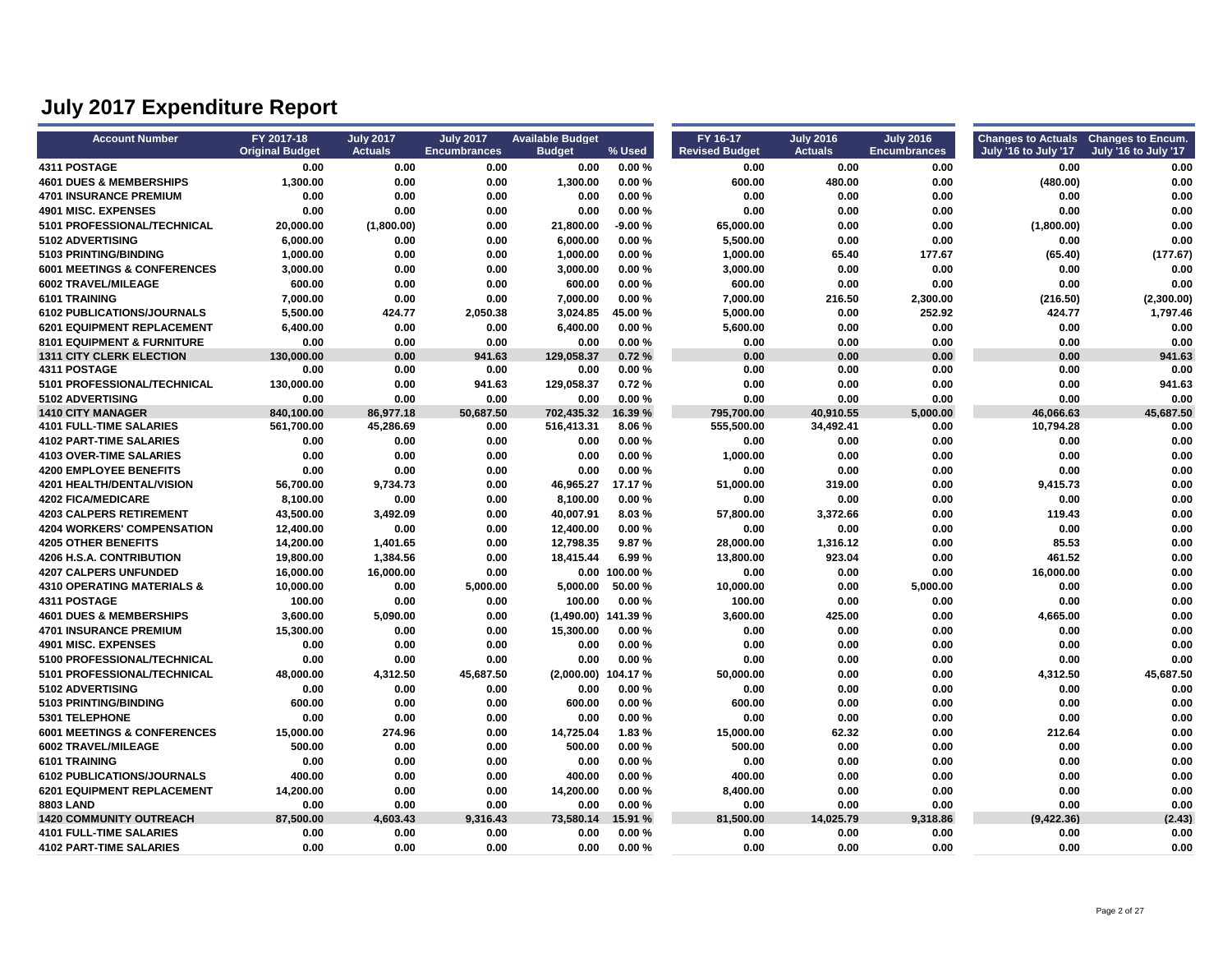# July 2017 Expenditure Report

| Account Number | FY 2017-18 Original Budget | July 2017 Actuals | July 2017 Encumbrances | Available Budget Budget | % Used | FY 16-17 Revised Budget | July 2016 Actuals | July 2016 Encumbrances | Changes to Actuals July '16 to July '17 | Changes to Encum. July '16 to July '17 |
|---|---|---|---|---|---|---|---|---|---|---|
| 4311 POSTAGE | 0.00 | 0.00 | 0.00 | 0.00 | 0.00 % | 0.00 | 0.00 | 0.00 | 0.00 | 0.00 |
| 4601 DUES & MEMBERSHIPS | 1,300.00 | 0.00 | 0.00 | 1,300.00 | 0.00 % | 600.00 | 480.00 | 0.00 | (480.00) | 0.00 |
| 4701 INSURANCE PREMIUM | 0.00 | 0.00 | 0.00 | 0.00 | 0.00 % | 0.00 | 0.00 | 0.00 | 0.00 | 0.00 |
| 4901 MISC. EXPENSES | 0.00 | 0.00 | 0.00 | 0.00 | 0.00 % | 0.00 | 0.00 | 0.00 | 0.00 | 0.00 |
| 5101 PROFESSIONAL/TECHNICAL | 20,000.00 | (1,800.00) | 0.00 | 21,800.00 | -9.00 % | 65,000.00 | 0.00 | 0.00 | (1,800.00) | 0.00 |
| 5102 ADVERTISING | 6,000.00 | 0.00 | 0.00 | 6,000.00 | 0.00 % | 5,500.00 | 0.00 | 0.00 | 0.00 | 0.00 |
| 5103 PRINTING/BINDING | 1,000.00 | 0.00 | 0.00 | 1,000.00 | 0.00 % | 1,000.00 | 65.40 | 177.67 | (65.40) | (177.67) |
| 6001 MEETINGS & CONFERENCES | 3,000.00 | 0.00 | 0.00 | 3,000.00 | 0.00 % | 3,000.00 | 0.00 | 0.00 | 0.00 | 0.00 |
| 6002 TRAVEL/MILEAGE | 600.00 | 0.00 | 0.00 | 600.00 | 0.00 % | 600.00 | 0.00 | 0.00 | 0.00 | 0.00 |
| 6101 TRAINING | 7,000.00 | 0.00 | 0.00 | 7,000.00 | 0.00 % | 7,000.00 | 216.50 | 2,300.00 | (216.50) | (2,300.00) |
| 6102 PUBLICATIONS/JOURNALS | 5,500.00 | 424.77 | 2,050.38 | 3,024.85 | 45.00 % | 5,000.00 | 0.00 | 252.92 | 424.77 | 1,797.46 |
| 6201 EQUIPMENT REPLACEMENT | 6,400.00 | 0.00 | 0.00 | 6,400.00 | 0.00 % | 5,600.00 | 0.00 | 0.00 | 0.00 | 0.00 |
| 8101 EQUIPMENT & FURNITURE | 0.00 | 0.00 | 0.00 | 0.00 | 0.00 % | 0.00 | 0.00 | 0.00 | 0.00 | 0.00 |
| **1311 CITY CLERK ELECTION** | **130,000.00** | **0.00** | **941.63** | **129,058.37** | **0.72 %** | **0.00** | **0.00** | **0.00** | **0.00** | **941.63** |
| 4311 POSTAGE | 0.00 | 0.00 | 0.00 | 0.00 | 0.00 % | 0.00 | 0.00 | 0.00 | 0.00 | 0.00 |
| 5101 PROFESSIONAL/TECHNICAL | 130,000.00 | 0.00 | 941.63 | 129,058.37 | 0.72 % | 0.00 | 0.00 | 0.00 | 0.00 | 941.63 |
| 5102 ADVERTISING | 0.00 | 0.00 | 0.00 | 0.00 | 0.00 % | 0.00 | 0.00 | 0.00 | 0.00 | 0.00 |
| **1410 CITY MANAGER** | **840,100.00** | **86,977.18** | **50,687.50** | **702,435.32** | **16.39 %** | **795,700.00** | **40,910.55** | **5,000.00** | **46,066.63** | **45,687.50** |
| 4101 FULL-TIME SALARIES | 561,700.00 | 45,286.69 | 0.00 | 516,413.31 | 8.06 % | 555,500.00 | 34,492.41 | 0.00 | 10,794.28 | 0.00 |
| 4102 PART-TIME SALARIES | 0.00 | 0.00 | 0.00 | 0.00 | 0.00 % | 0.00 | 0.00 | 0.00 | 0.00 | 0.00 |
| 4103 OVER-TIME SALARIES | 0.00 | 0.00 | 0.00 | 0.00 | 0.00 % | 1,000.00 | 0.00 | 0.00 | 0.00 | 0.00 |
| 4200 EMPLOYEE BENEFITS | 0.00 | 0.00 | 0.00 | 0.00 | 0.00 % | 0.00 | 0.00 | 0.00 | 0.00 | 0.00 |
| 4201 HEALTH/DENTAL/VISION | 56,700.00 | 9,734.73 | 0.00 | 46,965.27 | 17.17 % | 51,000.00 | 319.00 | 0.00 | 9,415.73 | 0.00 |
| 4202 FICA/MEDICARE | 8,100.00 | 0.00 | 0.00 | 8,100.00 | 0.00 % | 0.00 | 0.00 | 0.00 | 0.00 | 0.00 |
| 4203 CALPERS RETIREMENT | 43,500.00 | 3,492.09 | 0.00 | 40,007.91 | 8.03 % | 57,800.00 | 3,372.66 | 0.00 | 119.43 | 0.00 |
| 4204 WORKERS' COMPENSATION | 12,400.00 | 0.00 | 0.00 | 12,400.00 | 0.00 % | 0.00 | 0.00 | 0.00 | 0.00 | 0.00 |
| 4205 OTHER BENEFITS | 14,200.00 | 1,401.65 | 0.00 | 12,798.35 | 9.87 % | 28,000.00 | 1,316.12 | 0.00 | 85.53 | 0.00 |
| 4206 H.S.A. CONTRIBUTION | 19,800.00 | 1,384.56 | 0.00 | 18,415.44 | 6.99 % | 13,800.00 | 923.04 | 0.00 | 461.52 | 0.00 |
| 4207 CALPERS UNFUNDED | 16,000.00 | 16,000.00 | 0.00 | 0.00 | 100.00 % | 0.00 | 0.00 | 0.00 | 16,000.00 | 0.00 |
| 4310 OPERATING MATERIALS & | 10,000.00 | 0.00 | 5,000.00 | 5,000.00 | 50.00 % | 10,000.00 | 0.00 | 5,000.00 | 0.00 | 0.00 |
| 4311 POSTAGE | 100.00 | 0.00 | 0.00 | 100.00 | 0.00 % | 100.00 | 0.00 | 0.00 | 0.00 | 0.00 |
| 4601 DUES & MEMBERSHIPS | 3,600.00 | 5,090.00 | 0.00 | (1,490.00) | 141.39 % | 3,600.00 | 425.00 | 0.00 | 4,665.00 | 0.00 |
| 4701 INSURANCE PREMIUM | 15,300.00 | 0.00 | 0.00 | 15,300.00 | 0.00 % | 0.00 | 0.00 | 0.00 | 0.00 | 0.00 |
| 4901 MISC. EXPENSES | 0.00 | 0.00 | 0.00 | 0.00 | 0.00 % | 0.00 | 0.00 | 0.00 | 0.00 | 0.00 |
| 5100 PROFESSIONAL/TECHNICAL | 0.00 | 0.00 | 0.00 | 0.00 | 0.00 % | 0.00 | 0.00 | 0.00 | 0.00 | 0.00 |
| 5101 PROFESSIONAL/TECHNICAL | 48,000.00 | 4,312.50 | 45,687.50 | (2,000.00) | 104.17 % | 50,000.00 | 0.00 | 0.00 | 4,312.50 | 45,687.50 |
| 5102 ADVERTISING | 0.00 | 0.00 | 0.00 | 0.00 | 0.00 % | 0.00 | 0.00 | 0.00 | 0.00 | 0.00 |
| 5103 PRINTING/BINDING | 600.00 | 0.00 | 0.00 | 600.00 | 0.00 % | 600.00 | 0.00 | 0.00 | 0.00 | 0.00 |
| 5301 TELEPHONE | 0.00 | 0.00 | 0.00 | 0.00 | 0.00 % | 0.00 | 0.00 | 0.00 | 0.00 | 0.00 |
| 6001 MEETINGS & CONFERENCES | 15,000.00 | 274.96 | 0.00 | 14,725.04 | 1.83 % | 15,000.00 | 62.32 | 0.00 | 212.64 | 0.00 |
| 6002 TRAVEL/MILEAGE | 500.00 | 0.00 | 0.00 | 500.00 | 0.00 % | 500.00 | 0.00 | 0.00 | 0.00 | 0.00 |
| 6101 TRAINING | 0.00 | 0.00 | 0.00 | 0.00 | 0.00 % | 0.00 | 0.00 | 0.00 | 0.00 | 0.00 |
| 6102 PUBLICATIONS/JOURNALS | 400.00 | 0.00 | 0.00 | 400.00 | 0.00 % | 400.00 | 0.00 | 0.00 | 0.00 | 0.00 |
| 6201 EQUIPMENT REPLACEMENT | 14,200.00 | 0.00 | 0.00 | 14,200.00 | 0.00 % | 8,400.00 | 0.00 | 0.00 | 0.00 | 0.00 |
| 8803 LAND | 0.00 | 0.00 | 0.00 | 0.00 | 0.00 % | 0.00 | 0.00 | 0.00 | 0.00 | 0.00 |
| **1420 COMMUNITY OUTREACH** | **87,500.00** | **4,603.43** | **9,316.43** | **73,580.14** | **15.91 %** | **81,500.00** | **14,025.79** | **9,318.86** | **(9,422.36)** | **(2.43)** |
| 4101 FULL-TIME SALARIES | 0.00 | 0.00 | 0.00 | 0.00 | 0.00 % | 0.00 | 0.00 | 0.00 | 0.00 | 0.00 |
| 4102 PART-TIME SALARIES | 0.00 | 0.00 | 0.00 | 0.00 | 0.00 % | 0.00 | 0.00 | 0.00 | 0.00 | 0.00 |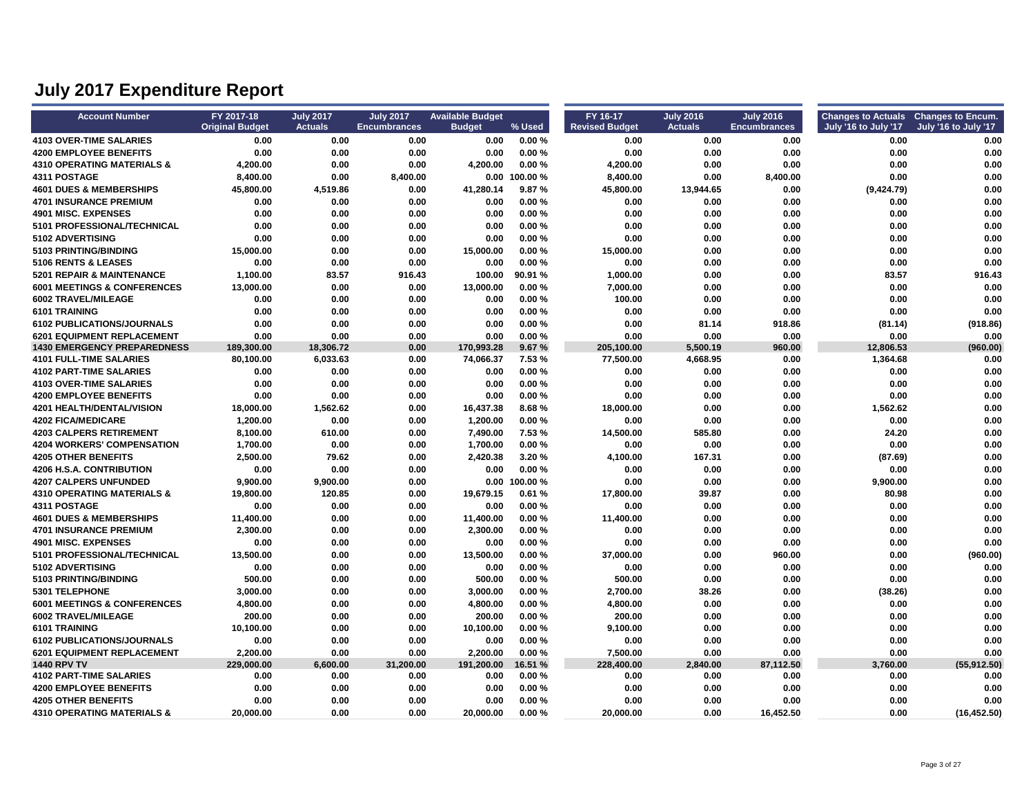# July 2017 Expenditure Report

| Account Number | FY 2017-18 Original Budget | July 2017 Actuals | July 2017 Encumbrances | Available Budget Budget | % Used | FY 16-17 Revised Budget | July 2016 Actuals | July 2016 Encumbrances | Changes to Actuals July '16 to July '17 | Changes to Encum. July '16 to July '17 |
|---|---|---|---|---|---|---|---|---|---|---|
| 4103 OVER-TIME SALARIES | 0.00 | 0.00 | 0.00 | 0.00 | 0.00 % | 0.00 | 0.00 | 0.00 | 0.00 | 0.00 |
| 4200 EMPLOYEE BENEFITS | 0.00 | 0.00 | 0.00 | 0.00 | 0.00 % | 0.00 | 0.00 | 0.00 | 0.00 | 0.00 |
| 4310 OPERATING MATERIALS & | 4,200.00 | 0.00 | 0.00 | 4,200.00 | 0.00 % | 4,200.00 | 0.00 | 0.00 | 0.00 | 0.00 |
| 4311 POSTAGE | 8,400.00 | 0.00 | 8,400.00 | 0.00 | 100.00 % | 8,400.00 | 0.00 | 8,400.00 | 0.00 | 0.00 |
| 4601 DUES & MEMBERSHIPS | 45,800.00 | 4,519.86 | 0.00 | 41,280.14 | 9.87 % | 45,800.00 | 13,944.65 | 0.00 | (9,424.79) | 0.00 |
| 4701 INSURANCE PREMIUM | 0.00 | 0.00 | 0.00 | 0.00 | 0.00 % | 0.00 | 0.00 | 0.00 | 0.00 | 0.00 |
| 4901 MISC. EXPENSES | 0.00 | 0.00 | 0.00 | 0.00 | 0.00 % | 0.00 | 0.00 | 0.00 | 0.00 | 0.00 |
| 5101 PROFESSIONAL/TECHNICAL | 0.00 | 0.00 | 0.00 | 0.00 | 0.00 % | 0.00 | 0.00 | 0.00 | 0.00 | 0.00 |
| 5102 ADVERTISING | 0.00 | 0.00 | 0.00 | 0.00 | 0.00 % | 0.00 | 0.00 | 0.00 | 0.00 | 0.00 |
| 5103 PRINTING/BINDING | 15,000.00 | 0.00 | 0.00 | 15,000.00 | 0.00 % | 15,000.00 | 0.00 | 0.00 | 0.00 | 0.00 |
| 5106 RENTS & LEASES | 0.00 | 0.00 | 0.00 | 0.00 | 0.00 % | 0.00 | 0.00 | 0.00 | 0.00 | 0.00 |
| 5201 REPAIR & MAINTENANCE | 1,100.00 | 83.57 | 916.43 | 100.00 | 90.91 % | 1,000.00 | 0.00 | 0.00 | 83.57 | 916.43 |
| 6001 MEETINGS & CONFERENCES | 13,000.00 | 0.00 | 0.00 | 13,000.00 | 0.00 % | 7,000.00 | 0.00 | 0.00 | 0.00 | 0.00 |
| 6002 TRAVEL/MILEAGE | 0.00 | 0.00 | 0.00 | 0.00 | 0.00 % | 100.00 | 0.00 | 0.00 | 0.00 | 0.00 |
| 6101 TRAINING | 0.00 | 0.00 | 0.00 | 0.00 | 0.00 % | 0.00 | 0.00 | 0.00 | 0.00 | 0.00 |
| 6102 PUBLICATIONS/JOURNALS | 0.00 | 0.00 | 0.00 | 0.00 | 0.00 % | 0.00 | 81.14 | 918.86 | (81.14) | (918.86) |
| 6201 EQUIPMENT REPLACEMENT | 0.00 | 0.00 | 0.00 | 0.00 | 0.00 % | 0.00 | 0.00 | 0.00 | 0.00 | 0.00 |
| **1430 EMERGENCY PREPAREDNESS** | **189,300.00** | **18,306.72** | **0.00** | **170,993.28** | **9.67 %** | **205,100.00** | **5,500.19** | **960.00** | **12,806.53** | **(960.00)** |
| 4101 FULL-TIME SALARIES | 80,100.00 | 6,033.63 | 0.00 | 74,066.37 | 7.53 % | 77,500.00 | 4,668.95 | 0.00 | 1,364.68 | 0.00 |
| 4102 PART-TIME SALARIES | 0.00 | 0.00 | 0.00 | 0.00 | 0.00 % | 0.00 | 0.00 | 0.00 | 0.00 | 0.00 |
| 4103 OVER-TIME SALARIES | 0.00 | 0.00 | 0.00 | 0.00 | 0.00 % | 0.00 | 0.00 | 0.00 | 0.00 | 0.00 |
| 4200 EMPLOYEE BENEFITS | 0.00 | 0.00 | 0.00 | 0.00 | 0.00 % | 0.00 | 0.00 | 0.00 | 0.00 | 0.00 |
| 4201 HEALTH/DENTAL/VISION | 18,000.00 | 1,562.62 | 0.00 | 16,437.38 | 8.68 % | 18,000.00 | 0.00 | 0.00 | 1,562.62 | 0.00 |
| 4202 FICA/MEDICARE | 1,200.00 | 0.00 | 0.00 | 1,200.00 | 0.00 % | 0.00 | 0.00 | 0.00 | 0.00 | 0.00 |
| 4203 CALPERS RETIREMENT | 8,100.00 | 610.00 | 0.00 | 7,490.00 | 7.53 % | 14,500.00 | 585.80 | 0.00 | 24.20 | 0.00 |
| 4204 WORKERS' COMPENSATION | 1,700.00 | 0.00 | 0.00 | 1,700.00 | 0.00 % | 0.00 | 0.00 | 0.00 | 0.00 | 0.00 |
| 4205 OTHER BENEFITS | 2,500.00 | 79.62 | 0.00 | 2,420.38 | 3.20 % | 4,100.00 | 167.31 | 0.00 | (87.69) | 0.00 |
| 4206 H.S.A. CONTRIBUTION | 0.00 | 0.00 | 0.00 | 0.00 | 0.00 % | 0.00 | 0.00 | 0.00 | 0.00 | 0.00 |
| 4207 CALPERS UNFUNDED | 9,900.00 | 9,900.00 | 0.00 | 0.00 | 100.00 % | 0.00 | 0.00 | 0.00 | 9,900.00 | 0.00 |
| 4310 OPERATING MATERIALS & | 19,800.00 | 120.85 | 0.00 | 19,679.15 | 0.61 % | 17,800.00 | 39.87 | 0.00 | 80.98 | 0.00 |
| 4311 POSTAGE | 0.00 | 0.00 | 0.00 | 0.00 | 0.00 % | 0.00 | 0.00 | 0.00 | 0.00 | 0.00 |
| 4601 DUES & MEMBERSHIPS | 11,400.00 | 0.00 | 0.00 | 11,400.00 | 0.00 % | 11,400.00 | 0.00 | 0.00 | 0.00 | 0.00 |
| 4701 INSURANCE PREMIUM | 2,300.00 | 0.00 | 0.00 | 2,300.00 | 0.00 % | 0.00 | 0.00 | 0.00 | 0.00 | 0.00 |
| 4901 MISC. EXPENSES | 0.00 | 0.00 | 0.00 | 0.00 | 0.00 % | 0.00 | 0.00 | 0.00 | 0.00 | 0.00 |
| 5101 PROFESSIONAL/TECHNICAL | 13,500.00 | 0.00 | 0.00 | 13,500.00 | 0.00 % | 37,000.00 | 0.00 | 960.00 | 0.00 | (960.00) |
| 5102 ADVERTISING | 0.00 | 0.00 | 0.00 | 0.00 | 0.00 % | 0.00 | 0.00 | 0.00 | 0.00 | 0.00 |
| 5103 PRINTING/BINDING | 500.00 | 0.00 | 0.00 | 500.00 | 0.00 % | 500.00 | 0.00 | 0.00 | 0.00 | 0.00 |
| 5301 TELEPHONE | 3,000.00 | 0.00 | 0.00 | 3,000.00 | 0.00 % | 2,700.00 | 38.26 | 0.00 | (38.26) | 0.00 |
| 6001 MEETINGS & CONFERENCES | 4,800.00 | 0.00 | 0.00 | 4,800.00 | 0.00 % | 4,800.00 | 0.00 | 0.00 | 0.00 | 0.00 |
| 6002 TRAVEL/MILEAGE | 200.00 | 0.00 | 0.00 | 200.00 | 0.00 % | 200.00 | 0.00 | 0.00 | 0.00 | 0.00 |
| 6101 TRAINING | 10,100.00 | 0.00 | 0.00 | 10,100.00 | 0.00 % | 9,100.00 | 0.00 | 0.00 | 0.00 | 0.00 |
| 6102 PUBLICATIONS/JOURNALS | 0.00 | 0.00 | 0.00 | 0.00 | 0.00 % | 0.00 | 0.00 | 0.00 | 0.00 | 0.00 |
| 6201 EQUIPMENT REPLACEMENT | 2,200.00 | 0.00 | 0.00 | 2,200.00 | 0.00 % | 7,500.00 | 0.00 | 0.00 | 0.00 | 0.00 |
| **1440 RPV TV** | **229,000.00** | **6,600.00** | **31,200.00** | **191,200.00** | **16.51 %** | **228,400.00** | **2,840.00** | **87,112.50** | **3,760.00** | **(55,912.50)** |
| 4102 PART-TIME SALARIES | 0.00 | 0.00 | 0.00 | 0.00 | 0.00 % | 0.00 | 0.00 | 0.00 | 0.00 | 0.00 |
| 4200 EMPLOYEE BENEFITS | 0.00 | 0.00 | 0.00 | 0.00 | 0.00 % | 0.00 | 0.00 | 0.00 | 0.00 | 0.00 |
| 4205 OTHER BENEFITS | 0.00 | 0.00 | 0.00 | 0.00 | 0.00 % | 0.00 | 0.00 | 0.00 | 0.00 | 0.00 |
| 4310 OPERATING MATERIALS & | 20,000.00 | 0.00 | 0.00 | 20,000.00 | 0.00 % | 20,000.00 | 0.00 | 16,452.50 | 0.00 | (16,452.50) |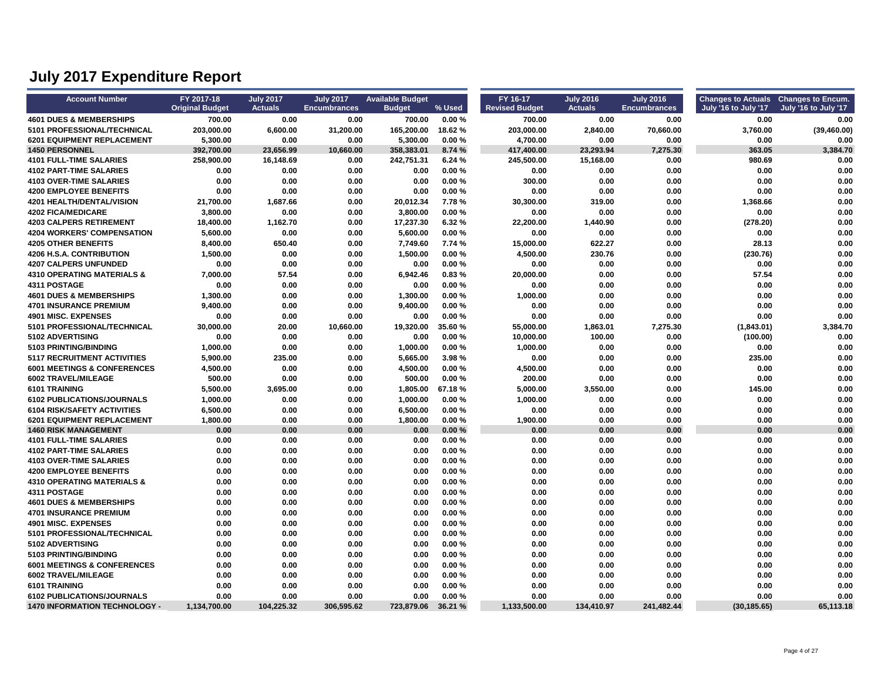# July 2017 Expenditure Report

| Account Number | FY 2017-18 Original Budget | July 2017 Actuals | July 2017 Encumbrances | Available Budget Budget | % Used | FY 16-17 Revised Budget | July 2016 Actuals | July 2016 Encumbrances | Changes to Actuals July '16 to July '17 | Changes to Encum. July '16 to July '17 |
|---|---|---|---|---|---|---|---|---|---|---|
| 4601 DUES & MEMBERSHIPS | 700.00 | 0.00 | 0.00 | 700.00 | 0.00 % | 700.00 | 0.00 | 0.00 | 0.00 | 0.00 |
| 5101 PROFESSIONAL/TECHNICAL | 203,000.00 | 6,600.00 | 31,200.00 | 165,200.00 | 18.62 % | 203,000.00 | 2,840.00 | 70,660.00 | 3,760.00 | (39,460.00) |
| 6201 EQUIPMENT REPLACEMENT | 5,300.00 | 0.00 | 0.00 | 5,300.00 | 0.00 % | 4,700.00 | 0.00 | 0.00 | 0.00 | 0.00 |
| **1450 PERSONNEL** | **392,700.00** | **23,656.99** | **10,660.00** | **358,383.01** | **8.74 %** | **417,400.00** | **23,293.94** | **7,275.30** | **363.05** | **3,384.70** |
| 4101 FULL-TIME SALARIES | 258,900.00 | 16,148.69 | 0.00 | 242,751.31 | 6.24 % | 245,500.00 | 15,168.00 | 0.00 | 980.69 | 0.00 |
| 4102 PART-TIME SALARIES | 0.00 | 0.00 | 0.00 | 0.00 | 0.00 % | 0.00 | 0.00 | 0.00 | 0.00 | 0.00 |
| 4103 OVER-TIME SALARIES | 0.00 | 0.00 | 0.00 | 0.00 | 0.00 % | 300.00 | 0.00 | 0.00 | 0.00 | 0.00 |
| 4200 EMPLOYEE BENEFITS | 0.00 | 0.00 | 0.00 | 0.00 | 0.00 % | 0.00 | 0.00 | 0.00 | 0.00 | 0.00 |
| 4201 HEALTH/DENTAL/VISION | 21,700.00 | 1,687.66 | 0.00 | 20,012.34 | 7.78 % | 30,300.00 | 319.00 | 0.00 | 1,368.66 | 0.00 |
| 4202 FICA/MEDICARE | 3,800.00 | 0.00 | 0.00 | 3,800.00 | 0.00 % | 0.00 | 0.00 | 0.00 | 0.00 | 0.00 |
| 4203 CALPERS RETIREMENT | 18,400.00 | 1,162.70 | 0.00 | 17,237.30 | 6.32 % | 22,200.00 | 1,440.90 | 0.00 | (278.20) | 0.00 |
| 4204 WORKERS' COMPENSATION | 5,600.00 | 0.00 | 0.00 | 5,600.00 | 0.00 % | 0.00 | 0.00 | 0.00 | 0.00 | 0.00 |
| 4205 OTHER BENEFITS | 8,400.00 | 650.40 | 0.00 | 7,749.60 | 7.74 % | 15,000.00 | 622.27 | 0.00 | 28.13 | 0.00 |
| 4206 H.S.A. CONTRIBUTION | 1,500.00 | 0.00 | 0.00 | 1,500.00 | 0.00 % | 4,500.00 | 230.76 | 0.00 | (230.76) | 0.00 |
| 4207 CALPERS UNFUNDED | 0.00 | 0.00 | 0.00 | 0.00 | 0.00 % | 0.00 | 0.00 | 0.00 | 0.00 | 0.00 |
| 4310 OPERATING MATERIALS & | 7,000.00 | 57.54 | 0.00 | 6,942.46 | 0.83 % | 20,000.00 | 0.00 | 0.00 | 57.54 | 0.00 |
| 4311 POSTAGE | 0.00 | 0.00 | 0.00 | 0.00 | 0.00 % | 0.00 | 0.00 | 0.00 | 0.00 | 0.00 |
| 4601 DUES & MEMBERSHIPS | 1,300.00 | 0.00 | 0.00 | 1,300.00 | 0.00 % | 1,000.00 | 0.00 | 0.00 | 0.00 | 0.00 |
| 4701 INSURANCE PREMIUM | 9,400.00 | 0.00 | 0.00 | 9,400.00 | 0.00 % | 0.00 | 0.00 | 0.00 | 0.00 | 0.00 |
| 4901 MISC. EXPENSES | 0.00 | 0.00 | 0.00 | 0.00 | 0.00 % | 0.00 | 0.00 | 0.00 | 0.00 | 0.00 |
| 5101 PROFESSIONAL/TECHNICAL | 30,000.00 | 20.00 | 10,660.00 | 19,320.00 | 35.60 % | 55,000.00 | 1,863.01 | 7,275.30 | (1,843.01) | 3,384.70 |
| 5102 ADVERTISING | 0.00 | 0.00 | 0.00 | 0.00 | 0.00 % | 10,000.00 | 100.00 | 0.00 | (100.00) | 0.00 |
| 5103 PRINTING/BINDING | 1,000.00 | 0.00 | 0.00 | 1,000.00 | 0.00 % | 1,000.00 | 0.00 | 0.00 | 0.00 | 0.00 |
| 5117 RECRUITMENT ACTIVITIES | 5,900.00 | 235.00 | 0.00 | 5,665.00 | 3.98 % | 0.00 | 0.00 | 0.00 | 235.00 | 0.00 |
| 6001 MEETINGS & CONFERENCES | 4,500.00 | 0.00 | 0.00 | 4,500.00 | 0.00 % | 4,500.00 | 0.00 | 0.00 | 0.00 | 0.00 |
| 6002 TRAVEL/MILEAGE | 500.00 | 0.00 | 0.00 | 500.00 | 0.00 % | 200.00 | 0.00 | 0.00 | 0.00 | 0.00 |
| 6101 TRAINING | 5,500.00 | 3,695.00 | 0.00 | 1,805.00 | 67.18 % | 5,000.00 | 3,550.00 | 0.00 | 145.00 | 0.00 |
| 6102 PUBLICATIONS/JOURNALS | 1,000.00 | 0.00 | 0.00 | 1,000.00 | 0.00 % | 1,000.00 | 0.00 | 0.00 | 0.00 | 0.00 |
| 6104 RISK/SAFETY ACTIVITIES | 6,500.00 | 0.00 | 0.00 | 6,500.00 | 0.00 % | 0.00 | 0.00 | 0.00 | 0.00 | 0.00 |
| 6201 EQUIPMENT REPLACEMENT | 1,800.00 | 0.00 | 0.00 | 1,800.00 | 0.00 % | 1,900.00 | 0.00 | 0.00 | 0.00 | 0.00 |
| **1460 RISK MANAGEMENT** | **0.00** | **0.00** | **0.00** | **0.00** | **0.00 %** | **0.00** | **0.00** | **0.00** | **0.00** | **0.00** |
| 4101 FULL-TIME SALARIES | 0.00 | 0.00 | 0.00 | 0.00 | 0.00 % | 0.00 | 0.00 | 0.00 | 0.00 | 0.00 |
| 4102 PART-TIME SALARIES | 0.00 | 0.00 | 0.00 | 0.00 | 0.00 % | 0.00 | 0.00 | 0.00 | 0.00 | 0.00 |
| 4103 OVER-TIME SALARIES | 0.00 | 0.00 | 0.00 | 0.00 | 0.00 % | 0.00 | 0.00 | 0.00 | 0.00 | 0.00 |
| 4200 EMPLOYEE BENEFITS | 0.00 | 0.00 | 0.00 | 0.00 | 0.00 % | 0.00 | 0.00 | 0.00 | 0.00 | 0.00 |
| 4310 OPERATING MATERIALS & | 0.00 | 0.00 | 0.00 | 0.00 | 0.00 % | 0.00 | 0.00 | 0.00 | 0.00 | 0.00 |
| 4311 POSTAGE | 0.00 | 0.00 | 0.00 | 0.00 | 0.00 % | 0.00 | 0.00 | 0.00 | 0.00 | 0.00 |
| 4601 DUES & MEMBERSHIPS | 0.00 | 0.00 | 0.00 | 0.00 | 0.00 % | 0.00 | 0.00 | 0.00 | 0.00 | 0.00 |
| 4701 INSURANCE PREMIUM | 0.00 | 0.00 | 0.00 | 0.00 | 0.00 % | 0.00 | 0.00 | 0.00 | 0.00 | 0.00 |
| 4901 MISC. EXPENSES | 0.00 | 0.00 | 0.00 | 0.00 | 0.00 % | 0.00 | 0.00 | 0.00 | 0.00 | 0.00 |
| 5101 PROFESSIONAL/TECHNICAL | 0.00 | 0.00 | 0.00 | 0.00 | 0.00 % | 0.00 | 0.00 | 0.00 | 0.00 | 0.00 |
| 5102 ADVERTISING | 0.00 | 0.00 | 0.00 | 0.00 | 0.00 % | 0.00 | 0.00 | 0.00 | 0.00 | 0.00 |
| 5103 PRINTING/BINDING | 0.00 | 0.00 | 0.00 | 0.00 | 0.00 % | 0.00 | 0.00 | 0.00 | 0.00 | 0.00 |
| 6001 MEETINGS & CONFERENCES | 0.00 | 0.00 | 0.00 | 0.00 | 0.00 % | 0.00 | 0.00 | 0.00 | 0.00 | 0.00 |
| 6002 TRAVEL/MILEAGE | 0.00 | 0.00 | 0.00 | 0.00 | 0.00 % | 0.00 | 0.00 | 0.00 | 0.00 | 0.00 |
| 6101 TRAINING | 0.00 | 0.00 | 0.00 | 0.00 | 0.00 % | 0.00 | 0.00 | 0.00 | 0.00 | 0.00 |
| 6102 PUBLICATIONS/JOURNALS | 0.00 | 0.00 | 0.00 | 0.00 | 0.00 % | 0.00 | 0.00 | 0.00 | 0.00 | 0.00 |
| **1470 INFORMATION TECHNOLOGY -** | **1,134,700.00** | **104,225.32** | **306,595.62** | **723,879.06** | **36.21 %** | **1,133,500.00** | **134,410.97** | **241,482.44** | **(30,185.65)** | **65,113.18** |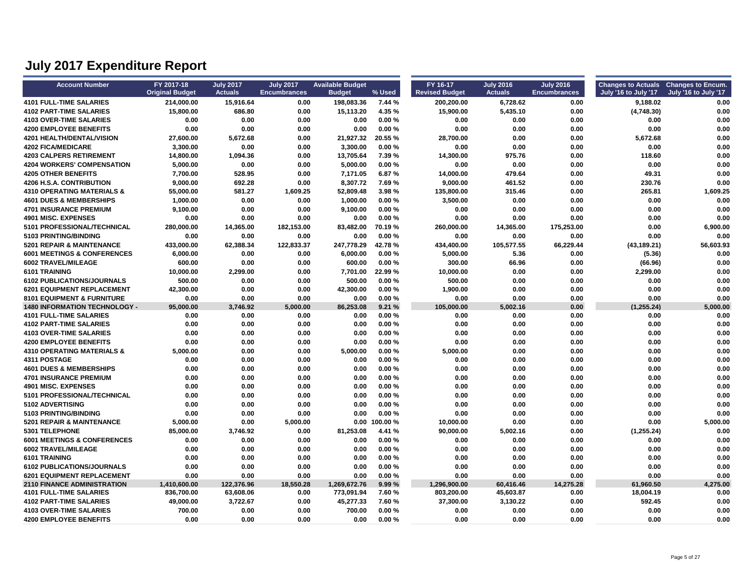# July 2017 Expenditure Report

| Account Number | FY 2017-18 Original Budget | July 2017 Actuals | July 2017 Encumbrances | Available Budget Budget | % Used | FY 16-17 Revised Budget | July 2016 Actuals | July 2016 Encumbrances | Changes to Actuals July '16 to July '17 | Changes to Encum. July '16 to July '17 |
|---|---|---|---|---|---|---|---|---|---|---|
| 4101 FULL-TIME SALARIES | 214,000.00 | 15,916.64 | 0.00 | 198,083.36 | 7.44 % | 200,200.00 | 6,728.62 | 0.00 | 9,188.02 | 0.00 |
| 4102 PART-TIME SALARIES | 15,800.00 | 686.80 | 0.00 | 15,113.20 | 4.35 % | 15,900.00 | 5,435.10 | 0.00 | (4,748.30) | 0.00 |
| 4103 OVER-TIME SALARIES | 0.00 | 0.00 | 0.00 | 0.00 | 0.00 % | 0.00 | 0.00 | 0.00 | 0.00 | 0.00 |
| 4200 EMPLOYEE BENEFITS | 0.00 | 0.00 | 0.00 | 0.00 | 0.00 % | 0.00 | 0.00 | 0.00 | 0.00 | 0.00 |
| 4201 HEALTH/DENTAL/VISION | 27,600.00 | 5,672.68 | 0.00 | 21,927.32 | 20.55 % | 28,700.00 | 0.00 | 0.00 | 5,672.68 | 0.00 |
| 4202 FICA/MEDICARE | 3,300.00 | 0.00 | 0.00 | 3,300.00 | 0.00 % | 0.00 | 0.00 | 0.00 | 0.00 | 0.00 |
| 4203 CALPERS RETIREMENT | 14,800.00 | 1,094.36 | 0.00 | 13,705.64 | 7.39 % | 14,300.00 | 975.76 | 0.00 | 118.60 | 0.00 |
| 4204 WORKERS' COMPENSATION | 5,000.00 | 0.00 | 0.00 | 5,000.00 | 0.00 % | 0.00 | 0.00 | 0.00 | 0.00 | 0.00 |
| 4205 OTHER BENEFITS | 7,700.00 | 528.95 | 0.00 | 7,171.05 | 6.87 % | 14,000.00 | 479.64 | 0.00 | 49.31 | 0.00 |
| 4206 H.S.A. CONTRIBUTION | 9,000.00 | 692.28 | 0.00 | 8,307.72 | 7.69 % | 9,000.00 | 461.52 | 0.00 | 230.76 | 0.00 |
| 4310 OPERATING MATERIALS & | 55,000.00 | 581.27 | 1,609.25 | 52,809.48 | 3.98 % | 135,800.00 | 315.46 | 0.00 | 265.81 | 1,609.25 |
| 4601 DUES & MEMBERSHIPS | 1,000.00 | 0.00 | 0.00 | 1,000.00 | 0.00 % | 3,500.00 | 0.00 | 0.00 | 0.00 | 0.00 |
| 4701 INSURANCE PREMIUM | 9,100.00 | 0.00 | 0.00 | 9,100.00 | 0.00 % | 0.00 | 0.00 | 0.00 | 0.00 | 0.00 |
| 4901 MISC. EXPENSES | 0.00 | 0.00 | 0.00 | 0.00 | 0.00 % | 0.00 | 0.00 | 0.00 | 0.00 | 0.00 |
| 5101 PROFESSIONAL/TECHNICAL | 280,000.00 | 14,365.00 | 182,153.00 | 83,482.00 | 70.19 % | 260,000.00 | 14,365.00 | 175,253.00 | 0.00 | 6,900.00 |
| 5103 PRINTING/BINDING | 0.00 | 0.00 | 0.00 | 0.00 | 0.00 % | 0.00 | 0.00 | 0.00 | 0.00 | 0.00 |
| 5201 REPAIR & MAINTENANCE | 433,000.00 | 62,388.34 | 122,833.37 | 247,778.29 | 42.78 % | 434,400.00 | 105,577.55 | 66,229.44 | (43,189.21) | 56,603.93 |
| 6001 MEETINGS & CONFERENCES | 6,000.00 | 0.00 | 0.00 | 6,000.00 | 0.00 % | 5,000.00 | 5.36 | 0.00 | (5.36) | 0.00 |
| 6002 TRAVEL/MILEAGE | 600.00 | 0.00 | 0.00 | 600.00 | 0.00 % | 300.00 | 66.96 | 0.00 | (66.96) | 0.00 |
| 6101 TRAINING | 10,000.00 | 2,299.00 | 0.00 | 7,701.00 | 22.99 % | 10,000.00 | 0.00 | 0.00 | 2,299.00 | 0.00 |
| 6102 PUBLICATIONS/JOURNALS | 500.00 | 0.00 | 0.00 | 500.00 | 0.00 % | 500.00 | 0.00 | 0.00 | 0.00 | 0.00 |
| 6201 EQUIPMENT REPLACEMENT | 42,300.00 | 0.00 | 0.00 | 42,300.00 | 0.00 % | 1,900.00 | 0.00 | 0.00 | 0.00 | 0.00 |
| 8101 EQUIPMENT & FURNITURE | 0.00 | 0.00 | 0.00 | 0.00 | 0.00 % | 0.00 | 0.00 | 0.00 | 0.00 | 0.00 |
| **1480 INFORMATION TECHNOLOGY -** | **95,000.00** | **3,746.92** | **5,000.00** | **86,253.08** | **9.21 %** | **105,000.00** | **5,002.16** | **0.00** | **(1,255.24)** | **5,000.00** |
| 4101 FULL-TIME SALARIES | 0.00 | 0.00 | 0.00 | 0.00 | 0.00 % | 0.00 | 0.00 | 0.00 | 0.00 | 0.00 |
| 4102 PART-TIME SALARIES | 0.00 | 0.00 | 0.00 | 0.00 | 0.00 % | 0.00 | 0.00 | 0.00 | 0.00 | 0.00 |
| 4103 OVER-TIME SALARIES | 0.00 | 0.00 | 0.00 | 0.00 | 0.00 % | 0.00 | 0.00 | 0.00 | 0.00 | 0.00 |
| 4200 EMPLOYEE BENEFITS | 0.00 | 0.00 | 0.00 | 0.00 | 0.00 % | 0.00 | 0.00 | 0.00 | 0.00 | 0.00 |
| 4310 OPERATING MATERIALS & | 5,000.00 | 0.00 | 0.00 | 5,000.00 | 0.00 % | 5,000.00 | 0.00 | 0.00 | 0.00 | 0.00 |
| 4311 POSTAGE | 0.00 | 0.00 | 0.00 | 0.00 | 0.00 % | 0.00 | 0.00 | 0.00 | 0.00 | 0.00 |
| 4601 DUES & MEMBERSHIPS | 0.00 | 0.00 | 0.00 | 0.00 | 0.00 % | 0.00 | 0.00 | 0.00 | 0.00 | 0.00 |
| 4701 INSURANCE PREMIUM | 0.00 | 0.00 | 0.00 | 0.00 | 0.00 % | 0.00 | 0.00 | 0.00 | 0.00 | 0.00 |
| 4901 MISC. EXPENSES | 0.00 | 0.00 | 0.00 | 0.00 | 0.00 % | 0.00 | 0.00 | 0.00 | 0.00 | 0.00 |
| 5101 PROFESSIONAL/TECHNICAL | 0.00 | 0.00 | 0.00 | 0.00 | 0.00 % | 0.00 | 0.00 | 0.00 | 0.00 | 0.00 |
| 5102 ADVERTISING | 0.00 | 0.00 | 0.00 | 0.00 | 0.00 % | 0.00 | 0.00 | 0.00 | 0.00 | 0.00 |
| 5103 PRINTING/BINDING | 0.00 | 0.00 | 0.00 | 0.00 | 0.00 % | 0.00 | 0.00 | 0.00 | 0.00 | 0.00 |
| 5201 REPAIR & MAINTENANCE | 5,000.00 | 0.00 | 5,000.00 | 0.00 | 100.00 % | 10,000.00 | 0.00 | 0.00 | 0.00 | 5,000.00 |
| 5301 TELEPHONE | 85,000.00 | 3,746.92 | 0.00 | 81,253.08 | 4.41 % | 90,000.00 | 5,002.16 | 0.00 | (1,255.24) | 0.00 |
| 6001 MEETINGS & CONFERENCES | 0.00 | 0.00 | 0.00 | 0.00 | 0.00 % | 0.00 | 0.00 | 0.00 | 0.00 | 0.00 |
| 6002 TRAVEL/MILEAGE | 0.00 | 0.00 | 0.00 | 0.00 | 0.00 % | 0.00 | 0.00 | 0.00 | 0.00 | 0.00 |
| 6101 TRAINING | 0.00 | 0.00 | 0.00 | 0.00 | 0.00 % | 0.00 | 0.00 | 0.00 | 0.00 | 0.00 |
| 6102 PUBLICATIONS/JOURNALS | 0.00 | 0.00 | 0.00 | 0.00 | 0.00 % | 0.00 | 0.00 | 0.00 | 0.00 | 0.00 |
| 6201 EQUIPMENT REPLACEMENT | 0.00 | 0.00 | 0.00 | 0.00 | 0.00 % | 0.00 | 0.00 | 0.00 | 0.00 | 0.00 |
| **2110 FINANCE ADMINISTRATION** | **1,410,600.00** | **122,376.96** | **18,550.28** | **1,269,672.76** | **9.99 %** | **1,296,900.00** | **60,416.46** | **14,275.28** | **61,960.50** | **4,275.00** |
| 4101 FULL-TIME SALARIES | 836,700.00 | 63,608.06 | 0.00 | 773,091.94 | 7.60 % | 803,200.00 | 45,603.87 | 0.00 | 18,004.19 | 0.00 |
| 4102 PART-TIME SALARIES | 49,000.00 | 3,722.67 | 0.00 | 45,277.33 | 7.60 % | 37,300.00 | 3,130.22 | 0.00 | 592.45 | 0.00 |
| 4103 OVER-TIME SALARIES | 700.00 | 0.00 | 0.00 | 700.00 | 0.00 % | 0.00 | 0.00 | 0.00 | 0.00 | 0.00 |
| 4200 EMPLOYEE BENEFITS | 0.00 | 0.00 | 0.00 | 0.00 | 0.00 % | 0.00 | 0.00 | 0.00 | 0.00 | 0.00 |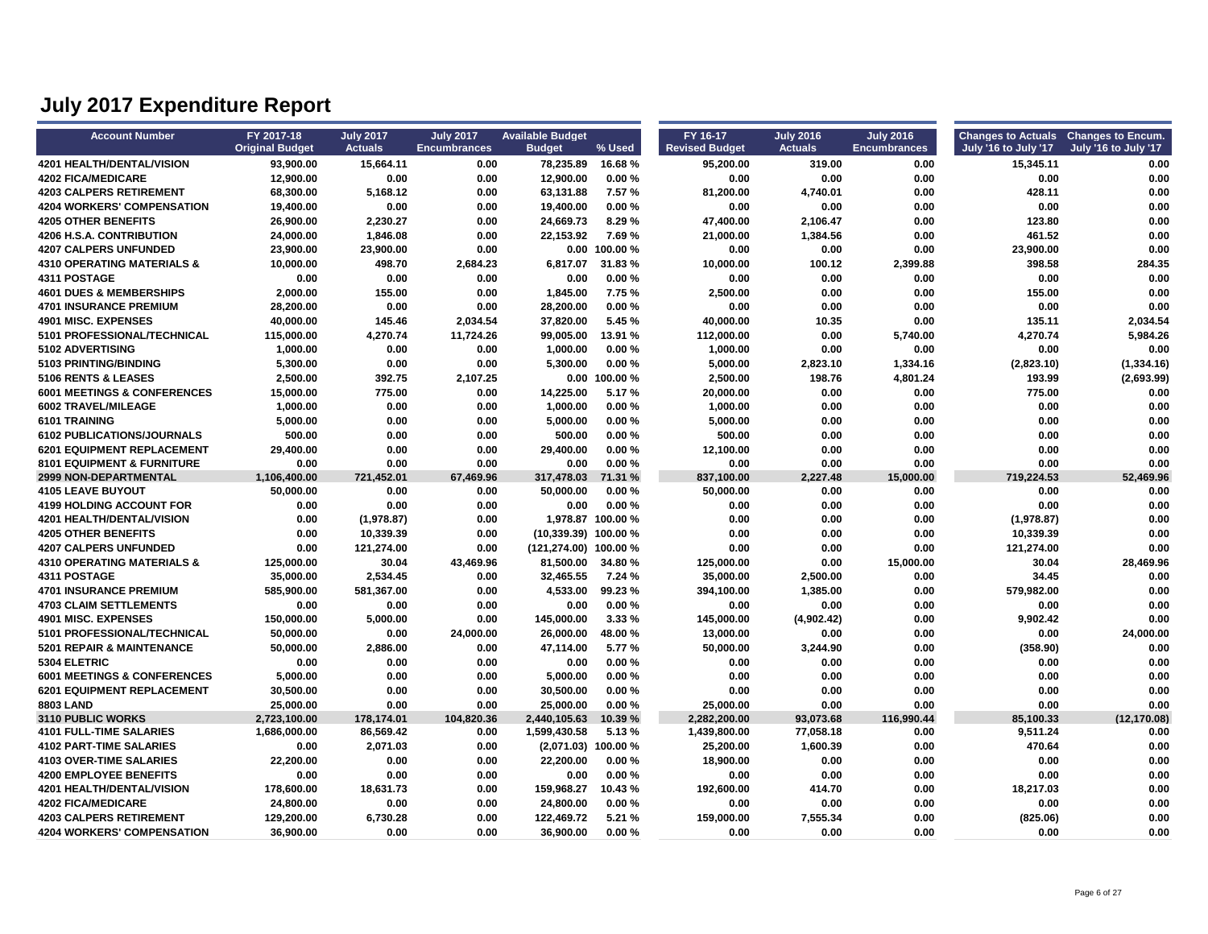# July 2017 Expenditure Report

| Account Number | FY 2017-18 Original Budget | July 2017 Actuals | July 2017 Encumbrances | Available Budget Budget | % Used | FY 16-17 Revised Budget | July 2016 Actuals | July 2016 Encumbrances | Changes to Actuals July '16 to July '17 | Changes to Encum. July '16 to July '17 |
|---|---|---|---|---|---|---|---|---|---|---|
| 4201 HEALTH/DENTAL/VISION | 93,900.00 | 15,664.11 | 0.00 | 78,235.89 | 16.68 % | 95,200.00 | 319.00 | 0.00 | 15,345.11 | 0.00 |
| 4202 FICA/MEDICARE | 12,900.00 | 0.00 | 0.00 | 12,900.00 | 0.00 % | 0.00 | 0.00 | 0.00 | 0.00 | 0.00 |
| 4203 CALPERS RETIREMENT | 68,300.00 | 5,168.12 | 0.00 | 63,131.88 | 7.57 % | 81,200.00 | 4,740.01 | 0.00 | 428.11 | 0.00 |
| 4204 WORKERS' COMPENSATION | 19,400.00 | 0.00 | 0.00 | 19,400.00 | 0.00 % | 0.00 | 0.00 | 0.00 | 0.00 | 0.00 |
| 4205 OTHER BENEFITS | 26,900.00 | 2,230.27 | 0.00 | 24,669.73 | 8.29 % | 47,400.00 | 2,106.47 | 0.00 | 123.80 | 0.00 |
| 4206 H.S.A. CONTRIBUTION | 24,000.00 | 1,846.08 | 0.00 | 22,153.92 | 7.69 % | 21,000.00 | 1,384.56 | 0.00 | 461.52 | 0.00 |
| 4207 CALPERS UNFUNDED | 23,900.00 | 23,900.00 | 0.00 | 0.00 | 100.00 % | 0.00 | 0.00 | 0.00 | 23,900.00 | 0.00 |
| 4310 OPERATING MATERIALS & | 10,000.00 | 498.70 | 2,684.23 | 6,817.07 | 31.83 % | 10,000.00 | 100.12 | 2,399.88 | 398.58 | 284.35 |
| 4311 POSTAGE | 0.00 | 0.00 | 0.00 | 0.00 | 0.00 % | 0.00 | 0.00 | 0.00 | 0.00 | 0.00 |
| 4601 DUES & MEMBERSHIPS | 2,000.00 | 155.00 | 0.00 | 1,845.00 | 7.75 % | 2,500.00 | 0.00 | 0.00 | 155.00 | 0.00 |
| 4701 INSURANCE PREMIUM | 28,200.00 | 0.00 | 0.00 | 28,200.00 | 0.00 % | 0.00 | 0.00 | 0.00 | 0.00 | 0.00 |
| 4901 MISC. EXPENSES | 40,000.00 | 145.46 | 2,034.54 | 37,820.00 | 5.45 % | 40,000.00 | 10.35 | 0.00 | 135.11 | 2,034.54 |
| 5101 PROFESSIONAL/TECHNICAL | 115,000.00 | 4,270.74 | 11,724.26 | 99,005.00 | 13.91 % | 112,000.00 | 0.00 | 5,740.00 | 4,270.74 | 5,984.26 |
| 5102 ADVERTISING | 1,000.00 | 0.00 | 0.00 | 1,000.00 | 0.00 % | 1,000.00 | 0.00 | 0.00 | 0.00 | 0.00 |
| 5103 PRINTING/BINDING | 5,300.00 | 0.00 | 0.00 | 5,300.00 | 0.00 % | 5,000.00 | 2,823.10 | 1,334.16 | (2,823.10) | (1,334.16) |
| 5106 RENTS & LEASES | 2,500.00 | 392.75 | 2,107.25 | 0.00 | 100.00 % | 2,500.00 | 198.76 | 4,801.24 | 193.99 | (2,693.99) |
| 6001 MEETINGS & CONFERENCES | 15,000.00 | 775.00 | 0.00 | 14,225.00 | 5.17 % | 20,000.00 | 0.00 | 0.00 | 775.00 | 0.00 |
| 6002 TRAVEL/MILEAGE | 1,000.00 | 0.00 | 0.00 | 1,000.00 | 0.00 % | 1,000.00 | 0.00 | 0.00 | 0.00 | 0.00 |
| 6101 TRAINING | 5,000.00 | 0.00 | 0.00 | 5,000.00 | 0.00 % | 5,000.00 | 0.00 | 0.00 | 0.00 | 0.00 |
| 6102 PUBLICATIONS/JOURNALS | 500.00 | 0.00 | 0.00 | 500.00 | 0.00 % | 500.00 | 0.00 | 0.00 | 0.00 | 0.00 |
| 6201 EQUIPMENT REPLACEMENT | 29,400.00 | 0.00 | 0.00 | 29,400.00 | 0.00 % | 12,100.00 | 0.00 | 0.00 | 0.00 | 0.00 |
| 8101 EQUIPMENT & FURNITURE | 0.00 | 0.00 | 0.00 | 0.00 | 0.00 % | 0.00 | 0.00 | 0.00 | 0.00 | 0.00 |
| **2999 NON-DEPARTMENTAL** | **1,106,400.00** | **721,452.01** | **67,469.96** | **317,478.03** | **71.31 %** | **837,100.00** | **2,227.48** | **15,000.00** | **719,224.53** | **52,469.96** |
| 4105 LEAVE BUYOUT | 50,000.00 | 0.00 | 0.00 | 50,000.00 | 0.00 % | 50,000.00 | 0.00 | 0.00 | 0.00 | 0.00 |
| 4199 HOLDING ACCOUNT FOR | 0.00 | 0.00 | 0.00 | 0.00 | 0.00 % | 0.00 | 0.00 | 0.00 | 0.00 | 0.00 |
| 4201 HEALTH/DENTAL/VISION | 0.00 | (1,978.87) | 0.00 | 1,978.87 | 100.00 % | 0.00 | 0.00 | 0.00 | (1,978.87) | 0.00 |
| 4205 OTHER BENEFITS | 0.00 | 10,339.39 | 0.00 | (10,339.39) | 100.00 % | 0.00 | 0.00 | 0.00 | 10,339.39 | 0.00 |
| 4207 CALPERS UNFUNDED | 0.00 | 121,274.00 | 0.00 | (121,274.00) | 100.00 % | 0.00 | 0.00 | 0.00 | 121,274.00 | 0.00 |
| 4310 OPERATING MATERIALS & | 125,000.00 | 30.04 | 43,469.96 | 81,500.00 | 34.80 % | 125,000.00 | 0.00 | 15,000.00 | 30.04 | 28,469.96 |
| 4311 POSTAGE | 35,000.00 | 2,534.45 | 0.00 | 32,465.55 | 7.24 % | 35,000.00 | 2,500.00 | 0.00 | 34.45 | 0.00 |
| 4701 INSURANCE PREMIUM | 585,900.00 | 581,367.00 | 0.00 | 4,533.00 | 99.23 % | 394,100.00 | 1,385.00 | 0.00 | 579,982.00 | 0.00 |
| 4703 CLAIM SETTLEMENTS | 0.00 | 0.00 | 0.00 | 0.00 | 0.00 % | 0.00 | 0.00 | 0.00 | 0.00 | 0.00 |
| 4901 MISC. EXPENSES | 150,000.00 | 5,000.00 | 0.00 | 145,000.00 | 3.33 % | 145,000.00 | (4,902.42) | 0.00 | 9,902.42 | 0.00 |
| 5101 PROFESSIONAL/TECHNICAL | 50,000.00 | 0.00 | 24,000.00 | 26,000.00 | 48.00 % | 13,000.00 | 0.00 | 0.00 | 0.00 | 24,000.00 |
| 5201 REPAIR & MAINTENANCE | 50,000.00 | 2,886.00 | 0.00 | 47,114.00 | 5.77 % | 50,000.00 | 3,244.90 | 0.00 | (358.90) | 0.00 |
| 5304 ELETRIC | 0.00 | 0.00 | 0.00 | 0.00 | 0.00 % | 0.00 | 0.00 | 0.00 | 0.00 | 0.00 |
| 6001 MEETINGS & CONFERENCES | 5,000.00 | 0.00 | 0.00 | 5,000.00 | 0.00 % | 0.00 | 0.00 | 0.00 | 0.00 | 0.00 |
| 6201 EQUIPMENT REPLACEMENT | 30,500.00 | 0.00 | 0.00 | 30,500.00 | 0.00 % | 0.00 | 0.00 | 0.00 | 0.00 | 0.00 |
| 8803 LAND | 25,000.00 | 0.00 | 0.00 | 25,000.00 | 0.00 % | 25,000.00 | 0.00 | 0.00 | 0.00 | 0.00 |
| **3110 PUBLIC WORKS** | **2,723,100.00** | **178,174.01** | **104,820.36** | **2,440,105.63** | **10.39 %** | **2,282,200.00** | **93,073.68** | **116,990.44** | **85,100.33** | **(12,170.08)** |
| 4101 FULL-TIME SALARIES | 1,686,000.00 | 86,569.42 | 0.00 | 1,599,430.58 | 5.13 % | 1,439,800.00 | 77,058.18 | 0.00 | 9,511.24 | 0.00 |
| 4102 PART-TIME SALARIES | 0.00 | 2,071.03 | 0.00 | (2,071.03) | 100.00 % | 25,200.00 | 1,600.39 | 0.00 | 470.64 | 0.00 |
| 4103 OVER-TIME SALARIES | 22,200.00 | 0.00 | 0.00 | 22,200.00 | 0.00 % | 18,900.00 | 0.00 | 0.00 | 0.00 | 0.00 |
| 4200 EMPLOYEE BENEFITS | 0.00 | 0.00 | 0.00 | 0.00 | 0.00 % | 0.00 | 0.00 | 0.00 | 0.00 | 0.00 |
| 4201 HEALTH/DENTAL/VISION | 178,600.00 | 18,631.73 | 0.00 | 159,968.27 | 10.43 % | 192,600.00 | 414.70 | 0.00 | 18,217.03 | 0.00 |
| 4202 FICA/MEDICARE | 24,800.00 | 0.00 | 0.00 | 24,800.00 | 0.00 % | 0.00 | 0.00 | 0.00 | 0.00 | 0.00 |
| 4203 CALPERS RETIREMENT | 129,200.00 | 6,730.28 | 0.00 | 122,469.72 | 5.21 % | 159,000.00 | 7,555.34 | 0.00 | (825.06) | 0.00 |
| 4204 WORKERS' COMPENSATION | 36,900.00 | 0.00 | 0.00 | 36,900.00 | 0.00 % | 0.00 | 0.00 | 0.00 | 0.00 | 0.00 |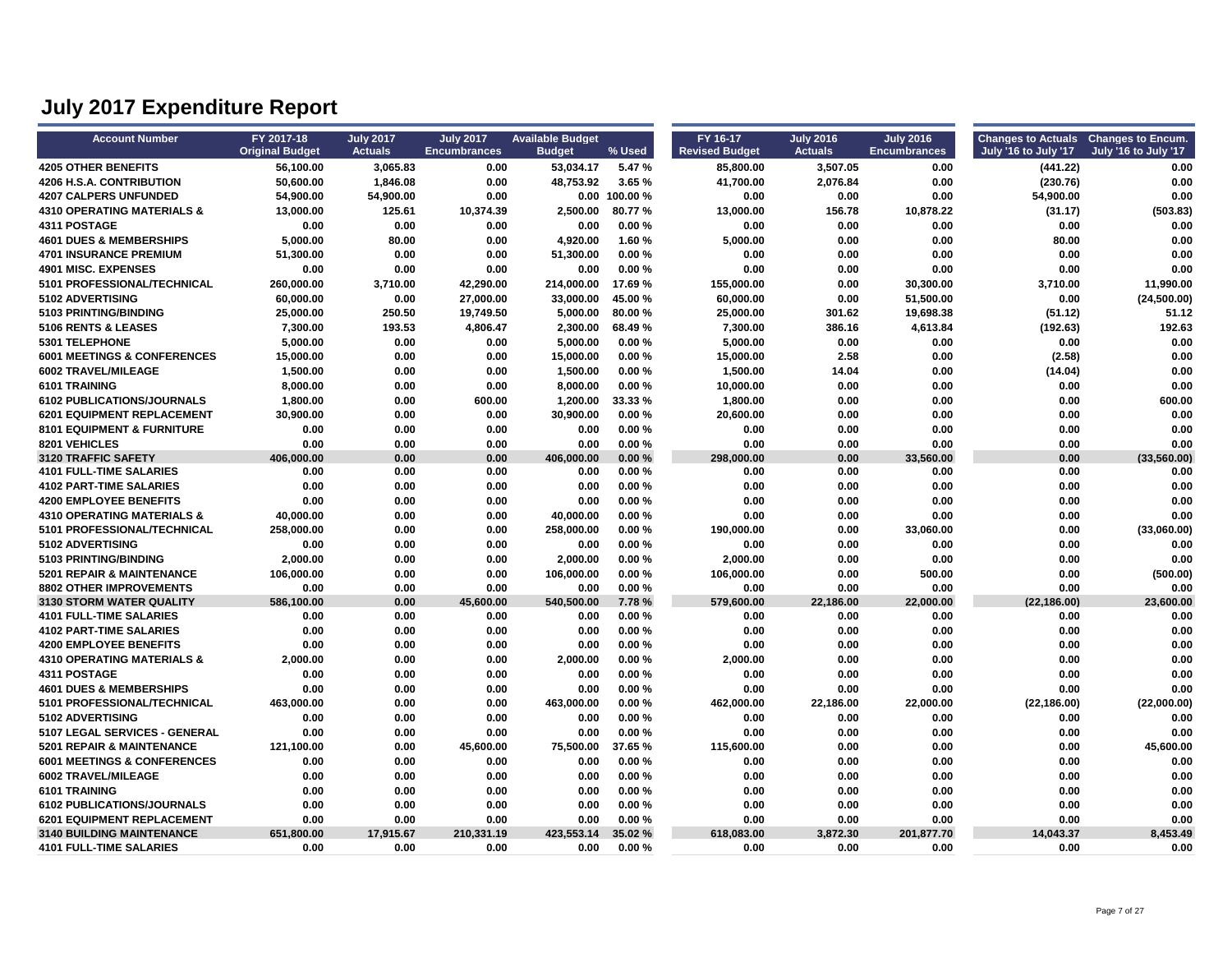# July 2017 Expenditure Report

| Account Number | FY 2017-18 Original Budget | July 2017 Actuals | July 2017 Encumbrances | Available Budget Budget | % Used | FY 16-17 Revised Budget | July 2016 Actuals | July 2016 Encumbrances | Changes to Actuals July '16 to July '17 | Changes to Encum. July '16 to July '17 |
|---|---|---|---|---|---|---|---|---|---|---|
| 4205 OTHER BENEFITS | 56,100.00 | 3,065.83 | 0.00 | 53,034.17 | 5.47 % | 85,800.00 | 3,507.05 | 0.00 | (441.22) | 0.00 |
| 4206 H.S.A. CONTRIBUTION | 50,600.00 | 1,846.08 | 0.00 | 48,753.92 | 3.65 % | 41,700.00 | 2,076.84 | 0.00 | (230.76) | 0.00 |
| 4207 CALPERS UNFUNDED | 54,900.00 | 54,900.00 | 0.00 | 0.00 | 100.00 % | 0.00 | 0.00 | 0.00 | 54,900.00 | 0.00 |
| 4310 OPERATING MATERIALS & | 13,000.00 | 125.61 | 10,374.39 | 2,500.00 | 80.77 % | 13,000.00 | 156.78 | 10,878.22 | (31.17) | (503.83) |
| 4311 POSTAGE | 0.00 | 0.00 | 0.00 | 0.00 | 0.00 % | 0.00 | 0.00 | 0.00 | 0.00 | 0.00 |
| 4601 DUES & MEMBERSHIPS | 5,000.00 | 80.00 | 0.00 | 4,920.00 | 1.60 % | 5,000.00 | 0.00 | 0.00 | 80.00 | 0.00 |
| 4701 INSURANCE PREMIUM | 51,300.00 | 0.00 | 0.00 | 51,300.00 | 0.00 % | 0.00 | 0.00 | 0.00 | 0.00 | 0.00 |
| 4901 MISC. EXPENSES | 0.00 | 0.00 | 0.00 | 0.00 | 0.00 % | 0.00 | 0.00 | 0.00 | 0.00 | 0.00 |
| 5101 PROFESSIONAL/TECHNICAL | 260,000.00 | 3,710.00 | 42,290.00 | 214,000.00 | 17.69 % | 155,000.00 | 0.00 | 30,300.00 | 3,710.00 | 11,990.00 |
| 5102 ADVERTISING | 60,000.00 | 0.00 | 27,000.00 | 33,000.00 | 45.00 % | 60,000.00 | 0.00 | 51,500.00 | 0.00 | (24,500.00) |
| 5103 PRINTING/BINDING | 25,000.00 | 250.50 | 19,749.50 | 5,000.00 | 80.00 % | 25,000.00 | 301.62 | 19,698.38 | (51.12) | 51.12 |
| 5106 RENTS & LEASES | 7,300.00 | 193.53 | 4,806.47 | 2,300.00 | 68.49 % | 7,300.00 | 386.16 | 4,613.84 | (192.63) | 192.63 |
| 5301 TELEPHONE | 5,000.00 | 0.00 | 0.00 | 5,000.00 | 0.00 % | 5,000.00 | 0.00 | 0.00 | 0.00 | 0.00 |
| 6001 MEETINGS & CONFERENCES | 15,000.00 | 0.00 | 0.00 | 15,000.00 | 0.00 % | 15,000.00 | 2.58 | 0.00 | (2.58) | 0.00 |
| 6002 TRAVEL/MILEAGE | 1,500.00 | 0.00 | 0.00 | 1,500.00 | 0.00 % | 1,500.00 | 14.04 | 0.00 | (14.04) | 0.00 |
| 6101 TRAINING | 8,000.00 | 0.00 | 0.00 | 8,000.00 | 0.00 % | 10,000.00 | 0.00 | 0.00 | 0.00 | 0.00 |
| 6102 PUBLICATIONS/JOURNALS | 1,800.00 | 0.00 | 600.00 | 1,200.00 | 33.33 % | 1,800.00 | 0.00 | 0.00 | 0.00 | 600.00 |
| 6201 EQUIPMENT REPLACEMENT | 30,900.00 | 0.00 | 0.00 | 30,900.00 | 0.00 % | 20,600.00 | 0.00 | 0.00 | 0.00 | 0.00 |
| 8101 EQUIPMENT & FURNITURE | 0.00 | 0.00 | 0.00 | 0.00 | 0.00 % | 0.00 | 0.00 | 0.00 | 0.00 | 0.00 |
| 8201 VEHICLES | 0.00 | 0.00 | 0.00 | 0.00 | 0.00 % | 0.00 | 0.00 | 0.00 | 0.00 | 0.00 |
| **3120 TRAFFIC SAFETY** | **406,000.00** | **0.00** | **0.00** | **406,000.00** | **0.00 %** | **298,000.00** | **0.00** | **33,560.00** | **0.00** | **(33,560.00)** |
| 4101 FULL-TIME SALARIES | 0.00 | 0.00 | 0.00 | 0.00 | 0.00 % | 0.00 | 0.00 | 0.00 | 0.00 | 0.00 |
| 4102 PART-TIME SALARIES | 0.00 | 0.00 | 0.00 | 0.00 | 0.00 % | 0.00 | 0.00 | 0.00 | 0.00 | 0.00 |
| 4200 EMPLOYEE BENEFITS | 0.00 | 0.00 | 0.00 | 0.00 | 0.00 % | 0.00 | 0.00 | 0.00 | 0.00 | 0.00 |
| 4310 OPERATING MATERIALS & | 40,000.00 | 0.00 | 0.00 | 40,000.00 | 0.00 % | 0.00 | 0.00 | 0.00 | 0.00 | 0.00 |
| 5101 PROFESSIONAL/TECHNICAL | 258,000.00 | 0.00 | 0.00 | 258,000.00 | 0.00 % | 190,000.00 | 0.00 | 33,060.00 | 0.00 | (33,060.00) |
| 5102 ADVERTISING | 0.00 | 0.00 | 0.00 | 0.00 | 0.00 % | 0.00 | 0.00 | 0.00 | 0.00 | 0.00 |
| 5103 PRINTING/BINDING | 2,000.00 | 0.00 | 0.00 | 2,000.00 | 0.00 % | 2,000.00 | 0.00 | 0.00 | 0.00 | 0.00 |
| 5201 REPAIR & MAINTENANCE | 106,000.00 | 0.00 | 0.00 | 106,000.00 | 0.00 % | 106,000.00 | 0.00 | 500.00 | 0.00 | (500.00) |
| 8802 OTHER IMPROVEMENTS | 0.00 | 0.00 | 0.00 | 0.00 | 0.00 % | 0.00 | 0.00 | 0.00 | 0.00 | 0.00 |
| **3130 STORM WATER QUALITY** | **586,100.00** | **0.00** | **45,600.00** | **540,500.00** | **7.78 %** | **579,600.00** | **22,186.00** | **22,000.00** | **(22,186.00)** | **23,600.00** |
| 4101 FULL-TIME SALARIES | 0.00 | 0.00 | 0.00 | 0.00 | 0.00 % | 0.00 | 0.00 | 0.00 | 0.00 | 0.00 |
| 4102 PART-TIME SALARIES | 0.00 | 0.00 | 0.00 | 0.00 | 0.00 % | 0.00 | 0.00 | 0.00 | 0.00 | 0.00 |
| 4200 EMPLOYEE BENEFITS | 0.00 | 0.00 | 0.00 | 0.00 | 0.00 % | 0.00 | 0.00 | 0.00 | 0.00 | 0.00 |
| 4310 OPERATING MATERIALS & | 2,000.00 | 0.00 | 0.00 | 2,000.00 | 0.00 % | 2,000.00 | 0.00 | 0.00 | 0.00 | 0.00 |
| 4311 POSTAGE | 0.00 | 0.00 | 0.00 | 0.00 | 0.00 % | 0.00 | 0.00 | 0.00 | 0.00 | 0.00 |
| 4601 DUES & MEMBERSHIPS | 0.00 | 0.00 | 0.00 | 0.00 | 0.00 % | 0.00 | 0.00 | 0.00 | 0.00 | 0.00 |
| 5101 PROFESSIONAL/TECHNICAL | 463,000.00 | 0.00 | 0.00 | 463,000.00 | 0.00 % | 462,000.00 | 22,186.00 | 22,000.00 | (22,186.00) | (22,000.00) |
| 5102 ADVERTISING | 0.00 | 0.00 | 0.00 | 0.00 | 0.00 % | 0.00 | 0.00 | 0.00 | 0.00 | 0.00 |
| 5107 LEGAL SERVICES - GENERAL | 0.00 | 0.00 | 0.00 | 0.00 | 0.00 % | 0.00 | 0.00 | 0.00 | 0.00 | 0.00 |
| 5201 REPAIR & MAINTENANCE | 121,100.00 | 0.00 | 45,600.00 | 75,500.00 | 37.65 % | 115,600.00 | 0.00 | 0.00 | 0.00 | 45,600.00 |
| 6001 MEETINGS & CONFERENCES | 0.00 | 0.00 | 0.00 | 0.00 | 0.00 % | 0.00 | 0.00 | 0.00 | 0.00 | 0.00 |
| 6002 TRAVEL/MILEAGE | 0.00 | 0.00 | 0.00 | 0.00 | 0.00 % | 0.00 | 0.00 | 0.00 | 0.00 | 0.00 |
| 6101 TRAINING | 0.00 | 0.00 | 0.00 | 0.00 | 0.00 % | 0.00 | 0.00 | 0.00 | 0.00 | 0.00 |
| 6102 PUBLICATIONS/JOURNALS | 0.00 | 0.00 | 0.00 | 0.00 | 0.00 % | 0.00 | 0.00 | 0.00 | 0.00 | 0.00 |
| 6201 EQUIPMENT REPLACEMENT | 0.00 | 0.00 | 0.00 | 0.00 | 0.00 % | 0.00 | 0.00 | 0.00 | 0.00 | 0.00 |
| **3140 BUILDING MAINTENANCE** | **651,800.00** | **17,915.67** | **210,331.19** | **423,553.14** | **35.02 %** | **618,083.00** | **3,872.30** | **201,877.70** | **14,043.37** | **8,453.49** |
| 4101 FULL-TIME SALARIES | 0.00 | 0.00 | 0.00 | 0.00 | 0.00 % | 0.00 | 0.00 | 0.00 | 0.00 | 0.00 |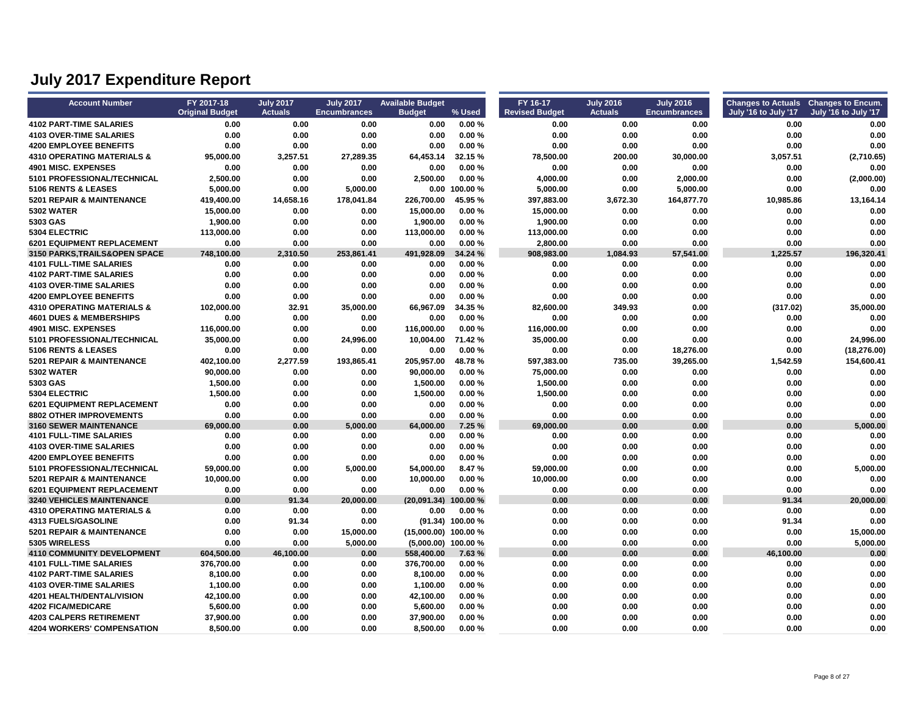# July 2017 Expenditure Report

| Account Number | FY 2017-18 Original Budget | July 2017 Actuals | July 2017 Encumbrances | Available Budget Budget | % Used | FY 16-17 Revised Budget | July 2016 Actuals | July 2016 Encumbrances | Changes to Actuals July '16 to July '17 | Changes to Encum. July '16 to July '17 |
|---|---|---|---|---|---|---|---|---|---|---|
| 4102 PART-TIME SALARIES | 0.00 | 0.00 | 0.00 | 0.00 | 0.00 % | 0.00 | 0.00 | 0.00 | 0.00 | 0.00 |
| 4103 OVER-TIME SALARIES | 0.00 | 0.00 | 0.00 | 0.00 | 0.00 % | 0.00 | 0.00 | 0.00 | 0.00 | 0.00 |
| 4200 EMPLOYEE BENEFITS | 0.00 | 0.00 | 0.00 | 0.00 | 0.00 % | 0.00 | 0.00 | 0.00 | 0.00 | 0.00 |
| 4310 OPERATING MATERIALS & | 95,000.00 | 3,257.51 | 27,289.35 | 64,453.14 | 32.15 % | 78,500.00 | 200.00 | 30,000.00 | 3,057.51 | (2,710.65) |
| 4901 MISC. EXPENSES | 0.00 | 0.00 | 0.00 | 0.00 | 0.00 % | 0.00 | 0.00 | 0.00 | 0.00 | 0.00 |
| 5101 PROFESSIONAL/TECHNICAL | 2,500.00 | 0.00 | 0.00 | 2,500.00 | 0.00 % | 4,000.00 | 0.00 | 2,000.00 | 0.00 | (2,000.00) |
| 5106 RENTS & LEASES | 5,000.00 | 0.00 | 5,000.00 | 0.00 | 100.00 % | 5,000.00 | 0.00 | 5,000.00 | 0.00 | 0.00 |
| 5201 REPAIR & MAINTENANCE | 419,400.00 | 14,658.16 | 178,041.84 | 226,700.00 | 45.95 % | 397,883.00 | 3,672.30 | 164,877.70 | 10,985.86 | 13,164.14 |
| 5302 WATER | 15,000.00 | 0.00 | 0.00 | 15,000.00 | 0.00 % | 15,000.00 | 0.00 | 0.00 | 0.00 | 0.00 |
| 5303 GAS | 1,900.00 | 0.00 | 0.00 | 1,900.00 | 0.00 % | 1,900.00 | 0.00 | 0.00 | 0.00 | 0.00 |
| 5304 ELECTRIC | 113,000.00 | 0.00 | 0.00 | 113,000.00 | 0.00 % | 113,000.00 | 0.00 | 0.00 | 0.00 | 0.00 |
| 6201 EQUIPMENT REPLACEMENT | 0.00 | 0.00 | 0.00 | 0.00 | 0.00 % | 2,800.00 | 0.00 | 0.00 | 0.00 | 0.00 |
| 3150 PARKS,TRAILS&OPEN SPACE | 748,100.00 | 2,310.50 | 253,861.41 | 491,928.09 | 34.24 % | 908,983.00 | 1,084.93 | 57,541.00 | 1,225.57 | 196,320.41 |
| 4101 FULL-TIME SALARIES | 0.00 | 0.00 | 0.00 | 0.00 | 0.00 % | 0.00 | 0.00 | 0.00 | 0.00 | 0.00 |
| 4102 PART-TIME SALARIES | 0.00 | 0.00 | 0.00 | 0.00 | 0.00 % | 0.00 | 0.00 | 0.00 | 0.00 | 0.00 |
| 4103 OVER-TIME SALARIES | 0.00 | 0.00 | 0.00 | 0.00 | 0.00 % | 0.00 | 0.00 | 0.00 | 0.00 | 0.00 |
| 4200 EMPLOYEE BENEFITS | 0.00 | 0.00 | 0.00 | 0.00 | 0.00 % | 0.00 | 0.00 | 0.00 | 0.00 | 0.00 |
| 4310 OPERATING MATERIALS & | 102,000.00 | 32.91 | 35,000.00 | 66,967.09 | 34.35 % | 82,600.00 | 349.93 | 0.00 | (317.02) | 35,000.00 |
| 4601 DUES & MEMBERSHIPS | 0.00 | 0.00 | 0.00 | 0.00 | 0.00 % | 0.00 | 0.00 | 0.00 | 0.00 | 0.00 |
| 4901 MISC. EXPENSES | 116,000.00 | 0.00 | 0.00 | 116,000.00 | 0.00 % | 116,000.00 | 0.00 | 0.00 | 0.00 | 0.00 |
| 5101 PROFESSIONAL/TECHNICAL | 35,000.00 | 0.00 | 24,996.00 | 10,004.00 | 71.42 % | 35,000.00 | 0.00 | 0.00 | 0.00 | 24,996.00 |
| 5106 RENTS & LEASES | 0.00 | 0.00 | 0.00 | 0.00 | 0.00 % | 0.00 | 0.00 | 18,276.00 | 0.00 | (18,276.00) |
| 5201 REPAIR & MAINTENANCE | 402,100.00 | 2,277.59 | 193,865.41 | 205,957.00 | 48.78 % | 597,383.00 | 735.00 | 39,265.00 | 1,542.59 | 154,600.41 |
| 5302 WATER | 90,000.00 | 0.00 | 0.00 | 90,000.00 | 0.00 % | 75,000.00 | 0.00 | 0.00 | 0.00 | 0.00 |
| 5303 GAS | 1,500.00 | 0.00 | 0.00 | 1,500.00 | 0.00 % | 1,500.00 | 0.00 | 0.00 | 0.00 | 0.00 |
| 5304 ELECTRIC | 1,500.00 | 0.00 | 0.00 | 1,500.00 | 0.00 % | 1,500.00 | 0.00 | 0.00 | 0.00 | 0.00 |
| 6201 EQUIPMENT REPLACEMENT | 0.00 | 0.00 | 0.00 | 0.00 | 0.00 % | 0.00 | 0.00 | 0.00 | 0.00 | 0.00 |
| 8802 OTHER IMPROVEMENTS | 0.00 | 0.00 | 0.00 | 0.00 | 0.00 % | 0.00 | 0.00 | 0.00 | 0.00 | 0.00 |
| 3160 SEWER MAINTENANCE | 69,000.00 | 0.00 | 5,000.00 | 64,000.00 | 7.25 % | 69,000.00 | 0.00 | 0.00 | 0.00 | 5,000.00 |
| 4101 FULL-TIME SALARIES | 0.00 | 0.00 | 0.00 | 0.00 | 0.00 % | 0.00 | 0.00 | 0.00 | 0.00 | 0.00 |
| 4103 OVER-TIME SALARIES | 0.00 | 0.00 | 0.00 | 0.00 | 0.00 % | 0.00 | 0.00 | 0.00 | 0.00 | 0.00 |
| 4200 EMPLOYEE BENEFITS | 0.00 | 0.00 | 0.00 | 0.00 | 0.00 % | 0.00 | 0.00 | 0.00 | 0.00 | 0.00 |
| 5101 PROFESSIONAL/TECHNICAL | 59,000.00 | 0.00 | 5,000.00 | 54,000.00 | 8.47 % | 59,000.00 | 0.00 | 0.00 | 0.00 | 5,000.00 |
| 5201 REPAIR & MAINTENANCE | 10,000.00 | 0.00 | 0.00 | 10,000.00 | 0.00 % | 10,000.00 | 0.00 | 0.00 | 0.00 | 0.00 |
| 6201 EQUIPMENT REPLACEMENT | 0.00 | 0.00 | 0.00 | 0.00 | 0.00 % | 0.00 | 0.00 | 0.00 | 0.00 | 0.00 |
| 3240 VEHICLES MAINTENANCE | 0.00 | 91.34 | 20,000.00 | (20,091.34) | 100.00 % | 0.00 | 0.00 | 0.00 | 91.34 | 20,000.00 |
| 4310 OPERATING MATERIALS & | 0.00 | 0.00 | 0.00 | 0.00 | 0.00 % | 0.00 | 0.00 | 0.00 | 0.00 | 0.00 |
| 4313 FUELS/GASOLINE | 0.00 | 91.34 | 0.00 | (91.34) | 100.00 % | 0.00 | 0.00 | 0.00 | 91.34 | 0.00 |
| 5201 REPAIR & MAINTENANCE | 0.00 | 0.00 | 15,000.00 | (15,000.00) | 100.00 % | 0.00 | 0.00 | 0.00 | 0.00 | 15,000.00 |
| 5305 WIRELESS | 0.00 | 0.00 | 5,000.00 | (5,000.00) | 100.00 % | 0.00 | 0.00 | 0.00 | 0.00 | 5,000.00 |
| 4110 COMMUNITY DEVELOPMENT | 604,500.00 | 46,100.00 | 0.00 | 558,400.00 | 7.63 % | 0.00 | 0.00 | 0.00 | 46,100.00 | 0.00 |
| 4101 FULL-TIME SALARIES | 376,700.00 | 0.00 | 0.00 | 376,700.00 | 0.00 % | 0.00 | 0.00 | 0.00 | 0.00 | 0.00 |
| 4102 PART-TIME SALARIES | 8,100.00 | 0.00 | 0.00 | 8,100.00 | 0.00 % | 0.00 | 0.00 | 0.00 | 0.00 | 0.00 |
| 4103 OVER-TIME SALARIES | 1,100.00 | 0.00 | 0.00 | 1,100.00 | 0.00 % | 0.00 | 0.00 | 0.00 | 0.00 | 0.00 |
| 4201 HEALTH/DENTAL/VISION | 42,100.00 | 0.00 | 0.00 | 42,100.00 | 0.00 % | 0.00 | 0.00 | 0.00 | 0.00 | 0.00 |
| 4202 FICA/MEDICARE | 5,600.00 | 0.00 | 0.00 | 5,600.00 | 0.00 % | 0.00 | 0.00 | 0.00 | 0.00 | 0.00 |
| 4203 CALPERS RETIREMENT | 37,900.00 | 0.00 | 0.00 | 37,900.00 | 0.00 % | 0.00 | 0.00 | 0.00 | 0.00 | 0.00 |
| 4204 WORKERS' COMPENSATION | 8,500.00 | 0.00 | 0.00 | 8,500.00 | 0.00 % | 0.00 | 0.00 | 0.00 | 0.00 | 0.00 |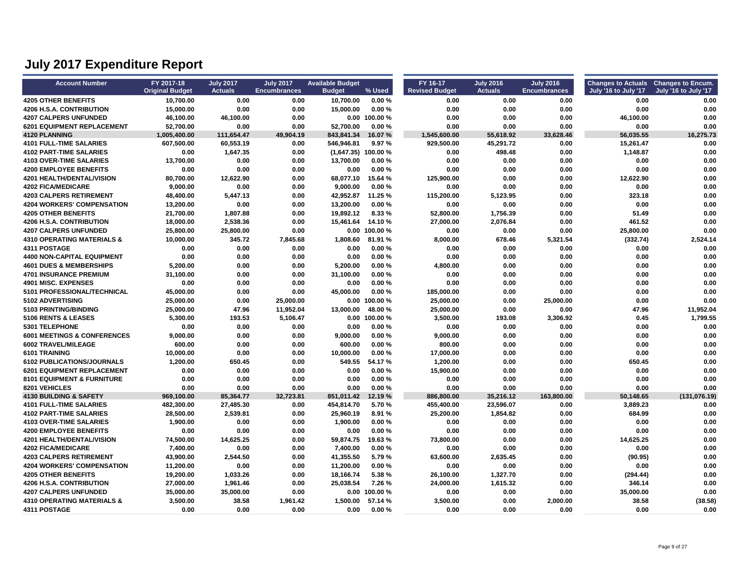# July 2017 Expenditure Report

| Account Number | FY 2017-18 Original Budget | July 2017 Actuals | July 2017 Encumbrances | Available Budget Budget | % Used | FY 16-17 Revised Budget | July 2016 Actuals | July 2016 Encumbrances | Changes to Actuals July '16 to July '17 | Changes to Encum. July '16 to July '17 |
|---|---|---|---|---|---|---|---|---|---|---|
| 4205 OTHER BENEFITS | 10,700.00 | 0.00 | 0.00 | 10,700.00 | 0.00 % | 0.00 | 0.00 | 0.00 | 0.00 | 0.00 |
| 4206 H.S.A. CONTRIBUTION | 15,000.00 | 0.00 | 0.00 | 15,000.00 | 0.00 % | 0.00 | 0.00 | 0.00 | 0.00 | 0.00 |
| 4207 CALPERS UNFUNDED | 46,100.00 | 46,100.00 | 0.00 | 0.00 | 100.00 % | 0.00 | 0.00 | 0.00 | 46,100.00 | 0.00 |
| 6201 EQUIPMENT REPLACEMENT | 52,700.00 | 0.00 | 0.00 | 52,700.00 | 0.00 % | 0.00 | 0.00 | 0.00 | 0.00 | 0.00 |
| **4120 PLANNING** | **1,005,400.00** | **111,654.47** | **49,904.19** | **843,841.34** | **16.07 %** | **1,545,600.00** | **55,618.92** | **33,628.46** | **56,035.55** | **16,275.73** |
| 4101 FULL-TIME SALARIES | 607,500.00 | 60,553.19 | 0.00 | 546,946.81 | 9.97 % | 929,500.00 | 45,291.72 | 0.00 | 15,261.47 | 0.00 |
| 4102 PART-TIME SALARIES | 0.00 | 1,647.35 | 0.00 | (1,647.35) | 100.00 % | 0.00 | 498.48 | 0.00 | 1,148.87 | 0.00 |
| 4103 OVER-TIME SALARIES | 13,700.00 | 0.00 | 0.00 | 13,700.00 | 0.00 % | 0.00 | 0.00 | 0.00 | 0.00 | 0.00 |
| 4200 EMPLOYEE BENEFITS | 0.00 | 0.00 | 0.00 | 0.00 | 0.00 % | 0.00 | 0.00 | 0.00 | 0.00 | 0.00 |
| 4201 HEALTH/DENTAL/VISION | 80,700.00 | 12,622.90 | 0.00 | 68,077.10 | 15.64 % | 125,900.00 | 0.00 | 0.00 | 12,622.90 | 0.00 |
| 4202 FICA/MEDICARE | 9,000.00 | 0.00 | 0.00 | 9,000.00 | 0.00 % | 0.00 | 0.00 | 0.00 | 0.00 | 0.00 |
| 4203 CALPERS RETIREMENT | 48,400.00 | 5,447.13 | 0.00 | 42,952.87 | 11.25 % | 115,200.00 | 5,123.95 | 0.00 | 323.18 | 0.00 |
| 4204 WORKERS' COMPENSATION | 13,200.00 | 0.00 | 0.00 | 13,200.00 | 0.00 % | 0.00 | 0.00 | 0.00 | 0.00 | 0.00 |
| 4205 OTHER BENEFITS | 21,700.00 | 1,807.88 | 0.00 | 19,892.12 | 8.33 % | 52,800.00 | 1,756.39 | 0.00 | 51.49 | 0.00 |
| 4206 H.S.A. CONTRIBUTION | 18,000.00 | 2,538.36 | 0.00 | 15,461.64 | 14.10 % | 27,000.00 | 2,076.84 | 0.00 | 461.52 | 0.00 |
| 4207 CALPERS UNFUNDED | 25,800.00 | 25,800.00 | 0.00 | 0.00 | 100.00 % | 0.00 | 0.00 | 0.00 | 25,800.00 | 0.00 |
| 4310 OPERATING MATERIALS & | 10,000.00 | 345.72 | 7,845.68 | 1,808.60 | 81.91 % | 8,000.00 | 678.46 | 5,321.54 | (332.74) | 2,524.14 |
| 4311 POSTAGE | 0.00 | 0.00 | 0.00 | 0.00 | 0.00 % | 0.00 | 0.00 | 0.00 | 0.00 | 0.00 |
| 4400 NON-CAPITAL EQUIPMENT | 0.00 | 0.00 | 0.00 | 0.00 | 0.00 % | 0.00 | 0.00 | 0.00 | 0.00 | 0.00 |
| 4601 DUES & MEMBERSHIPS | 5,200.00 | 0.00 | 0.00 | 5,200.00 | 0.00 % | 4,800.00 | 0.00 | 0.00 | 0.00 | 0.00 |
| 4701 INSURANCE PREMIUM | 31,100.00 | 0.00 | 0.00 | 31,100.00 | 0.00 % | 0.00 | 0.00 | 0.00 | 0.00 | 0.00 |
| 4901 MISC. EXPENSES | 0.00 | 0.00 | 0.00 | 0.00 | 0.00 % | 0.00 | 0.00 | 0.00 | 0.00 | 0.00 |
| 5101 PROFESSIONAL/TECHNICAL | 45,000.00 | 0.00 | 0.00 | 45,000.00 | 0.00 % | 185,000.00 | 0.00 | 0.00 | 0.00 | 0.00 |
| 5102 ADVERTISING | 25,000.00 | 0.00 | 25,000.00 | 0.00 | 100.00 % | 25,000.00 | 0.00 | 25,000.00 | 0.00 | 0.00 |
| 5103 PRINTING/BINDING | 25,000.00 | 47.96 | 11,952.04 | 13,000.00 | 48.00 % | 25,000.00 | 0.00 | 0.00 | 47.96 | 11,952.04 |
| 5106 RENTS & LEASES | 5,300.00 | 193.53 | 5,106.47 | 0.00 | 100.00 % | 3,500.00 | 193.08 | 3,306.92 | 0.45 | 1,799.55 |
| 5301 TELEPHONE | 0.00 | 0.00 | 0.00 | 0.00 | 0.00 % | 0.00 | 0.00 | 0.00 | 0.00 | 0.00 |
| 6001 MEETINGS & CONFERENCES | 9,000.00 | 0.00 | 0.00 | 9,000.00 | 0.00 % | 9,000.00 | 0.00 | 0.00 | 0.00 | 0.00 |
| 6002 TRAVEL/MILEAGE | 600.00 | 0.00 | 0.00 | 600.00 | 0.00 % | 800.00 | 0.00 | 0.00 | 0.00 | 0.00 |
| 6101 TRAINING | 10,000.00 | 0.00 | 0.00 | 10,000.00 | 0.00 % | 17,000.00 | 0.00 | 0.00 | 0.00 | 0.00 |
| 6102 PUBLICATIONS/JOURNALS | 1,200.00 | 650.45 | 0.00 | 549.55 | 54.17 % | 1,200.00 | 0.00 | 0.00 | 650.45 | 0.00 |
| 6201 EQUIPMENT REPLACEMENT | 0.00 | 0.00 | 0.00 | 0.00 | 0.00 % | 15,900.00 | 0.00 | 0.00 | 0.00 | 0.00 |
| 8101 EQUIPMENT & FURNITURE | 0.00 | 0.00 | 0.00 | 0.00 | 0.00 % | 0.00 | 0.00 | 0.00 | 0.00 | 0.00 |
| 8201 VEHICLES | 0.00 | 0.00 | 0.00 | 0.00 | 0.00 % | 0.00 | 0.00 | 0.00 | 0.00 | 0.00 |
| **4130 BUILDING & SAFETY** | **969,100.00** | **85,364.77** | **32,723.81** | **851,011.42** | **12.19 %** | **886,800.00** | **35,216.12** | **163,800.00** | **50,148.65** | **(131,076.19)** |
| 4101 FULL-TIME SALARIES | 482,300.00 | 27,485.30 | 0.00 | 454,814.70 | 5.70 % | 455,400.00 | 23,596.07 | 0.00 | 3,889.23 | 0.00 |
| 4102 PART-TIME SALARIES | 28,500.00 | 2,539.81 | 0.00 | 25,960.19 | 8.91 % | 25,200.00 | 1,854.82 | 0.00 | 684.99 | 0.00 |
| 4103 OVER-TIME SALARIES | 1,900.00 | 0.00 | 0.00 | 1,900.00 | 0.00 % | 0.00 | 0.00 | 0.00 | 0.00 | 0.00 |
| 4200 EMPLOYEE BENEFITS | 0.00 | 0.00 | 0.00 | 0.00 | 0.00 % | 0.00 | 0.00 | 0.00 | 0.00 | 0.00 |
| 4201 HEALTH/DENTAL/VISION | 74,500.00 | 14,625.25 | 0.00 | 59,874.75 | 19.63 % | 73,800.00 | 0.00 | 0.00 | 14,625.25 | 0.00 |
| 4202 FICA/MEDICARE | 7,400.00 | 0.00 | 0.00 | 7,400.00 | 0.00 % | 0.00 | 0.00 | 0.00 | 0.00 | 0.00 |
| 4203 CALPERS RETIREMENT | 43,900.00 | 2,544.50 | 0.00 | 41,355.50 | 5.79 % | 63,600.00 | 2,635.45 | 0.00 | (90.95) | 0.00 |
| 4204 WORKERS' COMPENSATION | 11,200.00 | 0.00 | 0.00 | 11,200.00 | 0.00 % | 0.00 | 0.00 | 0.00 | 0.00 | 0.00 |
| 4205 OTHER BENEFITS | 19,200.00 | 1,033.26 | 0.00 | 18,166.74 | 5.38 % | 26,100.00 | 1,327.70 | 0.00 | (294.44) | 0.00 |
| 4206 H.S.A. CONTRIBUTION | 27,000.00 | 1,961.46 | 0.00 | 25,038.54 | 7.26 % | 24,000.00 | 1,615.32 | 0.00 | 346.14 | 0.00 |
| 4207 CALPERS UNFUNDED | 35,000.00 | 35,000.00 | 0.00 | 0.00 | 100.00 % | 0.00 | 0.00 | 0.00 | 35,000.00 | 0.00 |
| 4310 OPERATING MATERIALS & | 3,500.00 | 38.58 | 1,961.42 | 1,500.00 | 57.14 % | 3,500.00 | 0.00 | 2,000.00 | 38.58 | (38.58) |
| 4311 POSTAGE | 0.00 | 0.00 | 0.00 | 0.00 | 0.00 % | 0.00 | 0.00 | 0.00 | 0.00 | 0.00 |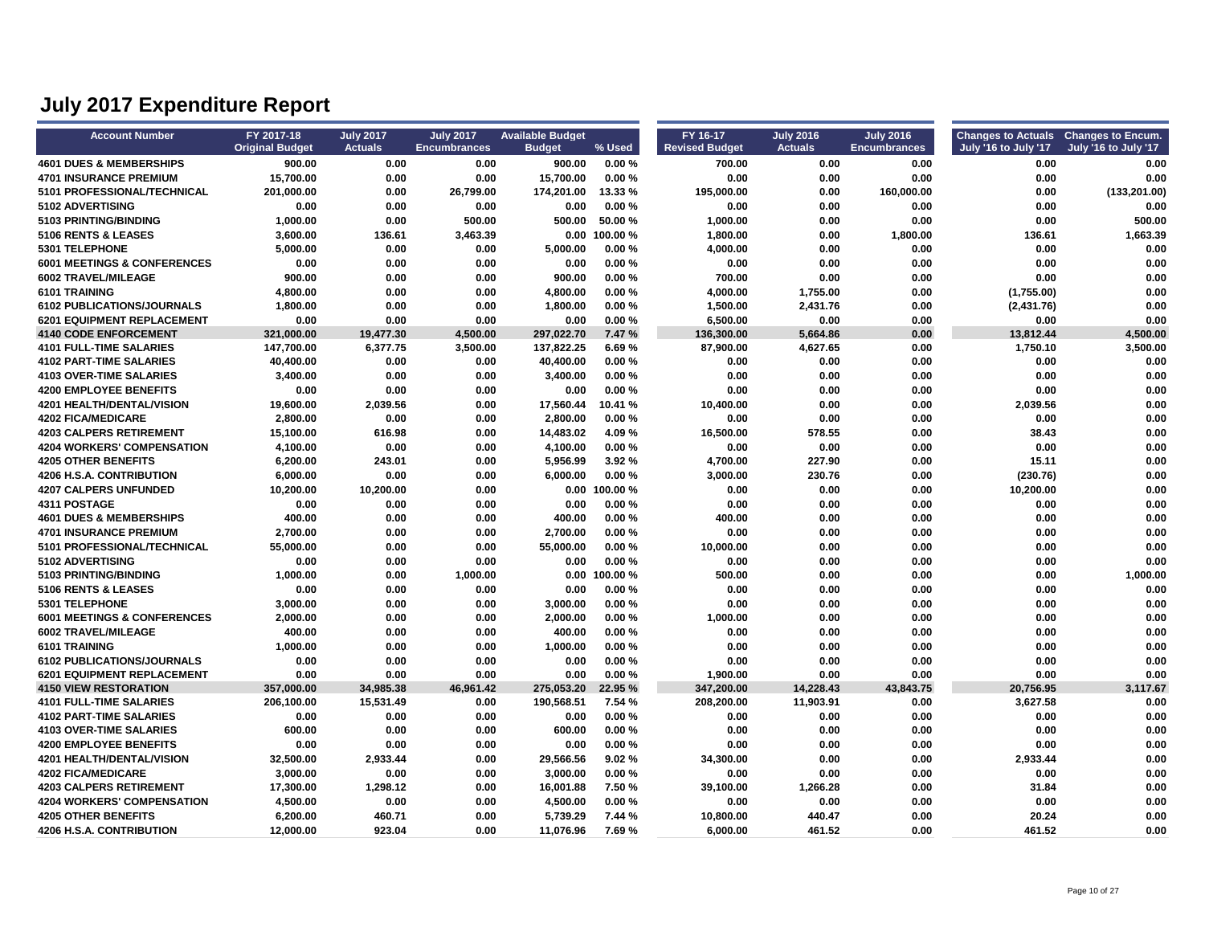# July 2017 Expenditure Report

| Account Number | FY 2017-18 Original Budget | July 2017 Actuals | July 2017 Encumbrances | Available Budget Budget | % Used | FY 16-17 Revised Budget | July 2016 Actuals | July 2016 Encumbrances | Changes to Actuals July '16 to July '17 | Changes to Encum. July '16 to July '17 |
|---|---|---|---|---|---|---|---|---|---|---|
| 4601 DUES & MEMBERSHIPS | 900.00 | 0.00 | 0.00 | 900.00 | 0.00 % | 700.00 | 0.00 | 0.00 | 0.00 | 0.00 |
| 4701 INSURANCE PREMIUM | 15,700.00 | 0.00 | 0.00 | 15,700.00 | 0.00 % | 0.00 | 0.00 | 0.00 | 0.00 | 0.00 |
| 5101 PROFESSIONAL/TECHNICAL | 201,000.00 | 0.00 | 26,799.00 | 174,201.00 | 13.33 % | 195,000.00 | 0.00 | 160,000.00 | 0.00 | (133,201.00) |
| 5102 ADVERTISING | 0.00 | 0.00 | 0.00 | 0.00 | 0.00 % | 0.00 | 0.00 | 0.00 | 0.00 | 0.00 |
| 5103 PRINTING/BINDING | 1,000.00 | 0.00 | 500.00 | 500.00 | 50.00 % | 1,000.00 | 0.00 | 0.00 | 0.00 | 500.00 |
| 5106 RENTS & LEASES | 3,600.00 | 136.61 | 3,463.39 | 0.00 | 100.00 % | 1,800.00 | 0.00 | 1,800.00 | 136.61 | 1,663.39 |
| 5301 TELEPHONE | 5,000.00 | 0.00 | 0.00 | 5,000.00 | 0.00 % | 4,000.00 | 0.00 | 0.00 | 0.00 | 0.00 |
| 6001 MEETINGS & CONFERENCES | 0.00 | 0.00 | 0.00 | 0.00 | 0.00 % | 0.00 | 0.00 | 0.00 | 0.00 | 0.00 |
| 6002 TRAVEL/MILEAGE | 900.00 | 0.00 | 0.00 | 900.00 | 0.00 % | 700.00 | 0.00 | 0.00 | 0.00 | 0.00 |
| 6101 TRAINING | 4,800.00 | 0.00 | 0.00 | 4,800.00 | 0.00 % | 4,000.00 | 1,755.00 | 0.00 | (1,755.00) | 0.00 |
| 6102 PUBLICATIONS/JOURNALS | 1,800.00 | 0.00 | 0.00 | 1,800.00 | 0.00 % | 1,500.00 | 2,431.76 | 0.00 | (2,431.76) | 0.00 |
| 6201 EQUIPMENT REPLACEMENT | 0.00 | 0.00 | 0.00 | 0.00 | 0.00 % | 6,500.00 | 0.00 | 0.00 | 0.00 | 0.00 |
| **4140 CODE ENFORCEMENT** | **321,000.00** | **19,477.30** | **4,500.00** | **297,022.70** | **7.47 %** | **136,300.00** | **5,664.86** | **0.00** | **13,812.44** | **4,500.00** |
| 4101 FULL-TIME SALARIES | 147,700.00 | 6,377.75 | 3,500.00 | 137,822.25 | 6.69 % | 87,900.00 | 4,627.65 | 0.00 | 1,750.10 | 3,500.00 |
| 4102 PART-TIME SALARIES | 40,400.00 | 0.00 | 0.00 | 40,400.00 | 0.00 % | 0.00 | 0.00 | 0.00 | 0.00 | 0.00 |
| 4103 OVER-TIME SALARIES | 3,400.00 | 0.00 | 0.00 | 3,400.00 | 0.00 % | 0.00 | 0.00 | 0.00 | 0.00 | 0.00 |
| 4200 EMPLOYEE BENEFITS | 0.00 | 0.00 | 0.00 | 0.00 | 0.00 % | 0.00 | 0.00 | 0.00 | 0.00 | 0.00 |
| 4201 HEALTH/DENTAL/VISION | 19,600.00 | 2,039.56 | 0.00 | 17,560.44 | 10.41 % | 10,400.00 | 0.00 | 0.00 | 2,039.56 | 0.00 |
| 4202 FICA/MEDICARE | 2,800.00 | 0.00 | 0.00 | 2,800.00 | 0.00 % | 0.00 | 0.00 | 0.00 | 0.00 | 0.00 |
| 4203 CALPERS RETIREMENT | 15,100.00 | 616.98 | 0.00 | 14,483.02 | 4.09 % | 16,500.00 | 578.55 | 0.00 | 38.43 | 0.00 |
| 4204 WORKERS' COMPENSATION | 4,100.00 | 0.00 | 0.00 | 4,100.00 | 0.00 % | 0.00 | 0.00 | 0.00 | 0.00 | 0.00 |
| 4205 OTHER BENEFITS | 6,200.00 | 243.01 | 0.00 | 5,956.99 | 3.92 % | 4,700.00 | 227.90 | 0.00 | 15.11 | 0.00 |
| 4206 H.S.A. CONTRIBUTION | 6,000.00 | 0.00 | 0.00 | 6,000.00 | 0.00 % | 3,000.00 | 230.76 | 0.00 | (230.76) | 0.00 |
| 4207 CALPERS UNFUNDED | 10,200.00 | 10,200.00 | 0.00 | 0.00 | 100.00 % | 0.00 | 0.00 | 0.00 | 10,200.00 | 0.00 |
| 4311 POSTAGE | 0.00 | 0.00 | 0.00 | 0.00 | 0.00 % | 0.00 | 0.00 | 0.00 | 0.00 | 0.00 |
| 4601 DUES & MEMBERSHIPS | 400.00 | 0.00 | 0.00 | 400.00 | 0.00 % | 400.00 | 0.00 | 0.00 | 0.00 | 0.00 |
| 4701 INSURANCE PREMIUM | 2,700.00 | 0.00 | 0.00 | 2,700.00 | 0.00 % | 0.00 | 0.00 | 0.00 | 0.00 | 0.00 |
| 5101 PROFESSIONAL/TECHNICAL | 55,000.00 | 0.00 | 0.00 | 55,000.00 | 0.00 % | 10,000.00 | 0.00 | 0.00 | 0.00 | 0.00 |
| 5102 ADVERTISING | 0.00 | 0.00 | 0.00 | 0.00 | 0.00 % | 0.00 | 0.00 | 0.00 | 0.00 | 0.00 |
| 5103 PRINTING/BINDING | 1,000.00 | 0.00 | 1,000.00 | 0.00 | 100.00 % | 500.00 | 0.00 | 0.00 | 0.00 | 1,000.00 |
| 5106 RENTS & LEASES | 0.00 | 0.00 | 0.00 | 0.00 | 0.00 % | 0.00 | 0.00 | 0.00 | 0.00 | 0.00 |
| 5301 TELEPHONE | 3,000.00 | 0.00 | 0.00 | 3,000.00 | 0.00 % | 0.00 | 0.00 | 0.00 | 0.00 | 0.00 |
| 6001 MEETINGS & CONFERENCES | 2,000.00 | 0.00 | 0.00 | 2,000.00 | 0.00 % | 1,000.00 | 0.00 | 0.00 | 0.00 | 0.00 |
| 6002 TRAVEL/MILEAGE | 400.00 | 0.00 | 0.00 | 400.00 | 0.00 % | 0.00 | 0.00 | 0.00 | 0.00 | 0.00 |
| 6101 TRAINING | 1,000.00 | 0.00 | 0.00 | 1,000.00 | 0.00 % | 0.00 | 0.00 | 0.00 | 0.00 | 0.00 |
| 6102 PUBLICATIONS/JOURNALS | 0.00 | 0.00 | 0.00 | 0.00 | 0.00 % | 0.00 | 0.00 | 0.00 | 0.00 | 0.00 |
| 6201 EQUIPMENT REPLACEMENT | 0.00 | 0.00 | 0.00 | 0.00 | 0.00 % | 1,900.00 | 0.00 | 0.00 | 0.00 | 0.00 |
| **4150 VIEW RESTORATION** | **357,000.00** | **34,985.38** | **46,961.42** | **275,053.20** | **22.95 %** | **347,200.00** | **14,228.43** | **43,843.75** | **20,756.95** | **3,117.67** |
| 4101 FULL-TIME SALARIES | 206,100.00 | 15,531.49 | 0.00 | 190,568.51 | 7.54 % | 208,200.00 | 11,903.91 | 0.00 | 3,627.58 | 0.00 |
| 4102 PART-TIME SALARIES | 0.00 | 0.00 | 0.00 | 0.00 | 0.00 % | 0.00 | 0.00 | 0.00 | 0.00 | 0.00 |
| 4103 OVER-TIME SALARIES | 600.00 | 0.00 | 0.00 | 600.00 | 0.00 % | 0.00 | 0.00 | 0.00 | 0.00 | 0.00 |
| 4200 EMPLOYEE BENEFITS | 0.00 | 0.00 | 0.00 | 0.00 | 0.00 % | 0.00 | 0.00 | 0.00 | 0.00 | 0.00 |
| 4201 HEALTH/DENTAL/VISION | 32,500.00 | 2,933.44 | 0.00 | 29,566.56 | 9.02 % | 34,300.00 | 0.00 | 0.00 | 2,933.44 | 0.00 |
| 4202 FICA/MEDICARE | 3,000.00 | 0.00 | 0.00 | 3,000.00 | 0.00 % | 0.00 | 0.00 | 0.00 | 0.00 | 0.00 |
| 4203 CALPERS RETIREMENT | 17,300.00 | 1,298.12 | 0.00 | 16,001.88 | 7.50 % | 39,100.00 | 1,266.28 | 0.00 | 31.84 | 0.00 |
| 4204 WORKERS' COMPENSATION | 4,500.00 | 0.00 | 0.00 | 4,500.00 | 0.00 % | 0.00 | 0.00 | 0.00 | 0.00 | 0.00 |
| 4205 OTHER BENEFITS | 6,200.00 | 460.71 | 0.00 | 5,739.29 | 7.44 % | 10,800.00 | 440.47 | 0.00 | 20.24 | 0.00 |
| 4206 H.S.A. CONTRIBUTION | 12,000.00 | 923.04 | 0.00 | 11,076.96 | 7.69 % | 6,000.00 | 461.52 | 0.00 | 461.52 | 0.00 |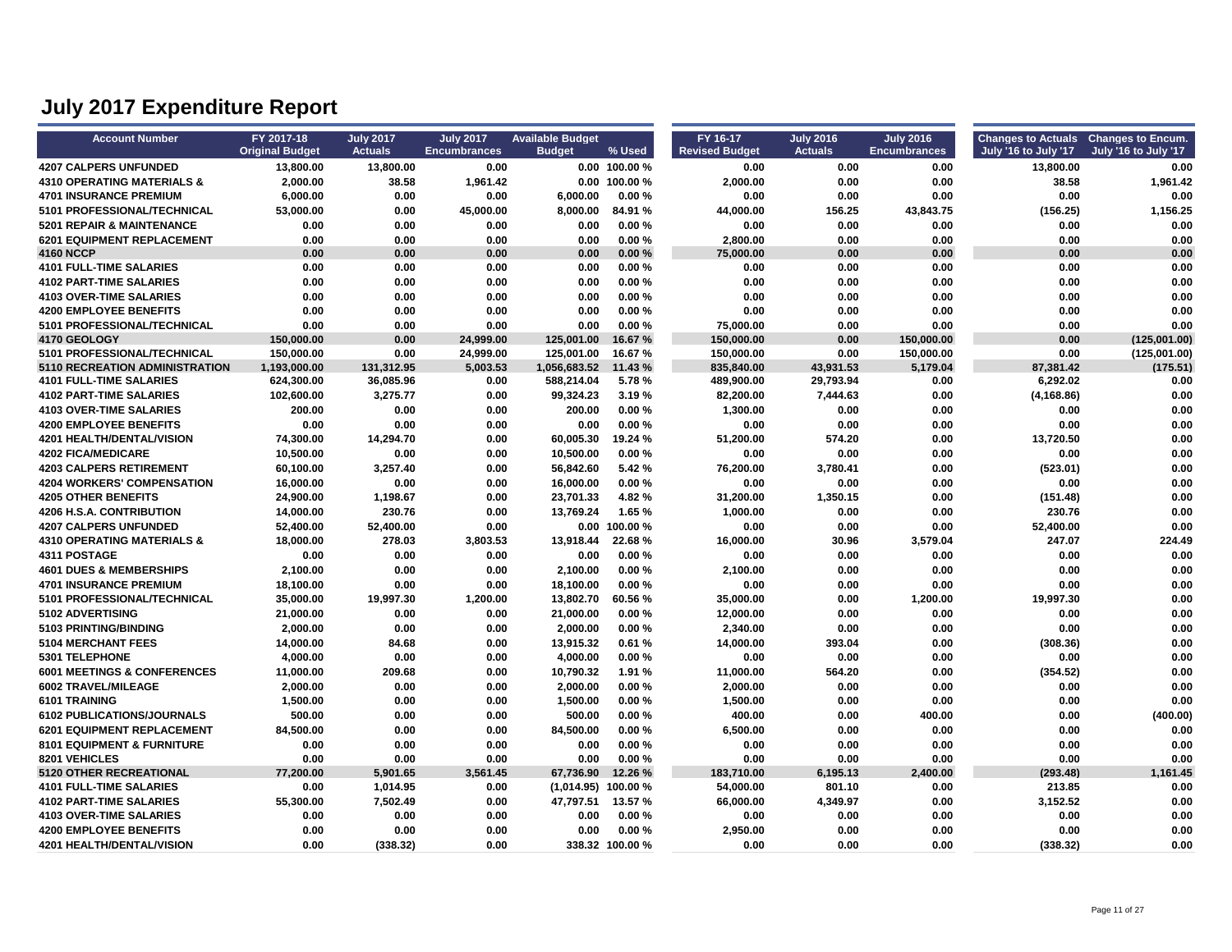# July 2017 Expenditure Report

| Account Number | FY 2017-18 Original Budget | July 2017 Actuals | July 2017 Encumbrances | Available Budget Budget | % Used | FY 16-17 Revised Budget | July 2016 Actuals | July 2016 Encumbrances | Changes to Actuals July '16 to July '17 | Changes to Encum. July '16 to July '17 |
|---|---|---|---|---|---|---|---|---|---|---|
| 4207 CALPERS UNFUNDED | 13,800.00 | 13,800.00 | 0.00 | 0.00 | 100.00 % | 0.00 | 0.00 | 0.00 | 13,800.00 | 0.00 |
| 4310 OPERATING MATERIALS & | 2,000.00 | 38.58 | 1,961.42 | 0.00 | 100.00 % | 2,000.00 | 0.00 | 0.00 | 38.58 | 1,961.42 |
| 4701 INSURANCE PREMIUM | 6,000.00 | 0.00 | 0.00 | 6,000.00 | 0.00 % | 0.00 | 0.00 | 0.00 | 0.00 | 0.00 |
| 5101 PROFESSIONAL/TECHNICAL | 53,000.00 | 0.00 | 45,000.00 | 8,000.00 | 84.91 % | 44,000.00 | 156.25 | 43,843.75 | (156.25) | 1,156.25 |
| 5201 REPAIR & MAINTENANCE | 0.00 | 0.00 | 0.00 | 0.00 | 0.00 % | 0.00 | 0.00 | 0.00 | 0.00 | 0.00 |
| 6201 EQUIPMENT REPLACEMENT | 0.00 | 0.00 | 0.00 | 0.00 | 0.00 % | 2,800.00 | 0.00 | 0.00 | 0.00 | 0.00 |
| **4160 NCCP** | **0.00** | **0.00** | **0.00** | **0.00** | **0.00 %** | **75,000.00** | **0.00** | **0.00** | **0.00** | **0.00** |
| 4101 FULL-TIME SALARIES | 0.00 | 0.00 | 0.00 | 0.00 | 0.00 % | 0.00 | 0.00 | 0.00 | 0.00 | 0.00 |
| 4102 PART-TIME SALARIES | 0.00 | 0.00 | 0.00 | 0.00 | 0.00 % | 0.00 | 0.00 | 0.00 | 0.00 | 0.00 |
| 4103 OVER-TIME SALARIES | 0.00 | 0.00 | 0.00 | 0.00 | 0.00 % | 0.00 | 0.00 | 0.00 | 0.00 | 0.00 |
| 4200 EMPLOYEE BENEFITS | 0.00 | 0.00 | 0.00 | 0.00 | 0.00 % | 0.00 | 0.00 | 0.00 | 0.00 | 0.00 |
| 5101 PROFESSIONAL/TECHNICAL | 0.00 | 0.00 | 0.00 | 0.00 | 0.00 % | 75,000.00 | 0.00 | 0.00 | 0.00 | 0.00 |
| **4170 GEOLOGY** | **150,000.00** | **0.00** | **24,999.00** | **125,001.00** | **16.67 %** | **150,000.00** | **0.00** | **150,000.00** | **0.00** | **(125,001.00)** |
| 5101 PROFESSIONAL/TECHNICAL | 150,000.00 | 0.00 | 24,999.00 | 125,001.00 | 16.67 % | 150,000.00 | 0.00 | 150,000.00 | 0.00 | (125,001.00) |
| **5110 RECREATION ADMINISTRATION** | **1,193,000.00** | **131,312.95** | **5,003.53** | **1,056,683.52** | **11.43 %** | **835,840.00** | **43,931.53** | **5,179.04** | **87,381.42** | **(175.51)** |
| 4101 FULL-TIME SALARIES | 624,300.00 | 36,085.96 | 0.00 | 588,214.04 | 5.78 % | 489,900.00 | 29,793.94 | 0.00 | 6,292.02 | 0.00 |
| 4102 PART-TIME SALARIES | 102,600.00 | 3,275.77 | 0.00 | 99,324.23 | 3.19 % | 82,200.00 | 7,444.63 | 0.00 | (4,168.86) | 0.00 |
| 4103 OVER-TIME SALARIES | 200.00 | 0.00 | 0.00 | 200.00 | 0.00 % | 1,300.00 | 0.00 | 0.00 | 0.00 | 0.00 |
| 4200 EMPLOYEE BENEFITS | 0.00 | 0.00 | 0.00 | 0.00 | 0.00 % | 0.00 | 0.00 | 0.00 | 0.00 | 0.00 |
| 4201 HEALTH/DENTAL/VISION | 74,300.00 | 14,294.70 | 0.00 | 60,005.30 | 19.24 % | 51,200.00 | 574.20 | 0.00 | 13,720.50 | 0.00 |
| 4202 FICA/MEDICARE | 10,500.00 | 0.00 | 0.00 | 10,500.00 | 0.00 % | 0.00 | 0.00 | 0.00 | 0.00 | 0.00 |
| 4203 CALPERS RETIREMENT | 60,100.00 | 3,257.40 | 0.00 | 56,842.60 | 5.42 % | 76,200.00 | 3,780.41 | 0.00 | (523.01) | 0.00 |
| 4204 WORKERS' COMPENSATION | 16,000.00 | 0.00 | 0.00 | 16,000.00 | 0.00 % | 0.00 | 0.00 | 0.00 | 0.00 | 0.00 |
| 4205 OTHER BENEFITS | 24,900.00 | 1,198.67 | 0.00 | 23,701.33 | 4.82 % | 31,200.00 | 1,350.15 | 0.00 | (151.48) | 0.00 |
| 4206 H.S.A. CONTRIBUTION | 14,000.00 | 230.76 | 0.00 | 13,769.24 | 1.65 % | 1,000.00 | 0.00 | 0.00 | 230.76 | 0.00 |
| 4207 CALPERS UNFUNDED | 52,400.00 | 52,400.00 | 0.00 | 0.00 | 100.00 % | 0.00 | 0.00 | 0.00 | 52,400.00 | 0.00 |
| 4310 OPERATING MATERIALS & | 18,000.00 | 278.03 | 3,803.53 | 13,918.44 | 22.68 % | 16,000.00 | 30.96 | 3,579.04 | 247.07 | 224.49 |
| 4311 POSTAGE | 0.00 | 0.00 | 0.00 | 0.00 | 0.00 % | 0.00 | 0.00 | 0.00 | 0.00 | 0.00 |
| 4601 DUES & MEMBERSHIPS | 2,100.00 | 0.00 | 0.00 | 2,100.00 | 0.00 % | 2,100.00 | 0.00 | 0.00 | 0.00 | 0.00 |
| 4701 INSURANCE PREMIUM | 18,100.00 | 0.00 | 0.00 | 18,100.00 | 0.00 % | 0.00 | 0.00 | 0.00 | 0.00 | 0.00 |
| 5101 PROFESSIONAL/TECHNICAL | 35,000.00 | 19,997.30 | 1,200.00 | 13,802.70 | 60.56 % | 35,000.00 | 0.00 | 1,200.00 | 19,997.30 | 0.00 |
| 5102 ADVERTISING | 21,000.00 | 0.00 | 0.00 | 21,000.00 | 0.00 % | 12,000.00 | 0.00 | 0.00 | 0.00 | 0.00 |
| 5103 PRINTING/BINDING | 2,000.00 | 0.00 | 0.00 | 2,000.00 | 0.00 % | 2,340.00 | 0.00 | 0.00 | 0.00 | 0.00 |
| 5104 MERCHANT FEES | 14,000.00 | 84.68 | 0.00 | 13,915.32 | 0.61 % | 14,000.00 | 393.04 | 0.00 | (308.36) | 0.00 |
| 5301 TELEPHONE | 4,000.00 | 0.00 | 0.00 | 4,000.00 | 0.00 % | 0.00 | 0.00 | 0.00 | 0.00 | 0.00 |
| 6001 MEETINGS & CONFERENCES | 11,000.00 | 209.68 | 0.00 | 10,790.32 | 1.91 % | 11,000.00 | 564.20 | 0.00 | (354.52) | 0.00 |
| 6002 TRAVEL/MILEAGE | 2,000.00 | 0.00 | 0.00 | 2,000.00 | 0.00 % | 2,000.00 | 0.00 | 0.00 | 0.00 | 0.00 |
| 6101 TRAINING | 1,500.00 | 0.00 | 0.00 | 1,500.00 | 0.00 % | 1,500.00 | 0.00 | 0.00 | 0.00 | 0.00 |
| 6102 PUBLICATIONS/JOURNALS | 500.00 | 0.00 | 0.00 | 500.00 | 0.00 % | 400.00 | 0.00 | 400.00 | 0.00 | (400.00) |
| 6201 EQUIPMENT REPLACEMENT | 84,500.00 | 0.00 | 0.00 | 84,500.00 | 0.00 % | 6,500.00 | 0.00 | 0.00 | 0.00 | 0.00 |
| 8101 EQUIPMENT & FURNITURE | 0.00 | 0.00 | 0.00 | 0.00 | 0.00 % | 0.00 | 0.00 | 0.00 | 0.00 | 0.00 |
| 8201 VEHICLES | 0.00 | 0.00 | 0.00 | 0.00 | 0.00 % | 0.00 | 0.00 | 0.00 | 0.00 | 0.00 |
| **5120 OTHER RECREATIONAL** | **77,200.00** | **5,901.65** | **3,561.45** | **67,736.90** | **12.26 %** | **183,710.00** | **6,195.13** | **2,400.00** | **(293.48)** | **1,161.45** |
| 4101 FULL-TIME SALARIES | 0.00 | 1,014.95 | 0.00 | (1,014.95) | 100.00 % | 54,000.00 | 801.10 | 0.00 | 213.85 | 0.00 |
| 4102 PART-TIME SALARIES | 55,300.00 | 7,502.49 | 0.00 | 47,797.51 | 13.57 % | 66,000.00 | 4,349.97 | 0.00 | 3,152.52 | 0.00 |
| 4103 OVER-TIME SALARIES | 0.00 | 0.00 | 0.00 | 0.00 | 0.00 % | 0.00 | 0.00 | 0.00 | 0.00 | 0.00 |
| 4200 EMPLOYEE BENEFITS | 0.00 | 0.00 | 0.00 | 0.00 | 0.00 % | 2,950.00 | 0.00 | 0.00 | 0.00 | 0.00 |
| 4201 HEALTH/DENTAL/VISION | 0.00 | (338.32) | 0.00 | 338.32 | 100.00 % | 0.00 | 0.00 | 0.00 | (338.32) | 0.00 |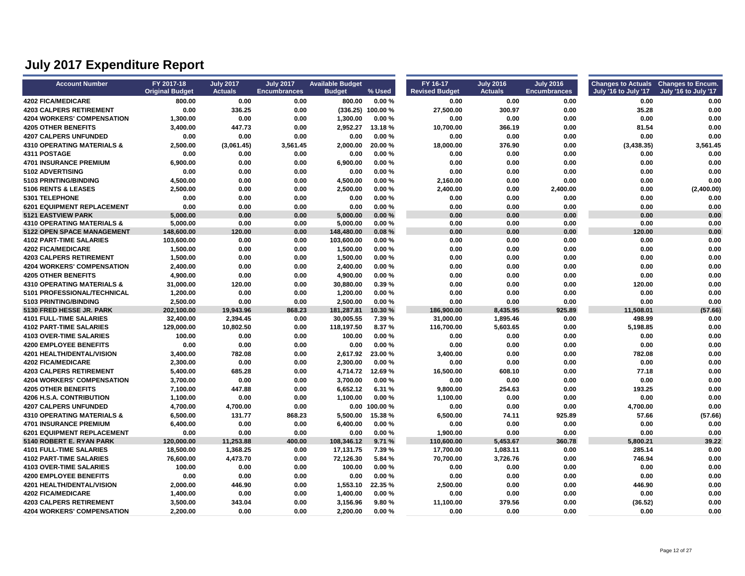# July 2017 Expenditure Report

| Account Number | FY 2017-18 Original Budget | July 2017 Actuals | July 2017 Encumbrances | Available Budget Budget | % Used | FY 16-17 Revised Budget | July 2016 Actuals | July 2016 Encumbrances | Changes to Actuals July '16 to July '17 | Changes to Encum. July '16 to July '17 |
|---|---|---|---|---|---|---|---|---|---|---|
| 4202 FICA/MEDICARE | 800.00 | 0.00 | 0.00 | 800.00 | 0.00 % | 0.00 | 0.00 | 0.00 | 0.00 | 0.00 |
| 4203 CALPERS RETIREMENT | 0.00 | 336.25 | 0.00 | (336.25) | 100.00 % | 27,500.00 | 300.97 | 0.00 | 35.28 | 0.00 |
| 4204 WORKERS' COMPENSATION | 1,300.00 | 0.00 | 0.00 | 1,300.00 | 0.00 % | 0.00 | 0.00 | 0.00 | 0.00 | 0.00 |
| 4205 OTHER BENEFITS | 3,400.00 | 447.73 | 0.00 | 2,952.27 | 13.18 % | 10,700.00 | 366.19 | 0.00 | 81.54 | 0.00 |
| 4207 CALPERS UNFUNDED | 0.00 | 0.00 | 0.00 | 0.00 | 0.00 % | 0.00 | 0.00 | 0.00 | 0.00 | 0.00 |
| 4310 OPERATING MATERIALS & | 2,500.00 | (3,061.45) | 3,561.45 | 2,000.00 | 20.00 % | 18,000.00 | 376.90 | 0.00 | (3,438.35) | 3,561.45 |
| 4311 POSTAGE | 0.00 | 0.00 | 0.00 | 0.00 | 0.00 % | 0.00 | 0.00 | 0.00 | 0.00 | 0.00 |
| 4701 INSURANCE PREMIUM | 6,900.00 | 0.00 | 0.00 | 6,900.00 | 0.00 % | 0.00 | 0.00 | 0.00 | 0.00 | 0.00 |
| 5102 ADVERTISING | 0.00 | 0.00 | 0.00 | 0.00 | 0.00 % | 0.00 | 0.00 | 0.00 | 0.00 | 0.00 |
| 5103 PRINTING/BINDING | 4,500.00 | 0.00 | 0.00 | 4,500.00 | 0.00 % | 2,160.00 | 0.00 | 0.00 | 0.00 | 0.00 |
| 5106 RENTS & LEASES | 2,500.00 | 0.00 | 0.00 | 2,500.00 | 0.00 % | 2,400.00 | 0.00 | 2,400.00 | 0.00 | (2,400.00) |
| 5301 TELEPHONE | 0.00 | 0.00 | 0.00 | 0.00 | 0.00 % | 0.00 | 0.00 | 0.00 | 0.00 | 0.00 |
| 6201 EQUIPMENT REPLACEMENT | 0.00 | 0.00 | 0.00 | 0.00 | 0.00 % | 0.00 | 0.00 | 0.00 | 0.00 | 0.00 |
| 5121 EASTVIEW PARK | 5,000.00 | 0.00 | 0.00 | 5,000.00 | 0.00 % | 0.00 | 0.00 | 0.00 | 0.00 | 0.00 |
| 4310 OPERATING MATERIALS & | 5,000.00 | 0.00 | 0.00 | 5,000.00 | 0.00 % | 0.00 | 0.00 | 0.00 | 0.00 | 0.00 |
| 5122 OPEN SPACE MANAGEMENT | 148,600.00 | 120.00 | 0.00 | 148,480.00 | 0.08 % | 0.00 | 0.00 | 0.00 | 120.00 | 0.00 |
| 4102 PART-TIME SALARIES | 103,600.00 | 0.00 | 0.00 | 103,600.00 | 0.00 % | 0.00 | 0.00 | 0.00 | 0.00 | 0.00 |
| 4202 FICA/MEDICARE | 1,500.00 | 0.00 | 0.00 | 1,500.00 | 0.00 % | 0.00 | 0.00 | 0.00 | 0.00 | 0.00 |
| 4203 CALPERS RETIREMENT | 1,500.00 | 0.00 | 0.00 | 1,500.00 | 0.00 % | 0.00 | 0.00 | 0.00 | 0.00 | 0.00 |
| 4204 WORKERS' COMPENSATION | 2,400.00 | 0.00 | 0.00 | 2,400.00 | 0.00 % | 0.00 | 0.00 | 0.00 | 0.00 | 0.00 |
| 4205 OTHER BENEFITS | 4,900.00 | 0.00 | 0.00 | 4,900.00 | 0.00 % | 0.00 | 0.00 | 0.00 | 0.00 | 0.00 |
| 4310 OPERATING MATERIALS & | 31,000.00 | 120.00 | 0.00 | 30,880.00 | 0.39 % | 0.00 | 0.00 | 0.00 | 120.00 | 0.00 |
| 5101 PROFESSIONAL/TECHNICAL | 1,200.00 | 0.00 | 0.00 | 1,200.00 | 0.00 % | 0.00 | 0.00 | 0.00 | 0.00 | 0.00 |
| 5103 PRINTING/BINDING | 2,500.00 | 0.00 | 0.00 | 2,500.00 | 0.00 % | 0.00 | 0.00 | 0.00 | 0.00 | 0.00 |
| 5130 FRED HESSE JR. PARK | 202,100.00 | 19,943.96 | 868.23 | 181,287.81 | 10.30 % | 186,900.00 | 8,435.95 | 925.89 | 11,508.01 | (57.66) |
| 4101 FULL-TIME SALARIES | 32,400.00 | 2,394.45 | 0.00 | 30,005.55 | 7.39 % | 31,000.00 | 1,895.46 | 0.00 | 498.99 | 0.00 |
| 4102 PART-TIME SALARIES | 129,000.00 | 10,802.50 | 0.00 | 118,197.50 | 8.37 % | 116,700.00 | 5,603.65 | 0.00 | 5,198.85 | 0.00 |
| 4103 OVER-TIME SALARIES | 100.00 | 0.00 | 0.00 | 100.00 | 0.00 % | 0.00 | 0.00 | 0.00 | 0.00 | 0.00 |
| 4200 EMPLOYEE BENEFITS | 0.00 | 0.00 | 0.00 | 0.00 | 0.00 % | 0.00 | 0.00 | 0.00 | 0.00 | 0.00 |
| 4201 HEALTH/DENTAL/VISION | 3,400.00 | 782.08 | 0.00 | 2,617.92 | 23.00 % | 3,400.00 | 0.00 | 0.00 | 782.08 | 0.00 |
| 4202 FICA/MEDICARE | 2,300.00 | 0.00 | 0.00 | 2,300.00 | 0.00 % | 0.00 | 0.00 | 0.00 | 0.00 | 0.00 |
| 4203 CALPERS RETIREMENT | 5,400.00 | 685.28 | 0.00 | 4,714.72 | 12.69 % | 16,500.00 | 608.10 | 0.00 | 77.18 | 0.00 |
| 4204 WORKERS' COMPENSATION | 3,700.00 | 0.00 | 0.00 | 3,700.00 | 0.00 % | 0.00 | 0.00 | 0.00 | 0.00 | 0.00 |
| 4205 OTHER BENEFITS | 7,100.00 | 447.88 | 0.00 | 6,652.12 | 6.31 % | 9,800.00 | 254.63 | 0.00 | 193.25 | 0.00 |
| 4206 H.S.A. CONTRIBUTION | 1,100.00 | 0.00 | 0.00 | 1,100.00 | 0.00 % | 1,100.00 | 0.00 | 0.00 | 0.00 | 0.00 |
| 4207 CALPERS UNFUNDED | 4,700.00 | 4,700.00 | 0.00 | 0.00 | 100.00 % | 0.00 | 0.00 | 0.00 | 4,700.00 | 0.00 |
| 4310 OPERATING MATERIALS & | 6,500.00 | 131.77 | 868.23 | 5,500.00 | 15.38 % | 6,500.00 | 74.11 | 925.89 | 57.66 | (57.66) |
| 4701 INSURANCE PREMIUM | 6,400.00 | 0.00 | 0.00 | 6,400.00 | 0.00 % | 0.00 | 0.00 | 0.00 | 0.00 | 0.00 |
| 6201 EQUIPMENT REPLACEMENT | 0.00 | 0.00 | 0.00 | 0.00 | 0.00 % | 1,900.00 | 0.00 | 0.00 | 0.00 | 0.00 |
| 5140 ROBERT E. RYAN PARK | 120,000.00 | 11,253.88 | 400.00 | 108,346.12 | 9.71 % | 110,600.00 | 5,453.67 | 360.78 | 5,800.21 | 39.22 |
| 4101 FULL-TIME SALARIES | 18,500.00 | 1,368.25 | 0.00 | 17,131.75 | 7.39 % | 17,700.00 | 1,083.11 | 0.00 | 285.14 | 0.00 |
| 4102 PART-TIME SALARIES | 76,600.00 | 4,473.70 | 0.00 | 72,126.30 | 5.84 % | 70,700.00 | 3,726.76 | 0.00 | 746.94 | 0.00 |
| 4103 OVER-TIME SALARIES | 100.00 | 0.00 | 0.00 | 100.00 | 0.00 % | 0.00 | 0.00 | 0.00 | 0.00 | 0.00 |
| 4200 EMPLOYEE BENEFITS | 0.00 | 0.00 | 0.00 | 0.00 | 0.00 % | 0.00 | 0.00 | 0.00 | 0.00 | 0.00 |
| 4201 HEALTH/DENTAL/VISION | 2,000.00 | 446.90 | 0.00 | 1,553.10 | 22.35 % | 2,500.00 | 0.00 | 0.00 | 446.90 | 0.00 |
| 4202 FICA/MEDICARE | 1,400.00 | 0.00 | 0.00 | 1,400.00 | 0.00 % | 0.00 | 0.00 | 0.00 | 0.00 | 0.00 |
| 4203 CALPERS RETIREMENT | 3,500.00 | 343.04 | 0.00 | 3,156.96 | 9.80 % | 11,100.00 | 379.56 | 0.00 | (36.52) | 0.00 |
| 4204 WORKERS' COMPENSATION | 2,200.00 | 0.00 | 0.00 | 2,200.00 | 0.00 % | 0.00 | 0.00 | 0.00 | 0.00 | 0.00 |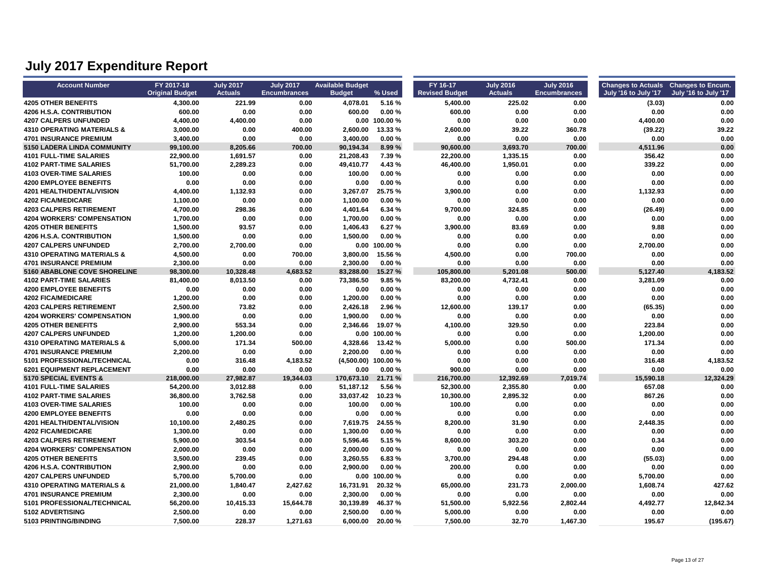# July 2017 Expenditure Report

| Account Number | FY 2017-18 Original Budget | July 2017 Actuals | July 2017 Encumbrances | Available Budget Budget | % Used | FY 16-17 Revised Budget | July 2016 Actuals | July 2016 Encumbrances | Changes to Actuals July '16 to July '17 | Changes to Encum. July '16 to July '17 |
|---|---|---|---|---|---|---|---|---|---|---|
| **4205 OTHER BENEFITS** | 4,300.00 | 221.99 | 0.00 | 4,078.01 | 5.16 % | 5,400.00 | 225.02 | 0.00 | (3.03) | 0.00 |
| **4206 H.S.A. CONTRIBUTION** | 600.00 | 0.00 | 0.00 | 600.00 | 0.00 % | 600.00 | 0.00 | 0.00 | 0.00 | 0.00 |
| **4207 CALPERS UNFUNDED** | 4,400.00 | 4,400.00 | 0.00 | 0.00 | 100.00 % | 0.00 | 0.00 | 0.00 | 4,400.00 | 0.00 |
| **4310 OPERATING MATERIALS &** | 3,000.00 | 0.00 | 400.00 | 2,600.00 | 13.33 % | 2,600.00 | 39.22 | 360.78 | (39.22) | 39.22 |
| **4701 INSURANCE PREMIUM** | 3,400.00 | 0.00 | 0.00 | 3,400.00 | 0.00 % | 0.00 | 0.00 | 0.00 | 0.00 | 0.00 |
| **5150 LADERA LINDA COMMUNITY** | 99,100.00 | 8,205.66 | 700.00 | 90,194.34 | 8.99 % | 90,600.00 | 3,693.70 | 700.00 | 4,511.96 | 0.00 |
| **4101 FULL-TIME SALARIES** | 22,900.00 | 1,691.57 | 0.00 | 21,208.43 | 7.39 % | 22,200.00 | 1,335.15 | 0.00 | 356.42 | 0.00 |
| **4102 PART-TIME SALARIES** | 51,700.00 | 2,289.23 | 0.00 | 49,410.77 | 4.43 % | 46,400.00 | 1,950.01 | 0.00 | 339.22 | 0.00 |
| **4103 OVER-TIME SALARIES** | 100.00 | 0.00 | 0.00 | 100.00 | 0.00 % | 0.00 | 0.00 | 0.00 | 0.00 | 0.00 |
| **4200 EMPLOYEE BENEFITS** | 0.00 | 0.00 | 0.00 | 0.00 | 0.00 % | 0.00 | 0.00 | 0.00 | 0.00 | 0.00 |
| **4201 HEALTH/DENTAL/VISION** | 4,400.00 | 1,132.93 | 0.00 | 3,267.07 | 25.75 % | 3,900.00 | 0.00 | 0.00 | 1,132.93 | 0.00 |
| **4202 FICA/MEDICARE** | 1,100.00 | 0.00 | 0.00 | 1,100.00 | 0.00 % | 0.00 | 0.00 | 0.00 | 0.00 | 0.00 |
| **4203 CALPERS RETIREMENT** | 4,700.00 | 298.36 | 0.00 | 4,401.64 | 6.34 % | 9,700.00 | 324.85 | 0.00 | (26.49) | 0.00 |
| **4204 WORKERS' COMPENSATION** | 1,700.00 | 0.00 | 0.00 | 1,700.00 | 0.00 % | 0.00 | 0.00 | 0.00 | 0.00 | 0.00 |
| **4205 OTHER BENEFITS** | 1,500.00 | 93.57 | 0.00 | 1,406.43 | 6.27 % | 3,900.00 | 83.69 | 0.00 | 9.88 | 0.00 |
| **4206 H.S.A. CONTRIBUTION** | 1,500.00 | 0.00 | 0.00 | 1,500.00 | 0.00 % | 0.00 | 0.00 | 0.00 | 0.00 | 0.00 |
| **4207 CALPERS UNFUNDED** | 2,700.00 | 2,700.00 | 0.00 | 0.00 | 100.00 % | 0.00 | 0.00 | 0.00 | 2,700.00 | 0.00 |
| **4310 OPERATING MATERIALS &** | 4,500.00 | 0.00 | 700.00 | 3,800.00 | 15.56 % | 4,500.00 | 0.00 | 700.00 | 0.00 | 0.00 |
| **4701 INSURANCE PREMIUM** | 2,300.00 | 0.00 | 0.00 | 2,300.00 | 0.00 % | 0.00 | 0.00 | 0.00 | 0.00 | 0.00 |
| **5160 ABABLONE COVE SHORELINE** | 98,300.00 | 10,328.48 | 4,683.52 | 83,288.00 | 15.27 % | 105,800.00 | 5,201.08 | 500.00 | 5,127.40 | 4,183.52 |
| **4102 PART-TIME SALARIES** | 81,400.00 | 8,013.50 | 0.00 | 73,386.50 | 9.85 % | 83,200.00 | 4,732.41 | 0.00 | 3,281.09 | 0.00 |
| **4200 EMPLOYEE BENEFITS** | 0.00 | 0.00 | 0.00 | 0.00 | 0.00 % | 0.00 | 0.00 | 0.00 | 0.00 | 0.00 |
| **4202 FICA/MEDICARE** | 1,200.00 | 0.00 | 0.00 | 1,200.00 | 0.00 % | 0.00 | 0.00 | 0.00 | 0.00 | 0.00 |
| **4203 CALPERS RETIREMENT** | 2,500.00 | 73.82 | 0.00 | 2,426.18 | 2.96 % | 12,600.00 | 139.17 | 0.00 | (65.35) | 0.00 |
| **4204 WORKERS' COMPENSATION** | 1,900.00 | 0.00 | 0.00 | 1,900.00 | 0.00 % | 0.00 | 0.00 | 0.00 | 0.00 | 0.00 |
| **4205 OTHER BENEFITS** | 2,900.00 | 553.34 | 0.00 | 2,346.66 | 19.07 % | 4,100.00 | 329.50 | 0.00 | 223.84 | 0.00 |
| **4207 CALPERS UNFUNDED** | 1,200.00 | 1,200.00 | 0.00 | 0.00 | 100.00 % | 0.00 | 0.00 | 0.00 | 1,200.00 | 0.00 |
| **4310 OPERATING MATERIALS &** | 5,000.00 | 171.34 | 500.00 | 4,328.66 | 13.42 % | 5,000.00 | 0.00 | 500.00 | 171.34 | 0.00 |
| **4701 INSURANCE PREMIUM** | 2,200.00 | 0.00 | 0.00 | 2,200.00 | 0.00 % | 0.00 | 0.00 | 0.00 | 0.00 | 0.00 |
| **5101 PROFESSIONAL/TECHNICAL** | 0.00 | 316.48 | 4,183.52 | (4,500.00) | 100.00 % | 0.00 | 0.00 | 0.00 | 316.48 | 4,183.52 |
| **6201 EQUIPMENT REPLACEMENT** | 0.00 | 0.00 | 0.00 | 0.00 | 0.00 % | 900.00 | 0.00 | 0.00 | 0.00 | 0.00 |
| **5170 SPECIAL EVENTS &** | 218,000.00 | 27,982.87 | 19,344.03 | 170,673.10 | 21.71 % | 216,700.00 | 12,392.69 | 7,019.74 | 15,590.18 | 12,324.29 |
| **4101 FULL-TIME SALARIES** | 54,200.00 | 3,012.88 | 0.00 | 51,187.12 | 5.56 % | 52,300.00 | 2,355.80 | 0.00 | 657.08 | 0.00 |
| **4102 PART-TIME SALARIES** | 36,800.00 | 3,762.58 | 0.00 | 33,037.42 | 10.23 % | 10,300.00 | 2,895.32 | 0.00 | 867.26 | 0.00 |
| **4103 OVER-TIME SALARIES** | 100.00 | 0.00 | 0.00 | 100.00 | 0.00 % | 100.00 | 0.00 | 0.00 | 0.00 | 0.00 |
| **4200 EMPLOYEE BENEFITS** | 0.00 | 0.00 | 0.00 | 0.00 | 0.00 % | 0.00 | 0.00 | 0.00 | 0.00 | 0.00 |
| **4201 HEALTH/DENTAL/VISION** | 10,100.00 | 2,480.25 | 0.00 | 7,619.75 | 24.55 % | 8,200.00 | 31.90 | 0.00 | 2,448.35 | 0.00 |
| **4202 FICA/MEDICARE** | 1,300.00 | 0.00 | 0.00 | 1,300.00 | 0.00 % | 0.00 | 0.00 | 0.00 | 0.00 | 0.00 |
| **4203 CALPERS RETIREMENT** | 5,900.00 | 303.54 | 0.00 | 5,596.46 | 5.15 % | 8,600.00 | 303.20 | 0.00 | 0.34 | 0.00 |
| **4204 WORKERS' COMPENSATION** | 2,000.00 | 0.00 | 0.00 | 2,000.00 | 0.00 % | 0.00 | 0.00 | 0.00 | 0.00 | 0.00 |
| **4205 OTHER BENEFITS** | 3,500.00 | 239.45 | 0.00 | 3,260.55 | 6.83 % | 3,700.00 | 294.48 | 0.00 | (55.03) | 0.00 |
| **4206 H.S.A. CONTRIBUTION** | 2,900.00 | 0.00 | 0.00 | 2,900.00 | 0.00 % | 200.00 | 0.00 | 0.00 | 0.00 | 0.00 |
| **4207 CALPERS UNFUNDED** | 5,700.00 | 5,700.00 | 0.00 | 0.00 | 100.00 % | 0.00 | 0.00 | 0.00 | 5,700.00 | 0.00 |
| **4310 OPERATING MATERIALS &** | 21,000.00 | 1,840.47 | 2,427.62 | 16,731.91 | 20.32 % | 65,000.00 | 231.73 | 2,000.00 | 1,608.74 | 427.62 |
| **4701 INSURANCE PREMIUM** | 2,300.00 | 0.00 | 0.00 | 2,300.00 | 0.00 % | 0.00 | 0.00 | 0.00 | 0.00 | 0.00 |
| **5101 PROFESSIONAL/TECHNICAL** | 56,200.00 | 10,415.33 | 15,644.78 | 30,139.89 | 46.37 % | 51,500.00 | 5,922.56 | 2,802.44 | 4,492.77 | 12,842.34 |
| **5102 ADVERTISING** | 2,500.00 | 0.00 | 0.00 | 2,500.00 | 0.00 % | 5,000.00 | 0.00 | 0.00 | 0.00 | 0.00 |
| **5103 PRINTING/BINDING** | 7,500.00 | 228.37 | 1,271.63 | 6,000.00 | 20.00 % | 7,500.00 | 32.70 | 1,467.30 | 195.67 | (195.67) |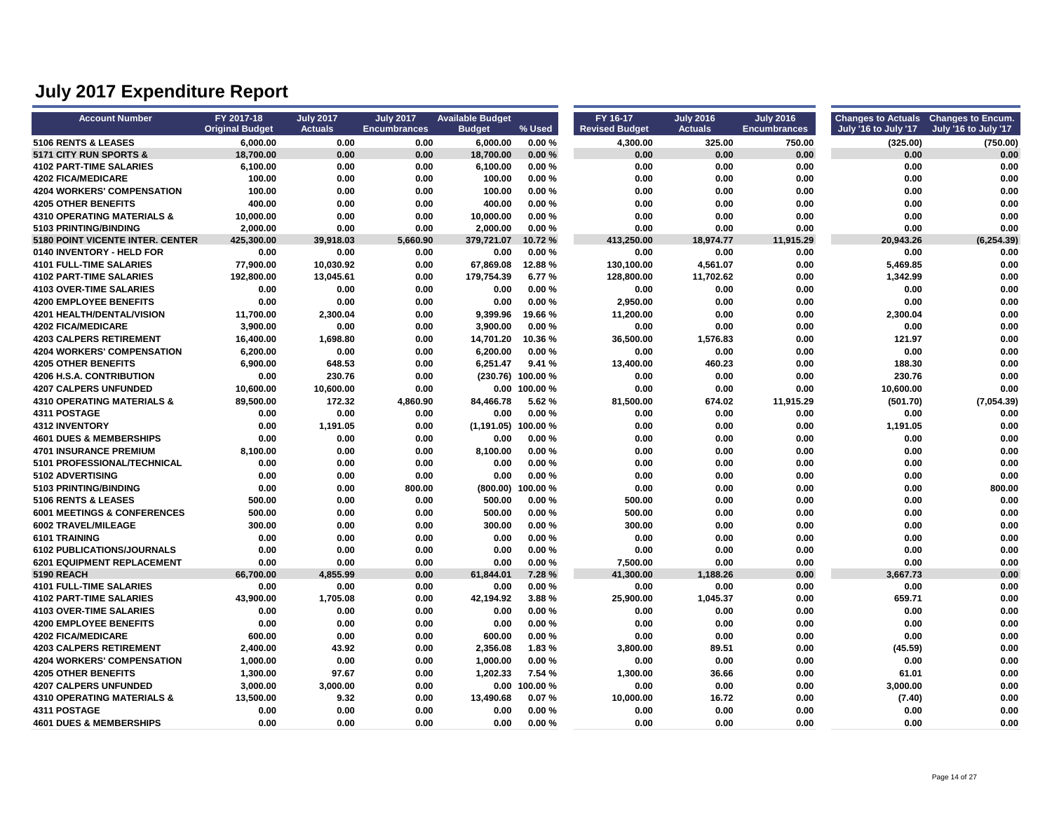# July 2017 Expenditure Report

| Account Number | FY 2017-18 Original Budget | July 2017 Actuals | July 2017 Encumbrances | Available Budget Budget | % Used | FY 16-17 Revised Budget | July 2016 Actuals | July 2016 Encumbrances | Changes to Actuals July '16 to July '17 | Changes to Encum. July '16 to July '17 |
|---|---|---|---|---|---|---|---|---|---|---|
| 5106 RENTS & LEASES | 6,000.00 | 0.00 | 0.00 | 6,000.00 | 0.00 % | 4,300.00 | 325.00 | 750.00 | (325.00) | (750.00) |
| 5171 CITY RUN SPORTS & | 18,700.00 | 0.00 | 0.00 | 18,700.00 | 0.00 % | 0.00 | 0.00 | 0.00 | 0.00 | 0.00 |
| 4102 PART-TIME SALARIES | 6,100.00 | 0.00 | 0.00 | 6,100.00 | 0.00 % | 0.00 | 0.00 | 0.00 | 0.00 | 0.00 |
| 4202 FICA/MEDICARE | 100.00 | 0.00 | 0.00 | 100.00 | 0.00 % | 0.00 | 0.00 | 0.00 | 0.00 | 0.00 |
| 4204 WORKERS' COMPENSATION | 100.00 | 0.00 | 0.00 | 100.00 | 0.00 % | 0.00 | 0.00 | 0.00 | 0.00 | 0.00 |
| 4205 OTHER BENEFITS | 400.00 | 0.00 | 0.00 | 400.00 | 0.00 % | 0.00 | 0.00 | 0.00 | 0.00 | 0.00 |
| 4310 OPERATING MATERIALS & | 10,000.00 | 0.00 | 0.00 | 10,000.00 | 0.00 % | 0.00 | 0.00 | 0.00 | 0.00 | 0.00 |
| 5103 PRINTING/BINDING | 2,000.00 | 0.00 | 0.00 | 2,000.00 | 0.00 % | 0.00 | 0.00 | 0.00 | 0.00 | 0.00 |
| 5180 POINT VICENTE INTER. CENTER | 425,300.00 | 39,918.03 | 5,660.90 | 379,721.07 | 10.72 % | 413,250.00 | 18,974.77 | 11,915.29 | 20,943.26 | (6,254.39) |
| 0140 INVENTORY - HELD FOR | 0.00 | 0.00 | 0.00 | 0.00 | 0.00 % | 0.00 | 0.00 | 0.00 | 0.00 | 0.00 |
| 4101 FULL-TIME SALARIES | 77,900.00 | 10,030.92 | 0.00 | 67,869.08 | 12.88 % | 130,100.00 | 4,561.07 | 0.00 | 5,469.85 | 0.00 |
| 4102 PART-TIME SALARIES | 192,800.00 | 13,045.61 | 0.00 | 179,754.39 | 6.77 % | 128,800.00 | 11,702.62 | 0.00 | 1,342.99 | 0.00 |
| 4103 OVER-TIME SALARIES | 0.00 | 0.00 | 0.00 | 0.00 | 0.00 % | 0.00 | 0.00 | 0.00 | 0.00 | 0.00 |
| 4200 EMPLOYEE BENEFITS | 0.00 | 0.00 | 0.00 | 0.00 | 0.00 % | 2,950.00 | 0.00 | 0.00 | 0.00 | 0.00 |
| 4201 HEALTH/DENTAL/VISION | 11,700.00 | 2,300.04 | 0.00 | 9,399.96 | 19.66 % | 11,200.00 | 0.00 | 0.00 | 2,300.04 | 0.00 |
| 4202 FICA/MEDICARE | 3,900.00 | 0.00 | 0.00 | 3,900.00 | 0.00 % | 0.00 | 0.00 | 0.00 | 0.00 | 0.00 |
| 4203 CALPERS RETIREMENT | 16,400.00 | 1,698.80 | 0.00 | 14,701.20 | 10.36 % | 36,500.00 | 1,576.83 | 0.00 | 121.97 | 0.00 |
| 4204 WORKERS' COMPENSATION | 6,200.00 | 0.00 | 0.00 | 6,200.00 | 0.00 % | 0.00 | 0.00 | 0.00 | 0.00 | 0.00 |
| 4205 OTHER BENEFITS | 6,900.00 | 648.53 | 0.00 | 6,251.47 | 9.41 % | 13,400.00 | 460.23 | 0.00 | 188.30 | 0.00 |
| 4206 H.S.A. CONTRIBUTION | 0.00 | 230.76 | 0.00 | (230.76) | 100.00 % | 0.00 | 0.00 | 0.00 | 230.76 | 0.00 |
| 4207 CALPERS UNFUNDED | 10,600.00 | 10,600.00 | 0.00 | 0.00 | 100.00 % | 0.00 | 0.00 | 0.00 | 10,600.00 | 0.00 |
| 4310 OPERATING MATERIALS & | 89,500.00 | 172.32 | 4,860.90 | 84,466.78 | 5.62 % | 81,500.00 | 674.02 | 11,915.29 | (501.70) | (7,054.39) |
| 4311 POSTAGE | 0.00 | 0.00 | 0.00 | 0.00 | 0.00 % | 0.00 | 0.00 | 0.00 | 0.00 | 0.00 |
| 4312 INVENTORY | 0.00 | 1,191.05 | 0.00 | (1,191.05) | 100.00 % | 0.00 | 0.00 | 0.00 | 1,191.05 | 0.00 |
| 4601 DUES & MEMBERSHIPS | 0.00 | 0.00 | 0.00 | 0.00 | 0.00 % | 0.00 | 0.00 | 0.00 | 0.00 | 0.00 |
| 4701 INSURANCE PREMIUM | 8,100.00 | 0.00 | 0.00 | 8,100.00 | 0.00 % | 0.00 | 0.00 | 0.00 | 0.00 | 0.00 |
| 5101 PROFESSIONAL/TECHNICAL | 0.00 | 0.00 | 0.00 | 0.00 | 0.00 % | 0.00 | 0.00 | 0.00 | 0.00 | 0.00 |
| 5102 ADVERTISING | 0.00 | 0.00 | 0.00 | 0.00 | 0.00 % | 0.00 | 0.00 | 0.00 | 0.00 | 0.00 |
| 5103 PRINTING/BINDING | 0.00 | 0.00 | 800.00 | (800.00) | 100.00 % | 0.00 | 0.00 | 0.00 | 0.00 | 800.00 |
| 5106 RENTS & LEASES | 500.00 | 0.00 | 0.00 | 500.00 | 0.00 % | 500.00 | 0.00 | 0.00 | 0.00 | 0.00 |
| 6001 MEETINGS & CONFERENCES | 500.00 | 0.00 | 0.00 | 500.00 | 0.00 % | 500.00 | 0.00 | 0.00 | 0.00 | 0.00 |
| 6002 TRAVEL/MILEAGE | 300.00 | 0.00 | 0.00 | 300.00 | 0.00 % | 300.00 | 0.00 | 0.00 | 0.00 | 0.00 |
| 6101 TRAINING | 0.00 | 0.00 | 0.00 | 0.00 | 0.00 % | 0.00 | 0.00 | 0.00 | 0.00 | 0.00 |
| 6102 PUBLICATIONS/JOURNALS | 0.00 | 0.00 | 0.00 | 0.00 | 0.00 % | 0.00 | 0.00 | 0.00 | 0.00 | 0.00 |
| 6201 EQUIPMENT REPLACEMENT | 0.00 | 0.00 | 0.00 | 0.00 | 0.00 % | 7,500.00 | 0.00 | 0.00 | 0.00 | 0.00 |
| 5190 REACH | 66,700.00 | 4,855.99 | 0.00 | 61,844.01 | 7.28 % | 41,300.00 | 1,188.26 | 0.00 | 3,667.73 | 0.00 |
| 4101 FULL-TIME SALARIES | 0.00 | 0.00 | 0.00 | 0.00 | 0.00 % | 0.00 | 0.00 | 0.00 | 0.00 | 0.00 |
| 4102 PART-TIME SALARIES | 43,900.00 | 1,705.08 | 0.00 | 42,194.92 | 3.88 % | 25,900.00 | 1,045.37 | 0.00 | 659.71 | 0.00 |
| 4103 OVER-TIME SALARIES | 0.00 | 0.00 | 0.00 | 0.00 | 0.00 % | 0.00 | 0.00 | 0.00 | 0.00 | 0.00 |
| 4200 EMPLOYEE BENEFITS | 0.00 | 0.00 | 0.00 | 0.00 | 0.00 % | 0.00 | 0.00 | 0.00 | 0.00 | 0.00 |
| 4202 FICA/MEDICARE | 600.00 | 0.00 | 0.00 | 600.00 | 0.00 % | 0.00 | 0.00 | 0.00 | 0.00 | 0.00 |
| 4203 CALPERS RETIREMENT | 2,400.00 | 43.92 | 0.00 | 2,356.08 | 1.83 % | 3,800.00 | 89.51 | 0.00 | (45.59) | 0.00 |
| 4204 WORKERS' COMPENSATION | 1,000.00 | 0.00 | 0.00 | 1,000.00 | 0.00 % | 0.00 | 0.00 | 0.00 | 0.00 | 0.00 |
| 4205 OTHER BENEFITS | 1,300.00 | 97.67 | 0.00 | 1,202.33 | 7.54 % | 1,300.00 | 36.66 | 0.00 | 61.01 | 0.00 |
| 4207 CALPERS UNFUNDED | 3,000.00 | 3,000.00 | 0.00 | 0.00 | 100.00 % | 0.00 | 0.00 | 0.00 | 3,000.00 | 0.00 |
| 4310 OPERATING MATERIALS & | 13,500.00 | 9.32 | 0.00 | 13,490.68 | 0.07 % | 10,000.00 | 16.72 | 0.00 | (7.40) | 0.00 |
| 4311 POSTAGE | 0.00 | 0.00 | 0.00 | 0.00 | 0.00 % | 0.00 | 0.00 | 0.00 | 0.00 | 0.00 |
| 4601 DUES & MEMBERSHIPS | 0.00 | 0.00 | 0.00 | 0.00 | 0.00 % | 0.00 | 0.00 | 0.00 | 0.00 | 0.00 |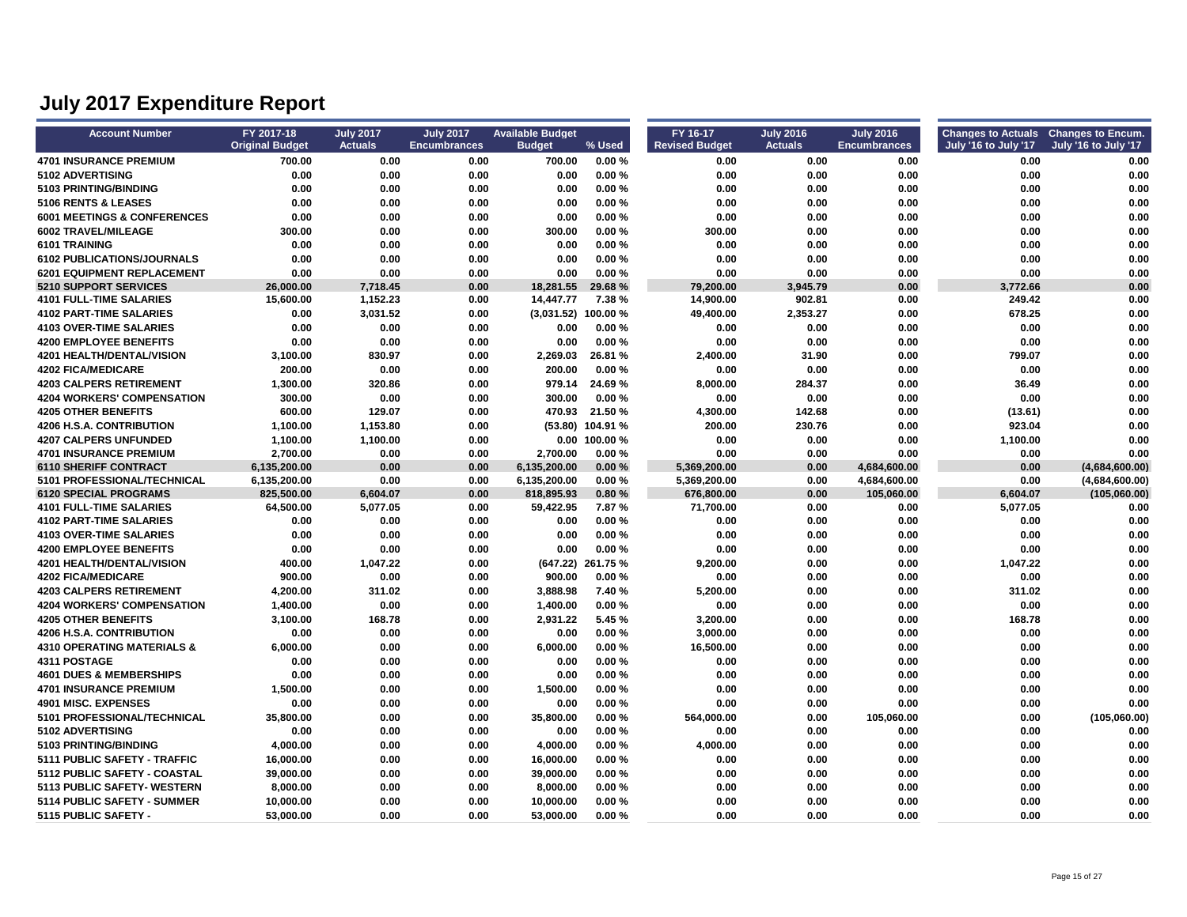# July 2017 Expenditure Report

| Account Number | FY 2017-18 Original Budget | July 2017 Actuals | July 2017 Encumbrances | Available Budget Budget | % Used | FY 16-17 Revised Budget | July 2016 Actuals | July 2016 Encumbrances | Changes to Actuals July '16 to July '17 | Changes to Encum. July '16 to July '17 |
|---|---|---|---|---|---|---|---|---|---|---|
| 4701 INSURANCE PREMIUM | 700.00 | 0.00 | 0.00 | 700.00 | 0.00 % | 0.00 | 0.00 | 0.00 | 0.00 | 0.00 |
| 5102 ADVERTISING | 0.00 | 0.00 | 0.00 | 0.00 | 0.00 % | 0.00 | 0.00 | 0.00 | 0.00 | 0.00 |
| 5103 PRINTING/BINDING | 0.00 | 0.00 | 0.00 | 0.00 | 0.00 % | 0.00 | 0.00 | 0.00 | 0.00 | 0.00 |
| 5106 RENTS & LEASES | 0.00 | 0.00 | 0.00 | 0.00 | 0.00 % | 0.00 | 0.00 | 0.00 | 0.00 | 0.00 |
| 6001 MEETINGS & CONFERENCES | 0.00 | 0.00 | 0.00 | 0.00 | 0.00 % | 0.00 | 0.00 | 0.00 | 0.00 | 0.00 |
| 6002 TRAVEL/MILEAGE | 300.00 | 0.00 | 0.00 | 300.00 | 0.00 % | 300.00 | 0.00 | 0.00 | 0.00 | 0.00 |
| 6101 TRAINING | 0.00 | 0.00 | 0.00 | 0.00 | 0.00 % | 0.00 | 0.00 | 0.00 | 0.00 | 0.00 |
| 6102 PUBLICATIONS/JOURNALS | 0.00 | 0.00 | 0.00 | 0.00 | 0.00 % | 0.00 | 0.00 | 0.00 | 0.00 | 0.00 |
| 6201 EQUIPMENT REPLACEMENT | 0.00 | 0.00 | 0.00 | 0.00 | 0.00 % | 0.00 | 0.00 | 0.00 | 0.00 | 0.00 |
| 5210 SUPPORT SERVICES | 26,000.00 | 7,718.45 | 0.00 | 18,281.55 | 29.68 % | 79,200.00 | 3,945.79 | 0.00 | 3,772.66 | 0.00 |
| 4101 FULL-TIME SALARIES | 15,600.00 | 1,152.23 | 0.00 | 14,447.77 | 7.38 % | 14,900.00 | 902.81 | 0.00 | 249.42 | 0.00 |
| 4102 PART-TIME SALARIES | 0.00 | 3,031.52 | 0.00 | (3,031.52) | 100.00 % | 49,400.00 | 2,353.27 | 0.00 | 678.25 | 0.00 |
| 4103 OVER-TIME SALARIES | 0.00 | 0.00 | 0.00 | 0.00 | 0.00 % | 0.00 | 0.00 | 0.00 | 0.00 | 0.00 |
| 4200 EMPLOYEE BENEFITS | 0.00 | 0.00 | 0.00 | 0.00 | 0.00 % | 0.00 | 0.00 | 0.00 | 0.00 | 0.00 |
| 4201 HEALTH/DENTAL/VISION | 3,100.00 | 830.97 | 0.00 | 2,269.03 | 26.81 % | 2,400.00 | 31.90 | 0.00 | 799.07 | 0.00 |
| 4202 FICA/MEDICARE | 200.00 | 0.00 | 0.00 | 200.00 | 0.00 % | 0.00 | 0.00 | 0.00 | 0.00 | 0.00 |
| 4203 CALPERS RETIREMENT | 1,300.00 | 320.86 | 0.00 | 979.14 | 24.69 % | 8,000.00 | 284.37 | 0.00 | 36.49 | 0.00 |
| 4204 WORKERS' COMPENSATION | 300.00 | 0.00 | 0.00 | 300.00 | 0.00 % | 0.00 | 0.00 | 0.00 | 0.00 | 0.00 |
| 4205 OTHER BENEFITS | 600.00 | 129.07 | 0.00 | 470.93 | 21.50 % | 4,300.00 | 142.68 | 0.00 | (13.61) | 0.00 |
| 4206 H.S.A. CONTRIBUTION | 1,100.00 | 1,153.80 | 0.00 | (53.80) | 104.91 % | 200.00 | 230.76 | 0.00 | 923.04 | 0.00 |
| 4207 CALPERS UNFUNDED | 1,100.00 | 1,100.00 | 0.00 | 0.00 | 100.00 % | 0.00 | 0.00 | 0.00 | 1,100.00 | 0.00 |
| 4701 INSURANCE PREMIUM | 2,700.00 | 0.00 | 0.00 | 2,700.00 | 0.00 % | 0.00 | 0.00 | 0.00 | 0.00 | 0.00 |
| 6110 SHERIFF CONTRACT | 6,135,200.00 | 0.00 | 0.00 | 6,135,200.00 | 0.00 % | 5,369,200.00 | 0.00 | 4,684,600.00 | 0.00 | (4,684,600.00) |
| 5101 PROFESSIONAL/TECHNICAL | 6,135,200.00 | 0.00 | 0.00 | 6,135,200.00 | 0.00 % | 5,369,200.00 | 0.00 | 4,684,600.00 | 0.00 | (4,684,600.00) |
| 6120 SPECIAL PROGRAMS | 825,500.00 | 6,604.07 | 0.00 | 818,895.93 | 0.80 % | 676,800.00 | 0.00 | 105,060.00 | 6,604.07 | (105,060.00) |
| 4101 FULL-TIME SALARIES | 64,500.00 | 5,077.05 | 0.00 | 59,422.95 | 7.87 % | 71,700.00 | 0.00 | 0.00 | 5,077.05 | 0.00 |
| 4102 PART-TIME SALARIES | 0.00 | 0.00 | 0.00 | 0.00 | 0.00 % | 0.00 | 0.00 | 0.00 | 0.00 | 0.00 |
| 4103 OVER-TIME SALARIES | 0.00 | 0.00 | 0.00 | 0.00 | 0.00 % | 0.00 | 0.00 | 0.00 | 0.00 | 0.00 |
| 4200 EMPLOYEE BENEFITS | 0.00 | 0.00 | 0.00 | 0.00 | 0.00 % | 0.00 | 0.00 | 0.00 | 0.00 | 0.00 |
| 4201 HEALTH/DENTAL/VISION | 400.00 | 1,047.22 | 0.00 | (647.22) | 261.75 % | 9,200.00 | 0.00 | 0.00 | 1,047.22 | 0.00 |
| 4202 FICA/MEDICARE | 900.00 | 0.00 | 0.00 | 900.00 | 0.00 % | 0.00 | 0.00 | 0.00 | 0.00 | 0.00 |
| 4203 CALPERS RETIREMENT | 4,200.00 | 311.02 | 0.00 | 3,888.98 | 7.40 % | 5,200.00 | 0.00 | 0.00 | 311.02 | 0.00 |
| 4204 WORKERS' COMPENSATION | 1,400.00 | 0.00 | 0.00 | 1,400.00 | 0.00 % | 0.00 | 0.00 | 0.00 | 0.00 | 0.00 |
| 4205 OTHER BENEFITS | 3,100.00 | 168.78 | 0.00 | 2,931.22 | 5.45 % | 3,200.00 | 0.00 | 0.00 | 168.78 | 0.00 |
| 4206 H.S.A. CONTRIBUTION | 0.00 | 0.00 | 0.00 | 0.00 | 0.00 % | 3,000.00 | 0.00 | 0.00 | 0.00 | 0.00 |
| 4310 OPERATING MATERIALS & | 6,000.00 | 0.00 | 0.00 | 6,000.00 | 0.00 % | 16,500.00 | 0.00 | 0.00 | 0.00 | 0.00 |
| 4311 POSTAGE | 0.00 | 0.00 | 0.00 | 0.00 | 0.00 % | 0.00 | 0.00 | 0.00 | 0.00 | 0.00 |
| 4601 DUES & MEMBERSHIPS | 0.00 | 0.00 | 0.00 | 0.00 | 0.00 % | 0.00 | 0.00 | 0.00 | 0.00 | 0.00 |
| 4701 INSURANCE PREMIUM | 1,500.00 | 0.00 | 0.00 | 1,500.00 | 0.00 % | 0.00 | 0.00 | 0.00 | 0.00 | 0.00 |
| 4901 MISC. EXPENSES | 0.00 | 0.00 | 0.00 | 0.00 | 0.00 % | 0.00 | 0.00 | 0.00 | 0.00 | 0.00 |
| 5101 PROFESSIONAL/TECHNICAL | 35,800.00 | 0.00 | 0.00 | 35,800.00 | 0.00 % | 564,000.00 | 0.00 | 105,060.00 | 0.00 | (105,060.00) |
| 5102 ADVERTISING | 0.00 | 0.00 | 0.00 | 0.00 | 0.00 % | 0.00 | 0.00 | 0.00 | 0.00 | 0.00 |
| 5103 PRINTING/BINDING | 4,000.00 | 0.00 | 0.00 | 4,000.00 | 0.00 % | 4,000.00 | 0.00 | 0.00 | 0.00 | 0.00 |
| 5111 PUBLIC SAFETY - TRAFFIC | 16,000.00 | 0.00 | 0.00 | 16,000.00 | 0.00 % | 0.00 | 0.00 | 0.00 | 0.00 | 0.00 |
| 5112 PUBLIC SAFETY - COASTAL | 39,000.00 | 0.00 | 0.00 | 39,000.00 | 0.00 % | 0.00 | 0.00 | 0.00 | 0.00 | 0.00 |
| 5113 PUBLIC SAFETY- WESTERN | 8,000.00 | 0.00 | 0.00 | 8,000.00 | 0.00 % | 0.00 | 0.00 | 0.00 | 0.00 | 0.00 |
| 5114 PUBLIC SAFETY - SUMMER | 10,000.00 | 0.00 | 0.00 | 10,000.00 | 0.00 % | 0.00 | 0.00 | 0.00 | 0.00 | 0.00 |
| 5115 PUBLIC SAFETY - | 53,000.00 | 0.00 | 0.00 | 53,000.00 | 0.00 % | 0.00 | 0.00 | 0.00 | 0.00 | 0.00 |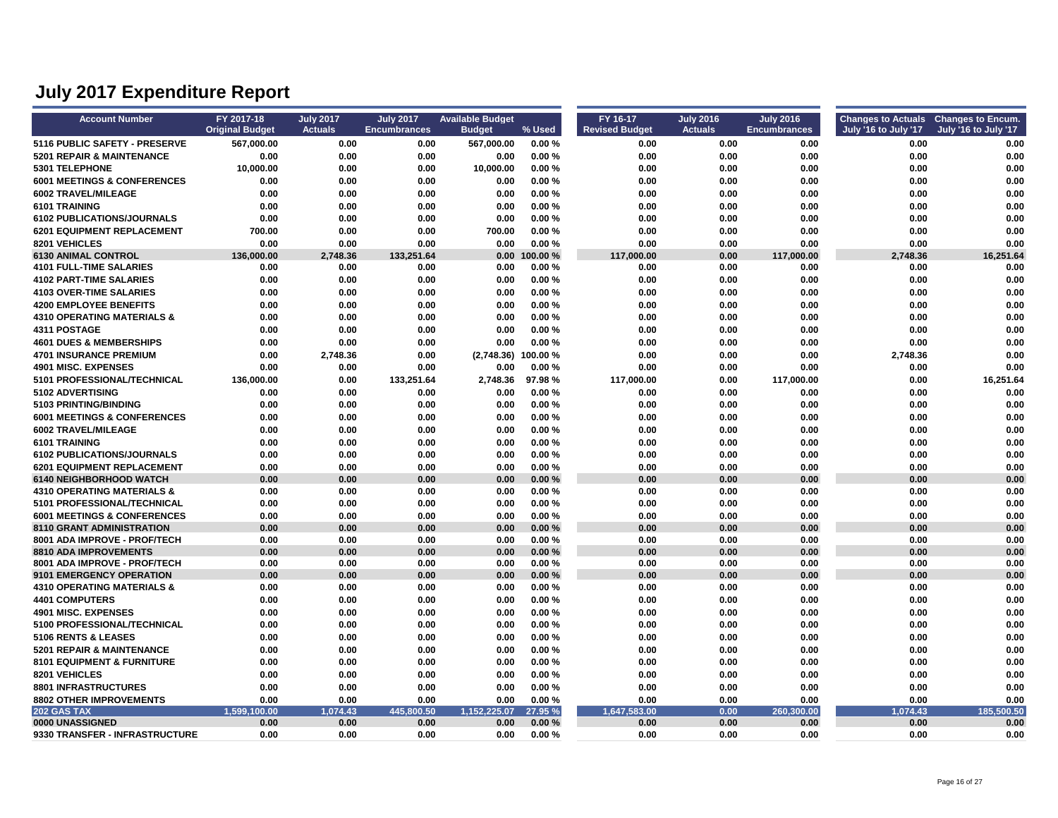# July 2017 Expenditure Report

| Account Number | FY 2017-18 Original Budget | July 2017 Actuals | July 2017 Encumbrances | Available Budget Budget | % Used | FY 16-17 Revised Budget | July 2016 Actuals | July 2016 Encumbrances | Changes to Actuals July '16 to July '17 | Changes to Encum. July '16 to July '17 |
|---|---|---|---|---|---|---|---|---|---|---|
| 5116 PUBLIC SAFETY - PRESERVE | 567,000.00 | 0.00 | 0.00 | 567,000.00 | 0.00 % | 0.00 | 0.00 | 0.00 | 0.00 | 0.00 |
| 5201 REPAIR & MAINTENANCE | 0.00 | 0.00 | 0.00 | 0.00 | 0.00 % | 0.00 | 0.00 | 0.00 | 0.00 | 0.00 |
| 5301 TELEPHONE | 10,000.00 | 0.00 | 0.00 | 10,000.00 | 0.00 % | 0.00 | 0.00 | 0.00 | 0.00 | 0.00 |
| 6001 MEETINGS & CONFERENCES | 0.00 | 0.00 | 0.00 | 0.00 | 0.00 % | 0.00 | 0.00 | 0.00 | 0.00 | 0.00 |
| 6002 TRAVEL/MILEAGE | 0.00 | 0.00 | 0.00 | 0.00 | 0.00 % | 0.00 | 0.00 | 0.00 | 0.00 | 0.00 |
| 6101 TRAINING | 0.00 | 0.00 | 0.00 | 0.00 | 0.00 % | 0.00 | 0.00 | 0.00 | 0.00 | 0.00 |
| 6102 PUBLICATIONS/JOURNALS | 0.00 | 0.00 | 0.00 | 0.00 | 0.00 % | 0.00 | 0.00 | 0.00 | 0.00 | 0.00 |
| 6201 EQUIPMENT REPLACEMENT | 700.00 | 0.00 | 0.00 | 700.00 | 0.00 % | 0.00 | 0.00 | 0.00 | 0.00 | 0.00 |
| 8201 VEHICLES | 0.00 | 0.00 | 0.00 | 0.00 | 0.00 % | 0.00 | 0.00 | 0.00 | 0.00 | 0.00 |
| **6130 ANIMAL CONTROL** | **136,000.00** | **2,748.36** | **133,251.64** | **0.00** | **100.00 %** | **117,000.00** | **0.00** | **117,000.00** | **2,748.36** | **16,251.64** |
| 4101 FULL-TIME SALARIES | 0.00 | 0.00 | 0.00 | 0.00 | 0.00 % | 0.00 | 0.00 | 0.00 | 0.00 | 0.00 |
| 4102 PART-TIME SALARIES | 0.00 | 0.00 | 0.00 | 0.00 | 0.00 % | 0.00 | 0.00 | 0.00 | 0.00 | 0.00 |
| 4103 OVER-TIME SALARIES | 0.00 | 0.00 | 0.00 | 0.00 | 0.00 % | 0.00 | 0.00 | 0.00 | 0.00 | 0.00 |
| 4200 EMPLOYEE BENEFITS | 0.00 | 0.00 | 0.00 | 0.00 | 0.00 % | 0.00 | 0.00 | 0.00 | 0.00 | 0.00 |
| 4310 OPERATING MATERIALS & | 0.00 | 0.00 | 0.00 | 0.00 | 0.00 % | 0.00 | 0.00 | 0.00 | 0.00 | 0.00 |
| 4311 POSTAGE | 0.00 | 0.00 | 0.00 | 0.00 | 0.00 % | 0.00 | 0.00 | 0.00 | 0.00 | 0.00 |
| 4601 DUES & MEMBERSHIPS | 0.00 | 0.00 | 0.00 | 0.00 | 0.00 % | 0.00 | 0.00 | 0.00 | 0.00 | 0.00 |
| 4701 INSURANCE PREMIUM | 0.00 | 2,748.36 | 0.00 | (2,748.36) | 100.00 % | 0.00 | 0.00 | 0.00 | 2,748.36 | 0.00 |
| 4901 MISC. EXPENSES | 0.00 | 0.00 | 0.00 | 0.00 | 0.00 % | 0.00 | 0.00 | 0.00 | 0.00 | 0.00 |
| 5101 PROFESSIONAL/TECHNICAL | 136,000.00 | 0.00 | 133,251.64 | 2,748.36 | 97.98 % | 117,000.00 | 0.00 | 117,000.00 | 0.00 | 16,251.64 |
| 5102 ADVERTISING | 0.00 | 0.00 | 0.00 | 0.00 | 0.00 % | 0.00 | 0.00 | 0.00 | 0.00 | 0.00 |
| 5103 PRINTING/BINDING | 0.00 | 0.00 | 0.00 | 0.00 | 0.00 % | 0.00 | 0.00 | 0.00 | 0.00 | 0.00 |
| 6001 MEETINGS & CONFERENCES | 0.00 | 0.00 | 0.00 | 0.00 | 0.00 % | 0.00 | 0.00 | 0.00 | 0.00 | 0.00 |
| 6002 TRAVEL/MILEAGE | 0.00 | 0.00 | 0.00 | 0.00 | 0.00 % | 0.00 | 0.00 | 0.00 | 0.00 | 0.00 |
| 6101 TRAINING | 0.00 | 0.00 | 0.00 | 0.00 | 0.00 % | 0.00 | 0.00 | 0.00 | 0.00 | 0.00 |
| 6102 PUBLICATIONS/JOURNALS | 0.00 | 0.00 | 0.00 | 0.00 | 0.00 % | 0.00 | 0.00 | 0.00 | 0.00 | 0.00 |
| 6201 EQUIPMENT REPLACEMENT | 0.00 | 0.00 | 0.00 | 0.00 | 0.00 % | 0.00 | 0.00 | 0.00 | 0.00 | 0.00 |
| **6140 NEIGHBORHOOD WATCH** | **0.00** | **0.00** | **0.00** | **0.00** | **0.00 %** | **0.00** | **0.00** | **0.00** | **0.00** | **0.00** |
| 4310 OPERATING MATERIALS & | 0.00 | 0.00 | 0.00 | 0.00 | 0.00 % | 0.00 | 0.00 | 0.00 | 0.00 | 0.00 |
| 5101 PROFESSIONAL/TECHNICAL | 0.00 | 0.00 | 0.00 | 0.00 | 0.00 % | 0.00 | 0.00 | 0.00 | 0.00 | 0.00 |
| 6001 MEETINGS & CONFERENCES | 0.00 | 0.00 | 0.00 | 0.00 | 0.00 % | 0.00 | 0.00 | 0.00 | 0.00 | 0.00 |
| **8110 GRANT ADMINISTRATION** | **0.00** | **0.00** | **0.00** | **0.00** | **0.00 %** | **0.00** | **0.00** | **0.00** | **0.00** | **0.00** |
| 8001 ADA IMPROVE - PROF/TECH | 0.00 | 0.00 | 0.00 | 0.00 | 0.00 % | 0.00 | 0.00 | 0.00 | 0.00 | 0.00 |
| **8810 ADA IMPROVEMENTS** | **0.00** | **0.00** | **0.00** | **0.00** | **0.00 %** | **0.00** | **0.00** | **0.00** | **0.00** | **0.00** |
| 8001 ADA IMPROVE - PROF/TECH | 0.00 | 0.00 | 0.00 | 0.00 | 0.00 % | 0.00 | 0.00 | 0.00 | 0.00 | 0.00 |
| **9101 EMERGENCY OPERATION** | **0.00** | **0.00** | **0.00** | **0.00** | **0.00 %** | **0.00** | **0.00** | **0.00** | **0.00** | **0.00** |
| 4310 OPERATING MATERIALS & | 0.00 | 0.00 | 0.00 | 0.00 | 0.00 % | 0.00 | 0.00 | 0.00 | 0.00 | 0.00 |
| 4401 COMPUTERS | 0.00 | 0.00 | 0.00 | 0.00 | 0.00 % | 0.00 | 0.00 | 0.00 | 0.00 | 0.00 |
| 4901 MISC. EXPENSES | 0.00 | 0.00 | 0.00 | 0.00 | 0.00 % | 0.00 | 0.00 | 0.00 | 0.00 | 0.00 |
| 5100 PROFESSIONAL/TECHNICAL | 0.00 | 0.00 | 0.00 | 0.00 | 0.00 % | 0.00 | 0.00 | 0.00 | 0.00 | 0.00 |
| 5106 RENTS & LEASES | 0.00 | 0.00 | 0.00 | 0.00 | 0.00 % | 0.00 | 0.00 | 0.00 | 0.00 | 0.00 |
| 5201 REPAIR & MAINTENANCE | 0.00 | 0.00 | 0.00 | 0.00 | 0.00 % | 0.00 | 0.00 | 0.00 | 0.00 | 0.00 |
| 8101 EQUIPMENT & FURNITURE | 0.00 | 0.00 | 0.00 | 0.00 | 0.00 % | 0.00 | 0.00 | 0.00 | 0.00 | 0.00 |
| 8201 VEHICLES | 0.00 | 0.00 | 0.00 | 0.00 | 0.00 % | 0.00 | 0.00 | 0.00 | 0.00 | 0.00 |
| 8801 INFRASTRUCTURES | 0.00 | 0.00 | 0.00 | 0.00 | 0.00 % | 0.00 | 0.00 | 0.00 | 0.00 | 0.00 |
| 8802 OTHER IMPROVEMENTS | 0.00 | 0.00 | 0.00 | 0.00 | 0.00 % | 0.00 | 0.00 | 0.00 | 0.00 | 0.00 |
| **202 GAS TAX** | **1,599,100.00** | **1,074.43** | **445,800.50** | **1,152,225.07** | **27.95 %** | **1,647,583.00** | **0.00** | **260,300.00** | **1,074.43** | **185,500.50** |
| **0000 UNASSIGNED** | **0.00** | **0.00** | **0.00** | **0.00** | **0.00 %** | **0.00** | **0.00** | **0.00** | **0.00** | **0.00** |
| 9330 TRANSFER - INFRASTRUCTURE | 0.00 | 0.00 | 0.00 | 0.00 | 0.00 % | 0.00 | 0.00 | 0.00 | 0.00 | 0.00 |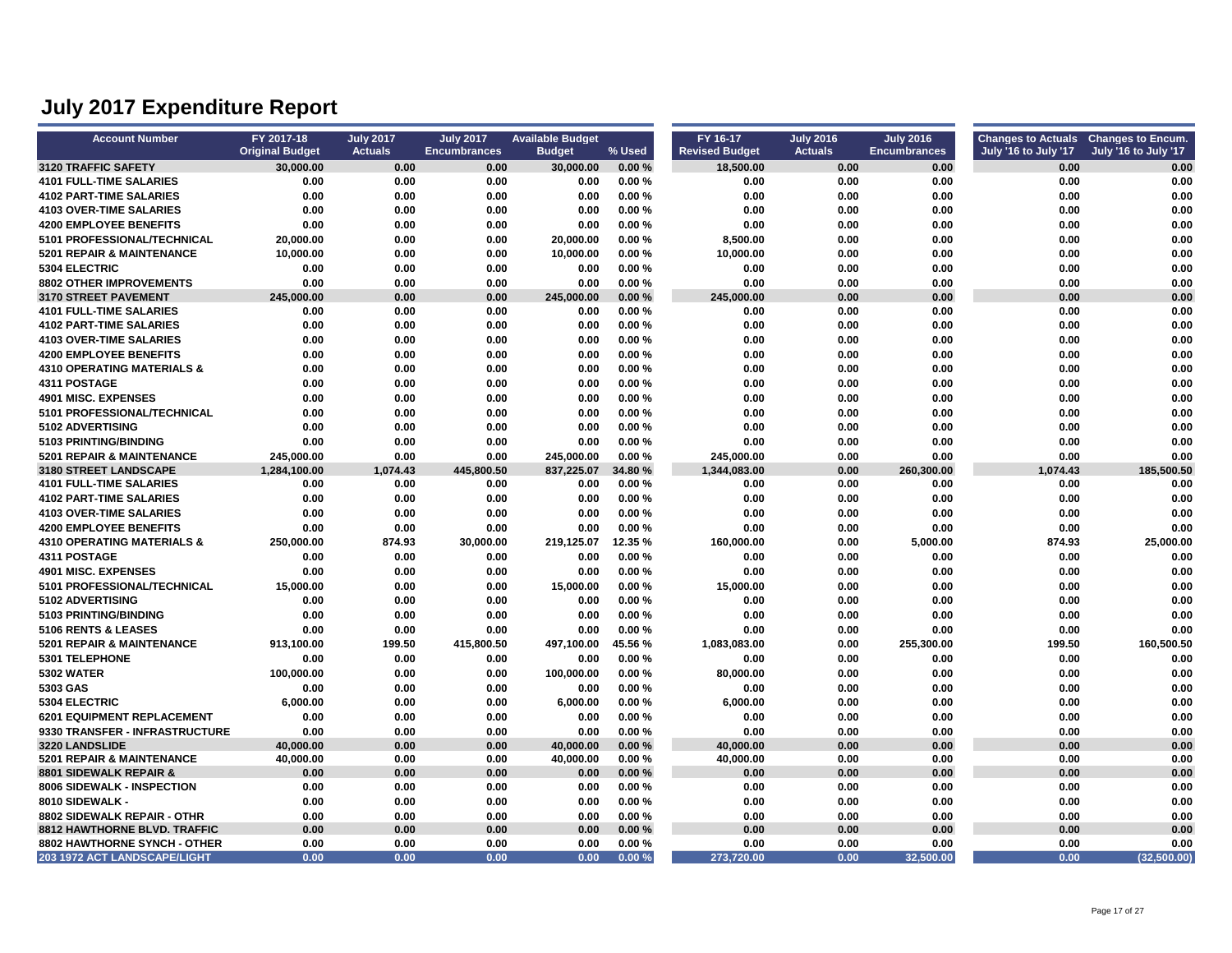# July 2017 Expenditure Report

| Account Number | FY 2017-18 Original Budget | July 2017 Actuals | July 2017 Encumbrances | Available Budget Budget | % Used | FY 16-17 Revised Budget | July 2016 Actuals | July 2016 Encumbrances | Changes to Actuals July '16 to July '17 | Changes to Encum. July '16 to July '17 |
|---|---|---|---|---|---|---|---|---|---|---|
| **3120 TRAFFIC SAFETY** | 30,000.00 | 0.00 | 0.00 | 30,000.00 | 0.00 % | 18,500.00 | 0.00 | 0.00 | 0.00 | 0.00 |
| 4101 FULL-TIME SALARIES | 0.00 | 0.00 | 0.00 | 0.00 | 0.00 % | 0.00 | 0.00 | 0.00 | 0.00 | 0.00 |
| 4102 PART-TIME SALARIES | 0.00 | 0.00 | 0.00 | 0.00 | 0.00 % | 0.00 | 0.00 | 0.00 | 0.00 | 0.00 |
| 4103 OVER-TIME SALARIES | 0.00 | 0.00 | 0.00 | 0.00 | 0.00 % | 0.00 | 0.00 | 0.00 | 0.00 | 0.00 |
| 4200 EMPLOYEE BENEFITS | 0.00 | 0.00 | 0.00 | 0.00 | 0.00 % | 0.00 | 0.00 | 0.00 | 0.00 | 0.00 |
| 5101 PROFESSIONAL/TECHNICAL | 20,000.00 | 0.00 | 0.00 | 20,000.00 | 0.00 % | 8,500.00 | 0.00 | 0.00 | 0.00 | 0.00 |
| 5201 REPAIR & MAINTENANCE | 10,000.00 | 0.00 | 0.00 | 10,000.00 | 0.00 % | 10,000.00 | 0.00 | 0.00 | 0.00 | 0.00 |
| 5304 ELECTRIC | 0.00 | 0.00 | 0.00 | 0.00 | 0.00 % | 0.00 | 0.00 | 0.00 | 0.00 | 0.00 |
| 8802 OTHER IMPROVEMENTS | 0.00 | 0.00 | 0.00 | 0.00 | 0.00 % | 0.00 | 0.00 | 0.00 | 0.00 | 0.00 |
| **3170 STREET PAVEMENT** | 245,000.00 | 0.00 | 0.00 | 245,000.00 | 0.00 % | 245,000.00 | 0.00 | 0.00 | 0.00 | 0.00 |
| 4101 FULL-TIME SALARIES | 0.00 | 0.00 | 0.00 | 0.00 | 0.00 % | 0.00 | 0.00 | 0.00 | 0.00 | 0.00 |
| 4102 PART-TIME SALARIES | 0.00 | 0.00 | 0.00 | 0.00 | 0.00 % | 0.00 | 0.00 | 0.00 | 0.00 | 0.00 |
| 4103 OVER-TIME SALARIES | 0.00 | 0.00 | 0.00 | 0.00 | 0.00 % | 0.00 | 0.00 | 0.00 | 0.00 | 0.00 |
| 4200 EMPLOYEE BENEFITS | 0.00 | 0.00 | 0.00 | 0.00 | 0.00 % | 0.00 | 0.00 | 0.00 | 0.00 | 0.00 |
| 4310 OPERATING MATERIALS & | 0.00 | 0.00 | 0.00 | 0.00 | 0.00 % | 0.00 | 0.00 | 0.00 | 0.00 | 0.00 |
| 4311 POSTAGE | 0.00 | 0.00 | 0.00 | 0.00 | 0.00 % | 0.00 | 0.00 | 0.00 | 0.00 | 0.00 |
| 4901 MISC. EXPENSES | 0.00 | 0.00 | 0.00 | 0.00 | 0.00 % | 0.00 | 0.00 | 0.00 | 0.00 | 0.00 |
| 5101 PROFESSIONAL/TECHNICAL | 0.00 | 0.00 | 0.00 | 0.00 | 0.00 % | 0.00 | 0.00 | 0.00 | 0.00 | 0.00 |
| 5102 ADVERTISING | 0.00 | 0.00 | 0.00 | 0.00 | 0.00 % | 0.00 | 0.00 | 0.00 | 0.00 | 0.00 |
| 5103 PRINTING/BINDING | 0.00 | 0.00 | 0.00 | 0.00 | 0.00 % | 0.00 | 0.00 | 0.00 | 0.00 | 0.00 |
| 5201 REPAIR & MAINTENANCE | 245,000.00 | 0.00 | 0.00 | 245,000.00 | 0.00 % | 245,000.00 | 0.00 | 0.00 | 0.00 | 0.00 |
| **3180 STREET LANDSCAPE** | 1,284,100.00 | 1,074.43 | 445,800.50 | 837,225.07 | 34.80 % | 1,344,083.00 | 0.00 | 260,300.00 | 1,074.43 | 185,500.50 |
| 4101 FULL-TIME SALARIES | 0.00 | 0.00 | 0.00 | 0.00 | 0.00 % | 0.00 | 0.00 | 0.00 | 0.00 | 0.00 |
| 4102 PART-TIME SALARIES | 0.00 | 0.00 | 0.00 | 0.00 | 0.00 % | 0.00 | 0.00 | 0.00 | 0.00 | 0.00 |
| 4103 OVER-TIME SALARIES | 0.00 | 0.00 | 0.00 | 0.00 | 0.00 % | 0.00 | 0.00 | 0.00 | 0.00 | 0.00 |
| 4200 EMPLOYEE BENEFITS | 0.00 | 0.00 | 0.00 | 0.00 | 0.00 % | 0.00 | 0.00 | 0.00 | 0.00 | 0.00 |
| 4310 OPERATING MATERIALS & | 250,000.00 | 874.93 | 30,000.00 | 219,125.07 | 12.35 % | 160,000.00 | 0.00 | 5,000.00 | 874.93 | 25,000.00 |
| 4311 POSTAGE | 0.00 | 0.00 | 0.00 | 0.00 | 0.00 % | 0.00 | 0.00 | 0.00 | 0.00 | 0.00 |
| 4901 MISC. EXPENSES | 0.00 | 0.00 | 0.00 | 0.00 | 0.00 % | 0.00 | 0.00 | 0.00 | 0.00 | 0.00 |
| 5101 PROFESSIONAL/TECHNICAL | 15,000.00 | 0.00 | 0.00 | 15,000.00 | 0.00 % | 15,000.00 | 0.00 | 0.00 | 0.00 | 0.00 |
| 5102 ADVERTISING | 0.00 | 0.00 | 0.00 | 0.00 | 0.00 % | 0.00 | 0.00 | 0.00 | 0.00 | 0.00 |
| 5103 PRINTING/BINDING | 0.00 | 0.00 | 0.00 | 0.00 | 0.00 % | 0.00 | 0.00 | 0.00 | 0.00 | 0.00 |
| 5106 RENTS & LEASES | 0.00 | 0.00 | 0.00 | 0.00 | 0.00 % | 0.00 | 0.00 | 0.00 | 0.00 | 0.00 |
| 5201 REPAIR & MAINTENANCE | 913,100.00 | 199.50 | 415,800.50 | 497,100.00 | 45.56 % | 1,083,083.00 | 0.00 | 255,300.00 | 199.50 | 160,500.50 |
| 5301 TELEPHONE | 0.00 | 0.00 | 0.00 | 0.00 | 0.00 % | 0.00 | 0.00 | 0.00 | 0.00 | 0.00 |
| 5302 WATER | 100,000.00 | 0.00 | 0.00 | 100,000.00 | 0.00 % | 80,000.00 | 0.00 | 0.00 | 0.00 | 0.00 |
| 5303 GAS | 0.00 | 0.00 | 0.00 | 0.00 | 0.00 % | 0.00 | 0.00 | 0.00 | 0.00 | 0.00 |
| 5304 ELECTRIC | 6,000.00 | 0.00 | 0.00 | 6,000.00 | 0.00 % | 6,000.00 | 0.00 | 0.00 | 0.00 | 0.00 |
| 6201 EQUIPMENT REPLACEMENT | 0.00 | 0.00 | 0.00 | 0.00 | 0.00 % | 0.00 | 0.00 | 0.00 | 0.00 | 0.00 |
| 9330 TRANSFER - INFRASTRUCTURE | 0.00 | 0.00 | 0.00 | 0.00 | 0.00 % | 0.00 | 0.00 | 0.00 | 0.00 | 0.00 |
| **3220 LANDSLIDE** | 40,000.00 | 0.00 | 0.00 | 40,000.00 | 0.00 % | 40,000.00 | 0.00 | 0.00 | 0.00 | 0.00 |
| 5201 REPAIR & MAINTENANCE | 40,000.00 | 0.00 | 0.00 | 40,000.00 | 0.00 % | 40,000.00 | 0.00 | 0.00 | 0.00 | 0.00 |
| **8801 SIDEWALK REPAIR &** | 0.00 | 0.00 | 0.00 | 0.00 | 0.00 % | 0.00 | 0.00 | 0.00 | 0.00 | 0.00 |
| 8006 SIDEWALK - INSPECTION | 0.00 | 0.00 | 0.00 | 0.00 | 0.00 % | 0.00 | 0.00 | 0.00 | 0.00 | 0.00 |
| 8010 SIDEWALK - | 0.00 | 0.00 | 0.00 | 0.00 | 0.00 % | 0.00 | 0.00 | 0.00 | 0.00 | 0.00 |
| 8802 SIDEWALK REPAIR - OTHR | 0.00 | 0.00 | 0.00 | 0.00 | 0.00 % | 0.00 | 0.00 | 0.00 | 0.00 | 0.00 |
| **8812 HAWTHORNE BLVD. TRAFFIC** | 0.00 | 0.00 | 0.00 | 0.00 | 0.00 % | 0.00 | 0.00 | 0.00 | 0.00 | 0.00 |
| 8802 HAWTHORNE SYNCH - OTHER | 0.00 | 0.00 | 0.00 | 0.00 | 0.00 % | 0.00 | 0.00 | 0.00 | 0.00 | 0.00 |
| **203 1972 ACT LANDSCAPE/LIGHT** | 0.00 | 0.00 | 0.00 | 0.00 | 0.00 % | 273,720.00 | 0.00 | 32,500.00 | 0.00 | (32,500.00) |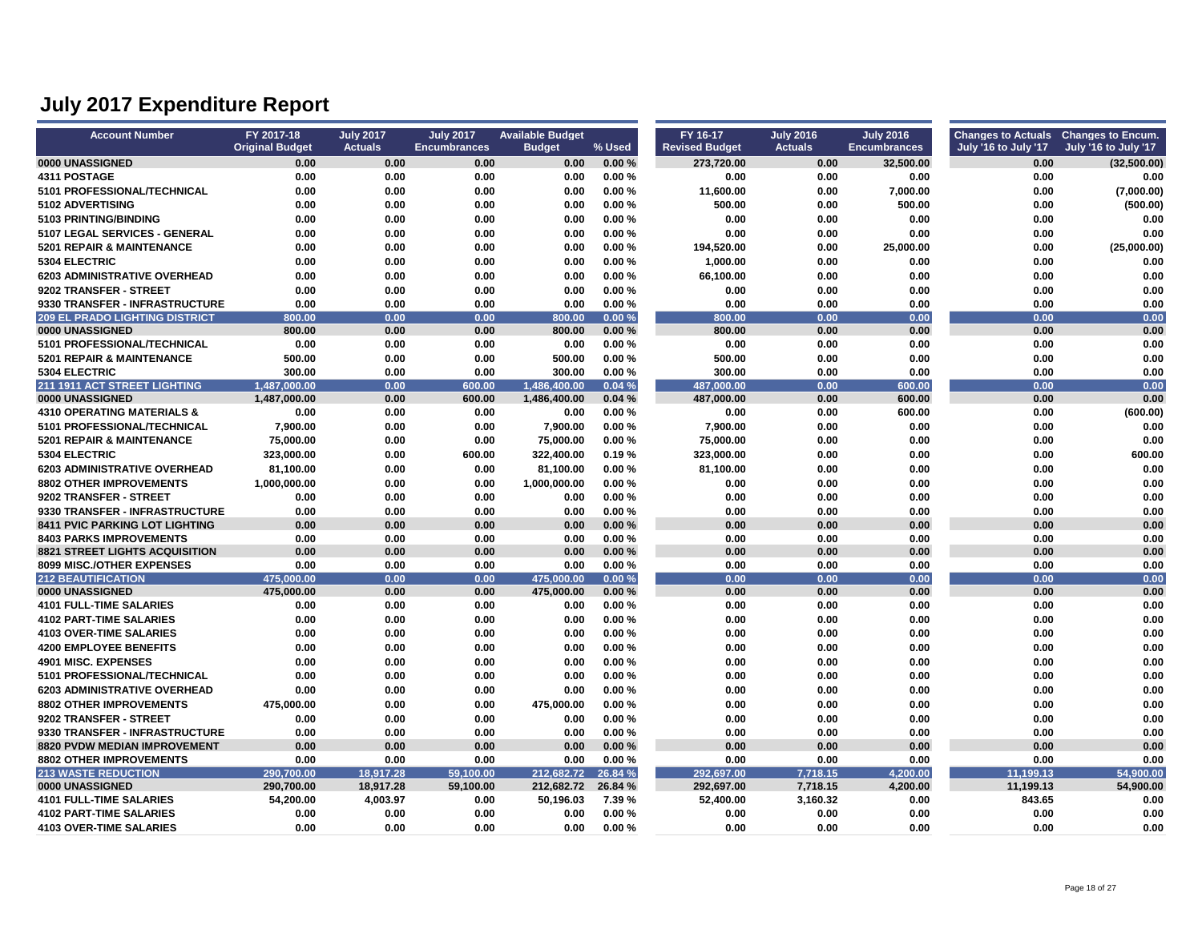# July 2017 Expenditure Report

| Account Number | FY 2017-18 Original Budget | July 2017 Actuals | July 2017 Encumbrances | Available Budget Budget | % Used | FY 16-17 Revised Budget | July 2016 Actuals | July 2016 Encumbrances | Changes to Actuals July '16 to July '17 | Changes to Encum. July '16 to July '17 |
|---|---|---|---|---|---|---|---|---|---|---|
| 0000 UNASSIGNED | 0.00 | 0.00 | 0.00 | 0.00 | 0.00 % | 273,720.00 | 0.00 | 32,500.00 | 0.00 | (32,500.00) |
| 4311 POSTAGE | 0.00 | 0.00 | 0.00 | 0.00 | 0.00 % | 0.00 | 0.00 | 0.00 | 0.00 | 0.00 |
| 5101 PROFESSIONAL/TECHNICAL | 0.00 | 0.00 | 0.00 | 0.00 | 0.00 % | 11,600.00 | 0.00 | 7,000.00 | 0.00 | (7,000.00) |
| 5102 ADVERTISING | 0.00 | 0.00 | 0.00 | 0.00 | 0.00 % | 500.00 | 0.00 | 500.00 | 0.00 | (500.00) |
| 5103 PRINTING/BINDING | 0.00 | 0.00 | 0.00 | 0.00 | 0.00 % | 0.00 | 0.00 | 0.00 | 0.00 | 0.00 |
| 5107 LEGAL SERVICES - GENERAL | 0.00 | 0.00 | 0.00 | 0.00 | 0.00 % | 0.00 | 0.00 | 0.00 | 0.00 | 0.00 |
| 5201 REPAIR & MAINTENANCE | 0.00 | 0.00 | 0.00 | 0.00 | 0.00 % | 194,520.00 | 0.00 | 25,000.00 | 0.00 | (25,000.00) |
| 5304 ELECTRIC | 0.00 | 0.00 | 0.00 | 0.00 | 0.00 % | 1,000.00 | 0.00 | 0.00 | 0.00 | 0.00 |
| 6203 ADMINISTRATIVE OVERHEAD | 0.00 | 0.00 | 0.00 | 0.00 | 0.00 % | 66,100.00 | 0.00 | 0.00 | 0.00 | 0.00 |
| 9202 TRANSFER - STREET | 0.00 | 0.00 | 0.00 | 0.00 | 0.00 % | 0.00 | 0.00 | 0.00 | 0.00 | 0.00 |
| 9330 TRANSFER - INFRASTRUCTURE | 0.00 | 0.00 | 0.00 | 0.00 | 0.00 % | 0.00 | 0.00 | 0.00 | 0.00 | 0.00 |
| **209 EL PRADO LIGHTING DISTRICT** | **800.00** | **0.00** | **0.00** | **800.00** | **0.00 %** | **800.00** | **0.00** | **0.00** | **0.00** | **0.00** |
| 0000 UNASSIGNED | 800.00 | 0.00 | 0.00 | 800.00 | 0.00 % | 800.00 | 0.00 | 0.00 | 0.00 | 0.00 |
| 5101 PROFESSIONAL/TECHNICAL | 0.00 | 0.00 | 0.00 | 0.00 | 0.00 % | 0.00 | 0.00 | 0.00 | 0.00 | 0.00 |
| 5201 REPAIR & MAINTENANCE | 500.00 | 0.00 | 0.00 | 500.00 | 0.00 % | 500.00 | 0.00 | 0.00 | 0.00 | 0.00 |
| 5304 ELECTRIC | 300.00 | 0.00 | 0.00 | 300.00 | 0.00 % | 300.00 | 0.00 | 0.00 | 0.00 | 0.00 |
| **211 1911 ACT STREET LIGHTING** | **1,487,000.00** | **0.00** | **600.00** | **1,486,400.00** | **0.04 %** | **487,000.00** | **0.00** | **600.00** | **0.00** | **0.00** |
| 0000 UNASSIGNED | 1,487,000.00 | 0.00 | 600.00 | 1,486,400.00 | 0.04 % | 487,000.00 | 0.00 | 600.00 | 0.00 | 0.00 |
| 4310 OPERATING MATERIALS & | 0.00 | 0.00 | 0.00 | 0.00 | 0.00 % | 0.00 | 0.00 | 600.00 | 0.00 | (600.00) |
| 5101 PROFESSIONAL/TECHNICAL | 7,900.00 | 0.00 | 0.00 | 7,900.00 | 0.00 % | 7,900.00 | 0.00 | 0.00 | 0.00 | 0.00 |
| 5201 REPAIR & MAINTENANCE | 75,000.00 | 0.00 | 0.00 | 75,000.00 | 0.00 % | 75,000.00 | 0.00 | 0.00 | 0.00 | 0.00 |
| 5304 ELECTRIC | 323,000.00 | 0.00 | 600.00 | 322,400.00 | 0.19 % | 323,000.00 | 0.00 | 0.00 | 0.00 | 600.00 |
| 6203 ADMINISTRATIVE OVERHEAD | 81,100.00 | 0.00 | 0.00 | 81,100.00 | 0.00 % | 81,100.00 | 0.00 | 0.00 | 0.00 | 0.00 |
| 8802 OTHER IMPROVEMENTS | 1,000,000.00 | 0.00 | 0.00 | 1,000,000.00 | 0.00 % | 0.00 | 0.00 | 0.00 | 0.00 | 0.00 |
| 9202 TRANSFER - STREET | 0.00 | 0.00 | 0.00 | 0.00 | 0.00 % | 0.00 | 0.00 | 0.00 | 0.00 | 0.00 |
| 9330 TRANSFER - INFRASTRUCTURE | 0.00 | 0.00 | 0.00 | 0.00 | 0.00 % | 0.00 | 0.00 | 0.00 | 0.00 | 0.00 |
| 8411 PVIC PARKING LOT LIGHTING | 0.00 | 0.00 | 0.00 | 0.00 | 0.00 % | 0.00 | 0.00 | 0.00 | 0.00 | 0.00 |
| 8403 PARKS IMPROVEMENTS | 0.00 | 0.00 | 0.00 | 0.00 | 0.00 % | 0.00 | 0.00 | 0.00 | 0.00 | 0.00 |
| 8821 STREET LIGHTS ACQUISITION | 0.00 | 0.00 | 0.00 | 0.00 | 0.00 % | 0.00 | 0.00 | 0.00 | 0.00 | 0.00 |
| 8099 MISC./OTHER EXPENSES | 0.00 | 0.00 | 0.00 | 0.00 | 0.00 % | 0.00 | 0.00 | 0.00 | 0.00 | 0.00 |
| **212 BEAUTIFICATION** | **475,000.00** | **0.00** | **0.00** | **475,000.00** | **0.00 %** | **0.00** | **0.00** | **0.00** | **0.00** | **0.00** |
| 0000 UNASSIGNED | 475,000.00 | 0.00 | 0.00 | 475,000.00 | 0.00 % | 0.00 | 0.00 | 0.00 | 0.00 | 0.00 |
| 4101 FULL-TIME SALARIES | 0.00 | 0.00 | 0.00 | 0.00 | 0.00 % | 0.00 | 0.00 | 0.00 | 0.00 | 0.00 |
| 4102 PART-TIME SALARIES | 0.00 | 0.00 | 0.00 | 0.00 | 0.00 % | 0.00 | 0.00 | 0.00 | 0.00 | 0.00 |
| 4103 OVER-TIME SALARIES | 0.00 | 0.00 | 0.00 | 0.00 | 0.00 % | 0.00 | 0.00 | 0.00 | 0.00 | 0.00 |
| 4200 EMPLOYEE BENEFITS | 0.00 | 0.00 | 0.00 | 0.00 | 0.00 % | 0.00 | 0.00 | 0.00 | 0.00 | 0.00 |
| 4901 MISC. EXPENSES | 0.00 | 0.00 | 0.00 | 0.00 | 0.00 % | 0.00 | 0.00 | 0.00 | 0.00 | 0.00 |
| 5101 PROFESSIONAL/TECHNICAL | 0.00 | 0.00 | 0.00 | 0.00 | 0.00 % | 0.00 | 0.00 | 0.00 | 0.00 | 0.00 |
| 6203 ADMINISTRATIVE OVERHEAD | 0.00 | 0.00 | 0.00 | 0.00 | 0.00 % | 0.00 | 0.00 | 0.00 | 0.00 | 0.00 |
| 8802 OTHER IMPROVEMENTS | 475,000.00 | 0.00 | 0.00 | 475,000.00 | 0.00 % | 0.00 | 0.00 | 0.00 | 0.00 | 0.00 |
| 9202 TRANSFER - STREET | 0.00 | 0.00 | 0.00 | 0.00 | 0.00 % | 0.00 | 0.00 | 0.00 | 0.00 | 0.00 |
| 9330 TRANSFER - INFRASTRUCTURE | 0.00 | 0.00 | 0.00 | 0.00 | 0.00 % | 0.00 | 0.00 | 0.00 | 0.00 | 0.00 |
| 8820 PVDW MEDIAN IMPROVEMENT | 0.00 | 0.00 | 0.00 | 0.00 | 0.00 % | 0.00 | 0.00 | 0.00 | 0.00 | 0.00 |
| 8802 OTHER IMPROVEMENTS | 0.00 | 0.00 | 0.00 | 0.00 | 0.00 % | 0.00 | 0.00 | 0.00 | 0.00 | 0.00 |
| **213 WASTE REDUCTION** | **290,700.00** | **18,917.28** | **59,100.00** | **212,682.72** | **26.84 %** | **292,697.00** | **7,718.15** | **4,200.00** | **11,199.13** | **54,900.00** |
| 0000 UNASSIGNED | 290,700.00 | 18,917.28 | 59,100.00 | 212,682.72 | 26.84 % | 292,697.00 | 7,718.15 | 4,200.00 | 11,199.13 | 54,900.00 |
| 4101 FULL-TIME SALARIES | 54,200.00 | 4,003.97 | 0.00 | 50,196.03 | 7.39 % | 52,400.00 | 3,160.32 | 0.00 | 843.65 | 0.00 |
| 4102 PART-TIME SALARIES | 0.00 | 0.00 | 0.00 | 0.00 | 0.00 % | 0.00 | 0.00 | 0.00 | 0.00 | 0.00 |
| 4103 OVER-TIME SALARIES | 0.00 | 0.00 | 0.00 | 0.00 | 0.00 % | 0.00 | 0.00 | 0.00 | 0.00 | 0.00 |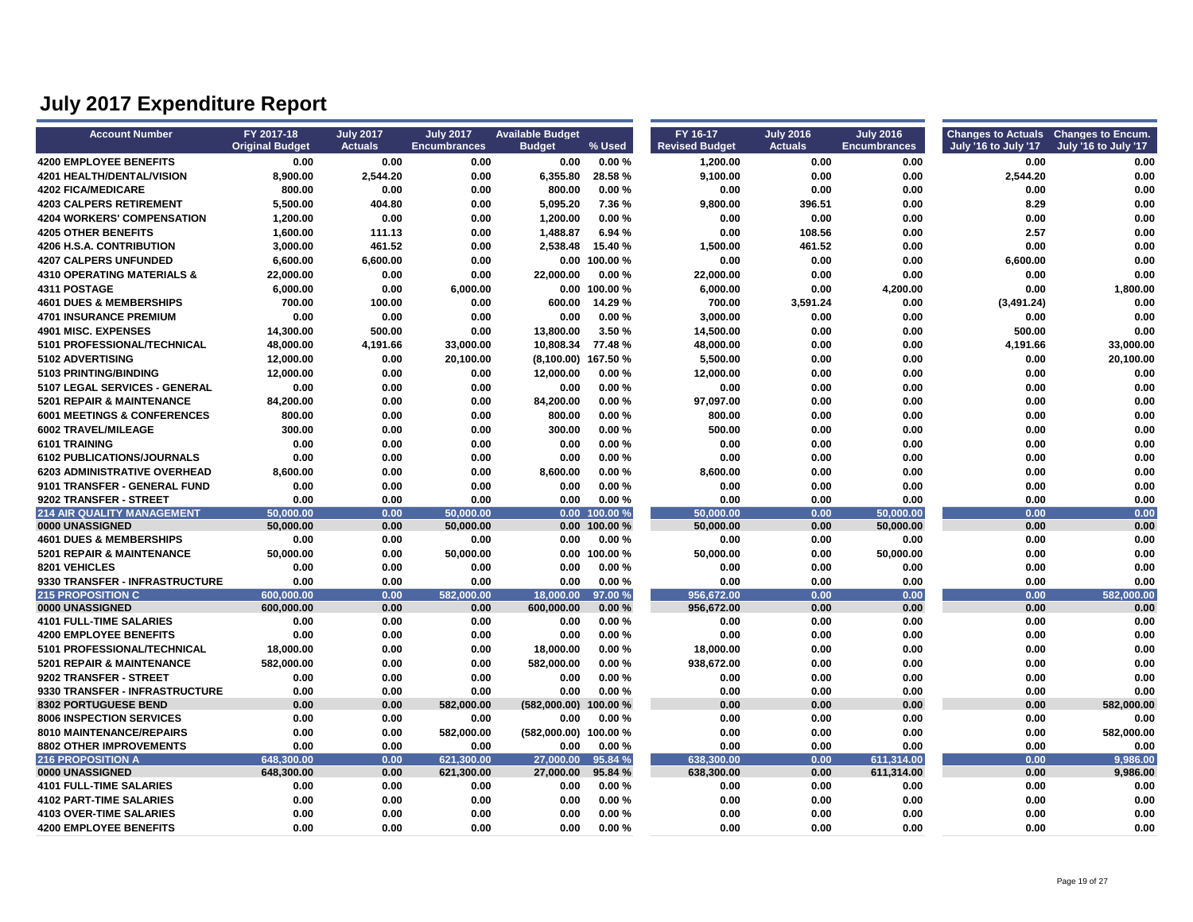# July 2017 Expenditure Report

| Account Number | FY 2017-18 Original Budget | July 2017 Actuals | July 2017 Encumbrances | Available Budget Budget | % Used | FY 16-17 Revised Budget | July 2016 Actuals | July 2016 Encumbrances | Changes to Actuals July '16 to July '17 | Changes to Encum. July '16 to July '17 |
|---|---|---|---|---|---|---|---|---|---|---|
| 4200 EMPLOYEE BENEFITS | 0.00 | 0.00 | 0.00 | 0.00 | 0.00 % | 1,200.00 | 0.00 | 0.00 | 0.00 | 0.00 |
| 4201 HEALTH/DENTAL/VISION | 8,900.00 | 2,544.20 | 0.00 | 6,355.80 | 28.58 % | 9,100.00 | 0.00 | 0.00 | 2,544.20 | 0.00 |
| 4202 FICA/MEDICARE | 800.00 | 0.00 | 0.00 | 800.00 | 0.00 % | 0.00 | 0.00 | 0.00 | 0.00 | 0.00 |
| 4203 CALPERS RETIREMENT | 5,500.00 | 404.80 | 0.00 | 5,095.20 | 7.36 % | 9,800.00 | 396.51 | 0.00 | 8.29 | 0.00 |
| 4204 WORKERS' COMPENSATION | 1,200.00 | 0.00 | 0.00 | 1,200.00 | 0.00 % | 0.00 | 0.00 | 0.00 | 0.00 | 0.00 |
| 4205 OTHER BENEFITS | 1,600.00 | 111.13 | 0.00 | 1,488.87 | 6.94 % | 0.00 | 108.56 | 0.00 | 2.57 | 0.00 |
| 4206 H.S.A. CONTRIBUTION | 3,000.00 | 461.52 | 0.00 | 2,538.48 | 15.40 % | 1,500.00 | 461.52 | 0.00 | 0.00 | 0.00 |
| 4207 CALPERS UNFUNDED | 6,600.00 | 6,600.00 | 0.00 | 0.00 | 100.00 % | 0.00 | 0.00 | 0.00 | 6,600.00 | 0.00 |
| 4310 OPERATING MATERIALS & | 22,000.00 | 0.00 | 0.00 | 22,000.00 | 0.00 % | 22,000.00 | 0.00 | 0.00 | 0.00 | 0.00 |
| 4311 POSTAGE | 6,000.00 | 0.00 | 6,000.00 | 0.00 | 100.00 % | 6,000.00 | 0.00 | 4,200.00 | 0.00 | 1,800.00 |
| 4601 DUES & MEMBERSHIPS | 700.00 | 100.00 | 0.00 | 600.00 | 14.29 % | 700.00 | 3,591.24 | 0.00 | (3,491.24) | 0.00 |
| 4701 INSURANCE PREMIUM | 0.00 | 0.00 | 0.00 | 0.00 | 0.00 % | 3,000.00 | 0.00 | 0.00 | 0.00 | 0.00 |
| 4901 MISC. EXPENSES | 14,300.00 | 500.00 | 0.00 | 13,800.00 | 3.50 % | 14,500.00 | 0.00 | 0.00 | 500.00 | 0.00 |
| 5101 PROFESSIONAL/TECHNICAL | 48,000.00 | 4,191.66 | 33,000.00 | 10,808.34 | 77.48 % | 48,000.00 | 0.00 | 0.00 | 4,191.66 | 33,000.00 |
| 5102 ADVERTISING | 12,000.00 | 0.00 | 20,100.00 | (8,100.00) | 167.50 % | 5,500.00 | 0.00 | 0.00 | 0.00 | 20,100.00 |
| 5103 PRINTING/BINDING | 12,000.00 | 0.00 | 0.00 | 12,000.00 | 0.00 % | 12,000.00 | 0.00 | 0.00 | 0.00 | 0.00 |
| 5107 LEGAL SERVICES - GENERAL | 0.00 | 0.00 | 0.00 | 0.00 | 0.00 % | 0.00 | 0.00 | 0.00 | 0.00 | 0.00 |
| 5201 REPAIR & MAINTENANCE | 84,200.00 | 0.00 | 0.00 | 84,200.00 | 0.00 % | 97,097.00 | 0.00 | 0.00 | 0.00 | 0.00 |
| 6001 MEETINGS & CONFERENCES | 800.00 | 0.00 | 0.00 | 800.00 | 0.00 % | 800.00 | 0.00 | 0.00 | 0.00 | 0.00 |
| 6002 TRAVEL/MILEAGE | 300.00 | 0.00 | 0.00 | 300.00 | 0.00 % | 500.00 | 0.00 | 0.00 | 0.00 | 0.00 |
| 6101 TRAINING | 0.00 | 0.00 | 0.00 | 0.00 | 0.00 % | 0.00 | 0.00 | 0.00 | 0.00 | 0.00 |
| 6102 PUBLICATIONS/JOURNALS | 0.00 | 0.00 | 0.00 | 0.00 | 0.00 % | 0.00 | 0.00 | 0.00 | 0.00 | 0.00 |
| 6203 ADMINISTRATIVE OVERHEAD | 8,600.00 | 0.00 | 0.00 | 8,600.00 | 0.00 % | 8,600.00 | 0.00 | 0.00 | 0.00 | 0.00 |
| 9101 TRANSFER - GENERAL FUND | 0.00 | 0.00 | 0.00 | 0.00 | 0.00 % | 0.00 | 0.00 | 0.00 | 0.00 | 0.00 |
| 9202 TRANSFER - STREET | 0.00 | 0.00 | 0.00 | 0.00 | 0.00 % | 0.00 | 0.00 | 0.00 | 0.00 | 0.00 |
| **214 AIR QUALITY MANAGEMENT** | **50,000.00** | **0.00** | **50,000.00** | **0.00** | **100.00 %** | **50,000.00** | **0.00** | **50,000.00** | **0.00** | **0.00** |
| 0000 UNASSIGNED | 50,000.00 | 0.00 | 50,000.00 | 0.00 | 100.00 % | 50,000.00 | 0.00 | 50,000.00 | 0.00 | 0.00 |
| 4601 DUES & MEMBERSHIPS | 0.00 | 0.00 | 0.00 | 0.00 | 0.00 % | 0.00 | 0.00 | 0.00 | 0.00 | 0.00 |
| 5201 REPAIR & MAINTENANCE | 50,000.00 | 0.00 | 50,000.00 | 0.00 | 100.00 % | 50,000.00 | 0.00 | 50,000.00 | 0.00 | 0.00 |
| 8201 VEHICLES | 0.00 | 0.00 | 0.00 | 0.00 | 0.00 % | 0.00 | 0.00 | 0.00 | 0.00 | 0.00 |
| 9330 TRANSFER - INFRASTRUCTURE | 0.00 | 0.00 | 0.00 | 0.00 | 0.00 % | 0.00 | 0.00 | 0.00 | 0.00 | 0.00 |
| **215 PROPOSITION C** | **600,000.00** | **0.00** | **582,000.00** | **18,000.00** | **97.00 %** | **956,672.00** | **0.00** | **0.00** | **0.00** | **582,000.00** |
| 0000 UNASSIGNED | 600,000.00 | 0.00 | 0.00 | 600,000.00 | 0.00 % | 956,672.00 | 0.00 | 0.00 | 0.00 | 0.00 |
| 4101 FULL-TIME SALARIES | 0.00 | 0.00 | 0.00 | 0.00 | 0.00 % | 0.00 | 0.00 | 0.00 | 0.00 | 0.00 |
| 4200 EMPLOYEE BENEFITS | 0.00 | 0.00 | 0.00 | 0.00 | 0.00 % | 0.00 | 0.00 | 0.00 | 0.00 | 0.00 |
| 5101 PROFESSIONAL/TECHNICAL | 18,000.00 | 0.00 | 0.00 | 18,000.00 | 0.00 % | 18,000.00 | 0.00 | 0.00 | 0.00 | 0.00 |
| 5201 REPAIR & MAINTENANCE | 582,000.00 | 0.00 | 0.00 | 582,000.00 | 0.00 % | 938,672.00 | 0.00 | 0.00 | 0.00 | 0.00 |
| 9202 TRANSFER - STREET | 0.00 | 0.00 | 0.00 | 0.00 | 0.00 % | 0.00 | 0.00 | 0.00 | 0.00 | 0.00 |
| 9330 TRANSFER - INFRASTRUCTURE | 0.00 | 0.00 | 0.00 | 0.00 | 0.00 % | 0.00 | 0.00 | 0.00 | 0.00 | 0.00 |
| 8302 PORTUGUESE BEND | 0.00 | 0.00 | 582,000.00 | (582,000.00) | 100.00 % | 0.00 | 0.00 | 0.00 | 0.00 | 582,000.00 |
| 8006 INSPECTION SERVICES | 0.00 | 0.00 | 0.00 | 0.00 | 0.00 % | 0.00 | 0.00 | 0.00 | 0.00 | 0.00 |
| 8010 MAINTENANCE/REPAIRS | 0.00 | 0.00 | 582,000.00 | (582,000.00) | 100.00 % | 0.00 | 0.00 | 0.00 | 0.00 | 582,000.00 |
| 8802 OTHER IMPROVEMENTS | 0.00 | 0.00 | 0.00 | 0.00 | 0.00 % | 0.00 | 0.00 | 0.00 | 0.00 | 0.00 |
| **216 PROPOSITION A** | **648,300.00** | **0.00** | **621,300.00** | **27,000.00** | **95.84 %** | **638,300.00** | **0.00** | **611,314.00** | **0.00** | **9,986.00** |
| 0000 UNASSIGNED | 648,300.00 | 0.00 | 621,300.00 | 27,000.00 | 95.84 % | 638,300.00 | 0.00 | 611,314.00 | 0.00 | 9,986.00 |
| 4101 FULL-TIME SALARIES | 0.00 | 0.00 | 0.00 | 0.00 | 0.00 % | 0.00 | 0.00 | 0.00 | 0.00 | 0.00 |
| 4102 PART-TIME SALARIES | 0.00 | 0.00 | 0.00 | 0.00 | 0.00 % | 0.00 | 0.00 | 0.00 | 0.00 | 0.00 |
| 4103 OVER-TIME SALARIES | 0.00 | 0.00 | 0.00 | 0.00 | 0.00 % | 0.00 | 0.00 | 0.00 | 0.00 | 0.00 |
| 4200 EMPLOYEE BENEFITS | 0.00 | 0.00 | 0.00 | 0.00 | 0.00 % | 0.00 | 0.00 | 0.00 | 0.00 | 0.00 |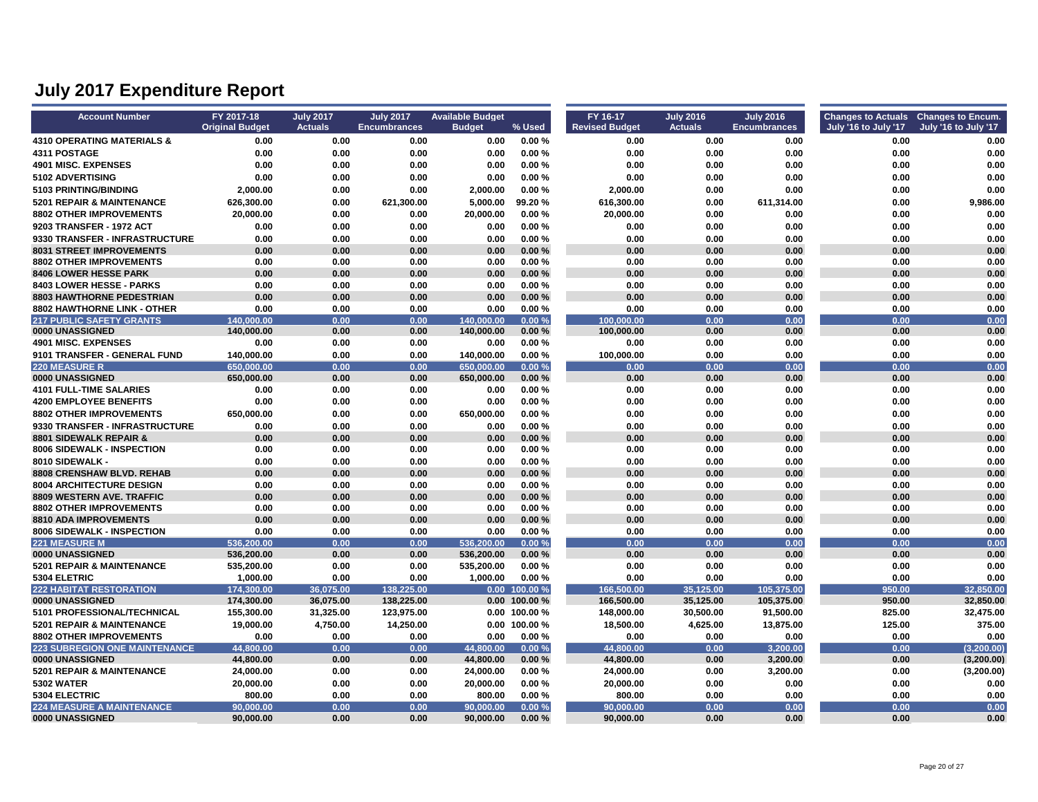# July 2017 Expenditure Report

| Account Number | FY 2017-18 Original Budget | July 2017 Actuals | July 2017 Encumbrances | Available Budget Budget | % Used | FY 16-17 Revised Budget | July 2016 Actuals | July 2016 Encumbrances | Changes to Actuals July '16 to July '17 | Changes to Encum. July '16 to July '17 |
|---|---|---|---|---|---|---|---|---|---|---|
| 4310 OPERATING MATERIALS & | 0.00 | 0.00 | 0.00 | 0.00 | 0.00 % | 0.00 | 0.00 | 0.00 | 0.00 | 0.00 |
| 4311 POSTAGE | 0.00 | 0.00 | 0.00 | 0.00 | 0.00 % | 0.00 | 0.00 | 0.00 | 0.00 | 0.00 |
| 4901 MISC. EXPENSES | 0.00 | 0.00 | 0.00 | 0.00 | 0.00 % | 0.00 | 0.00 | 0.00 | 0.00 | 0.00 |
| 5102 ADVERTISING | 0.00 | 0.00 | 0.00 | 0.00 | 0.00 % | 0.00 | 0.00 | 0.00 | 0.00 | 0.00 |
| 5103 PRINTING/BINDING | 2,000.00 | 0.00 | 0.00 | 2,000.00 | 0.00 % | 2,000.00 | 0.00 | 0.00 | 0.00 | 0.00 |
| 5201 REPAIR & MAINTENANCE | 626,300.00 | 0.00 | 621,300.00 | 5,000.00 | 99.20 % | 616,300.00 | 0.00 | 611,314.00 | 0.00 | 9,986.00 |
| 8802 OTHER IMPROVEMENTS | 20,000.00 | 0.00 | 0.00 | 20,000.00 | 0.00 % | 20,000.00 | 0.00 | 0.00 | 0.00 | 0.00 |
| 9203 TRANSFER - 1972 ACT | 0.00 | 0.00 | 0.00 | 0.00 | 0.00 % | 0.00 | 0.00 | 0.00 | 0.00 | 0.00 |
| 9330 TRANSFER - INFRASTRUCTURE | 0.00 | 0.00 | 0.00 | 0.00 | 0.00 % | 0.00 | 0.00 | 0.00 | 0.00 | 0.00 |
| 8031 STREET IMPROVEMENTS | 0.00 | 0.00 | 0.00 | 0.00 | 0.00 % | 0.00 | 0.00 | 0.00 | 0.00 | 0.00 |
| 8802 OTHER IMPROVEMENTS | 0.00 | 0.00 | 0.00 | 0.00 | 0.00 % | 0.00 | 0.00 | 0.00 | 0.00 | 0.00 |
| 8406 LOWER HESSE PARK | 0.00 | 0.00 | 0.00 | 0.00 | 0.00 % | 0.00 | 0.00 | 0.00 | 0.00 | 0.00 |
| 8403 LOWER HESSE - PARKS | 0.00 | 0.00 | 0.00 | 0.00 | 0.00 % | 0.00 | 0.00 | 0.00 | 0.00 | 0.00 |
| 8803 HAWTHORNE PEDESTRIAN | 0.00 | 0.00 | 0.00 | 0.00 | 0.00 % | 0.00 | 0.00 | 0.00 | 0.00 | 0.00 |
| 8802 HAWTHORNE LINK - OTHER | 0.00 | 0.00 | 0.00 | 0.00 | 0.00 % | 0.00 | 0.00 | 0.00 | 0.00 | 0.00 |
| 217 PUBLIC SAFETY GRANTS | 140,000.00 | 0.00 | 0.00 | 140,000.00 | 0.00 % | 100,000.00 | 0.00 | 0.00 | 0.00 | 0.00 |
| 0000 UNASSIGNED | 140,000.00 | 0.00 | 0.00 | 140,000.00 | 0.00 % | 100,000.00 | 0.00 | 0.00 | 0.00 | 0.00 |
| 4901 MISC. EXPENSES | 0.00 | 0.00 | 0.00 | 0.00 | 0.00 % | 0.00 | 0.00 | 0.00 | 0.00 | 0.00 |
| 9101 TRANSFER - GENERAL FUND | 140,000.00 | 0.00 | 0.00 | 140,000.00 | 0.00 % | 100,000.00 | 0.00 | 0.00 | 0.00 | 0.00 |
| 220 MEASURE R | 650,000.00 | 0.00 | 0.00 | 650,000.00 | 0.00 % | 0.00 | 0.00 | 0.00 | 0.00 | 0.00 |
| 0000 UNASSIGNED | 650,000.00 | 0.00 | 0.00 | 650,000.00 | 0.00 % | 0.00 | 0.00 | 0.00 | 0.00 | 0.00 |
| 4101 FULL-TIME SALARIES | 0.00 | 0.00 | 0.00 | 0.00 | 0.00 % | 0.00 | 0.00 | 0.00 | 0.00 | 0.00 |
| 4200 EMPLOYEE BENEFITS | 0.00 | 0.00 | 0.00 | 0.00 | 0.00 % | 0.00 | 0.00 | 0.00 | 0.00 | 0.00 |
| 8802 OTHER IMPROVEMENTS | 650,000.00 | 0.00 | 0.00 | 650,000.00 | 0.00 % | 0.00 | 0.00 | 0.00 | 0.00 | 0.00 |
| 9330 TRANSFER - INFRASTRUCTURE | 0.00 | 0.00 | 0.00 | 0.00 | 0.00 % | 0.00 | 0.00 | 0.00 | 0.00 | 0.00 |
| 8801 SIDEWALK REPAIR & | 0.00 | 0.00 | 0.00 | 0.00 | 0.00 % | 0.00 | 0.00 | 0.00 | 0.00 | 0.00 |
| 8006 SIDEWALK - INSPECTION | 0.00 | 0.00 | 0.00 | 0.00 | 0.00 % | 0.00 | 0.00 | 0.00 | 0.00 | 0.00 |
| 8010 SIDEWALK - | 0.00 | 0.00 | 0.00 | 0.00 | 0.00 % | 0.00 | 0.00 | 0.00 | 0.00 | 0.00 |
| 8808 CRENSHAW BLVD. REHAB | 0.00 | 0.00 | 0.00 | 0.00 | 0.00 % | 0.00 | 0.00 | 0.00 | 0.00 | 0.00 |
| 8004 ARCHITECTURE DESIGN | 0.00 | 0.00 | 0.00 | 0.00 | 0.00 % | 0.00 | 0.00 | 0.00 | 0.00 | 0.00 |
| 8809 WESTERN AVE. TRAFFIC | 0.00 | 0.00 | 0.00 | 0.00 | 0.00 % | 0.00 | 0.00 | 0.00 | 0.00 | 0.00 |
| 8802 OTHER IMPROVEMENTS | 0.00 | 0.00 | 0.00 | 0.00 | 0.00 % | 0.00 | 0.00 | 0.00 | 0.00 | 0.00 |
| 8810 ADA IMPROVEMENTS | 0.00 | 0.00 | 0.00 | 0.00 | 0.00 % | 0.00 | 0.00 | 0.00 | 0.00 | 0.00 |
| 8006 SIDEWALK - INSPECTION | 0.00 | 0.00 | 0.00 | 0.00 | 0.00 % | 0.00 | 0.00 | 0.00 | 0.00 | 0.00 |
| 221 MEASURE M | 536,200.00 | 0.00 | 0.00 | 536,200.00 | 0.00 % | 0.00 | 0.00 | 0.00 | 0.00 | 0.00 |
| 0000 UNASSIGNED | 536,200.00 | 0.00 | 0.00 | 536,200.00 | 0.00 % | 0.00 | 0.00 | 0.00 | 0.00 | 0.00 |
| 5201 REPAIR & MAINTENANCE | 535,200.00 | 0.00 | 0.00 | 535,200.00 | 0.00 % | 0.00 | 0.00 | 0.00 | 0.00 | 0.00 |
| 5304 ELETRIC | 1,000.00 | 0.00 | 0.00 | 1,000.00 | 0.00 % | 0.00 | 0.00 | 0.00 | 0.00 | 0.00 |
| 222 HABITAT RESTORATION | 174,300.00 | 36,075.00 | 138,225.00 | 0.00 | 100.00 % | 166,500.00 | 35,125.00 | 105,375.00 | 950.00 | 32,850.00 |
| 0000 UNASSIGNED | 174,300.00 | 36,075.00 | 138,225.00 | 0.00 | 100.00 % | 166,500.00 | 35,125.00 | 105,375.00 | 950.00 | 32,850.00 |
| 5101 PROFESSIONAL/TECHNICAL | 155,300.00 | 31,325.00 | 123,975.00 | 0.00 | 100.00 % | 148,000.00 | 30,500.00 | 91,500.00 | 825.00 | 32,475.00 |
| 5201 REPAIR & MAINTENANCE | 19,000.00 | 4,750.00 | 14,250.00 | 0.00 | 100.00 % | 18,500.00 | 4,625.00 | 13,875.00 | 125.00 | 375.00 |
| 8802 OTHER IMPROVEMENTS | 0.00 | 0.00 | 0.00 | 0.00 | 0.00 % | 0.00 | 0.00 | 0.00 | 0.00 | 0.00 |
| 223 SUBREGION ONE MAINTENANCE | 44,800.00 | 0.00 | 0.00 | 44,800.00 | 0.00 % | 44,800.00 | 0.00 | 3,200.00 | 0.00 | (3,200.00) |
| 0000 UNASSIGNED | 44,800.00 | 0.00 | 0.00 | 44,800.00 | 0.00 % | 44,800.00 | 0.00 | 3,200.00 | 0.00 | (3,200.00) |
| 5201 REPAIR & MAINTENANCE | 24,000.00 | 0.00 | 0.00 | 24,000.00 | 0.00 % | 24,000.00 | 0.00 | 3,200.00 | 0.00 | (3,200.00) |
| 5302 WATER | 20,000.00 | 0.00 | 0.00 | 20,000.00 | 0.00 % | 20,000.00 | 0.00 | 0.00 | 0.00 | 0.00 |
| 5304 ELECTRIC | 800.00 | 0.00 | 0.00 | 800.00 | 0.00 % | 800.00 | 0.00 | 0.00 | 0.00 | 0.00 |
| 224 MEASURE A MAINTENANCE | 90,000.00 | 0.00 | 0.00 | 90,000.00 | 0.00 % | 90,000.00 | 0.00 | 0.00 | 0.00 | 0.00 |
| 0000 UNASSIGNED | 90,000.00 | 0.00 | 0.00 | 90,000.00 | 0.00 % | 90,000.00 | 0.00 | 0.00 | 0.00 | 0.00 |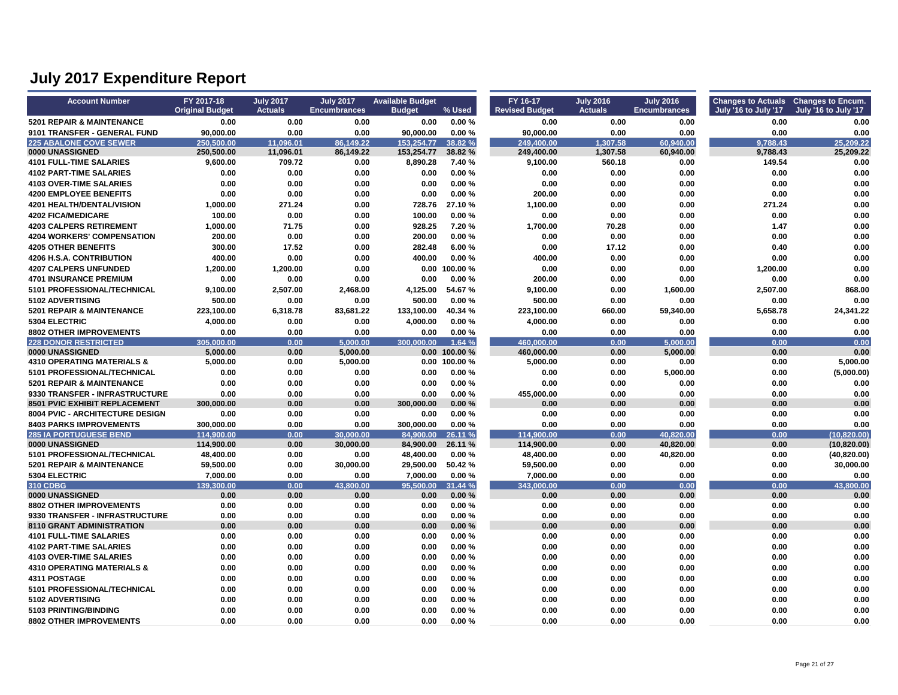# July 2017 Expenditure Report

| Account Number | FY 2017-18 Original Budget | July 2017 Actuals | July 2017 Encumbrances | Available Budget | % Used | FY 16-17 Revised Budget | July 2016 Actuals | July 2016 Encumbrances | Changes to Actuals July '16 to July '17 | Changes to Encum. July '16 to July '17 |
|---|---|---|---|---|---|---|---|---|---|---|
| 5201 REPAIR & MAINTENANCE | 0.00 | 0.00 | 0.00 | 0.00 | 0.00 % | 0.00 | 0.00 | 0.00 | 0.00 | 0.00 |
| 9101 TRANSFER - GENERAL FUND | 90,000.00 | 0.00 | 0.00 | 90,000.00 | 0.00 % | 90,000.00 | 0.00 | 0.00 | 0.00 | 0.00 |
| **225 ABALONE COVE SEWER** | **250,500.00** | **11,096.01** | **86,149.22** | **153,254.77** | **38.82 %** | **249,400.00** | **1,307.58** | **60,940.00** | **9,788.43** | **25,209.22** |
| 0000 UNASSIGNED | 250,500.00 | 11,096.01 | 86,149.22 | 153,254.77 | 38.82 % | 249,400.00 | 1,307.58 | 60,940.00 | 9,788.43 | 25,209.22 |
| 4101 FULL-TIME SALARIES | 9,600.00 | 709.72 | 0.00 | 8,890.28 | 7.40 % | 9,100.00 | 560.18 | 0.00 | 149.54 | 0.00 |
| 4102 PART-TIME SALARIES | 0.00 | 0.00 | 0.00 | 0.00 | 0.00 % | 0.00 | 0.00 | 0.00 | 0.00 | 0.00 |
| 4103 OVER-TIME SALARIES | 0.00 | 0.00 | 0.00 | 0.00 | 0.00 % | 0.00 | 0.00 | 0.00 | 0.00 | 0.00 |
| 4200 EMPLOYEE BENEFITS | 0.00 | 0.00 | 0.00 | 0.00 | 0.00 % | 200.00 | 0.00 | 0.00 | 0.00 | 0.00 |
| 4201 HEALTH/DENTAL/VISION | 1,000.00 | 271.24 | 0.00 | 728.76 | 27.10 % | 1,100.00 | 0.00 | 0.00 | 271.24 | 0.00 |
| 4202 FICA/MEDICARE | 100.00 | 0.00 | 0.00 | 100.00 | 0.00 % | 0.00 | 0.00 | 0.00 | 0.00 | 0.00 |
| 4203 CALPERS RETIREMENT | 1,000.00 | 71.75 | 0.00 | 928.25 | 7.20 % | 1,700.00 | 70.28 | 0.00 | 1.47 | 0.00 |
| 4204 WORKERS' COMPENSATION | 200.00 | 0.00 | 0.00 | 200.00 | 0.00 % | 0.00 | 0.00 | 0.00 | 0.00 | 0.00 |
| 4205 OTHER BENEFITS | 300.00 | 17.52 | 0.00 | 282.48 | 6.00 % | 0.00 | 17.12 | 0.00 | 0.40 | 0.00 |
| 4206 H.S.A. CONTRIBUTION | 400.00 | 0.00 | 0.00 | 400.00 | 0.00 % | 400.00 | 0.00 | 0.00 | 0.00 | 0.00 |
| 4207 CALPERS UNFUNDED | 1,200.00 | 1,200.00 | 0.00 | 0.00 | 100.00 % | 0.00 | 0.00 | 0.00 | 1,200.00 | 0.00 |
| 4701 INSURANCE PREMIUM | 0.00 | 0.00 | 0.00 | 0.00 | 0.00 % | 200.00 | 0.00 | 0.00 | 0.00 | 0.00 |
| 5101 PROFESSIONAL/TECHNICAL | 9,100.00 | 2,507.00 | 2,468.00 | 4,125.00 | 54.67 % | 9,100.00 | 0.00 | 1,600.00 | 2,507.00 | 868.00 |
| 5102 ADVERTISING | 500.00 | 0.00 | 0.00 | 500.00 | 0.00 % | 500.00 | 0.00 | 0.00 | 0.00 | 0.00 |
| 5201 REPAIR & MAINTENANCE | 223,100.00 | 6,318.78 | 83,681.22 | 133,100.00 | 40.34 % | 223,100.00 | 660.00 | 59,340.00 | 5,658.78 | 24,341.22 |
| 5304 ELECTRIC | 4,000.00 | 0.00 | 0.00 | 4,000.00 | 0.00 % | 4,000.00 | 0.00 | 0.00 | 0.00 | 0.00 |
| 8802 OTHER IMPROVEMENTS | 0.00 | 0.00 | 0.00 | 0.00 | 0.00 % | 0.00 | 0.00 | 0.00 | 0.00 | 0.00 |
| **228 DONOR RESTRICTED** | **305,000.00** | **0.00** | **5,000.00** | **300,000.00** | **1.64 %** | **460,000.00** | **0.00** | **5,000.00** | **0.00** | **0.00** |
| 0000 UNASSIGNED | 5,000.00 | 0.00 | 5,000.00 | 0.00 | 100.00 % | 460,000.00 | 0.00 | 5,000.00 | 0.00 | 0.00 |
| 4310 OPERATING MATERIALS & | 5,000.00 | 0.00 | 5,000.00 | 0.00 | 100.00 % | 5,000.00 | 0.00 | 0.00 | 0.00 | 5,000.00 |
| 5101 PROFESSIONAL/TECHNICAL | 0.00 | 0.00 | 0.00 | 0.00 | 0.00 % | 0.00 | 0.00 | 5,000.00 | 0.00 | (5,000.00) |
| 5201 REPAIR & MAINTENANCE | 0.00 | 0.00 | 0.00 | 0.00 | 0.00 % | 0.00 | 0.00 | 0.00 | 0.00 | 0.00 |
| 9330 TRANSFER - INFRASTRUCTURE | 0.00 | 0.00 | 0.00 | 0.00 | 0.00 % | 455,000.00 | 0.00 | 0.00 | 0.00 | 0.00 |
| 8501 PVIC EXHIBIT REPLACEMENT | 300,000.00 | 0.00 | 0.00 | 300,000.00 | 0.00 % | 0.00 | 0.00 | 0.00 | 0.00 | 0.00 |
| 8004 PVIC - ARCHITECTURE DESIGN | 0.00 | 0.00 | 0.00 | 0.00 | 0.00 % | 0.00 | 0.00 | 0.00 | 0.00 | 0.00 |
| 8403 PARKS IMPROVEMENTS | 300,000.00 | 0.00 | 0.00 | 300,000.00 | 0.00 % | 0.00 | 0.00 | 0.00 | 0.00 | 0.00 |
| **285 IA PORTUGUESE BEND** | **114,900.00** | **0.00** | **30,000.00** | **84,900.00** | **26.11 %** | **114,900.00** | **0.00** | **40,820.00** | **0.00** | **(10,820.00)** |
| 0000 UNASSIGNED | 114,900.00 | 0.00 | 30,000.00 | 84,900.00 | 26.11 % | 114,900.00 | 0.00 | 40,820.00 | 0.00 | (10,820.00) |
| 5101 PROFESSIONAL/TECHNICAL | 48,400.00 | 0.00 | 0.00 | 48,400.00 | 0.00 % | 48,400.00 | 0.00 | 40,820.00 | 0.00 | (40,820.00) |
| 5201 REPAIR & MAINTENANCE | 59,500.00 | 0.00 | 30,000.00 | 29,500.00 | 50.42 % | 59,500.00 | 0.00 | 0.00 | 0.00 | 30,000.00 |
| 5304 ELECTRIC | 7,000.00 | 0.00 | 0.00 | 7,000.00 | 0.00 % | 7,000.00 | 0.00 | 0.00 | 0.00 | 0.00 |
| **310 CDBG** | **139,300.00** | **0.00** | **43,800.00** | **95,500.00** | **31.44 %** | **343,000.00** | **0.00** | **0.00** | **0.00** | **43,800.00** |
| 0000 UNASSIGNED | 0.00 | 0.00 | 0.00 | 0.00 | 0.00 % | 0.00 | 0.00 | 0.00 | 0.00 | 0.00 |
| 8802 OTHER IMPROVEMENTS | 0.00 | 0.00 | 0.00 | 0.00 | 0.00 % | 0.00 | 0.00 | 0.00 | 0.00 | 0.00 |
| 9330 TRANSFER - INFRASTRUCTURE | 0.00 | 0.00 | 0.00 | 0.00 | 0.00 % | 0.00 | 0.00 | 0.00 | 0.00 | 0.00 |
| 8110 GRANT ADMINISTRATION | 0.00 | 0.00 | 0.00 | 0.00 | 0.00 % | 0.00 | 0.00 | 0.00 | 0.00 | 0.00 |
| 4101 FULL-TIME SALARIES | 0.00 | 0.00 | 0.00 | 0.00 | 0.00 % | 0.00 | 0.00 | 0.00 | 0.00 | 0.00 |
| 4102 PART-TIME SALARIES | 0.00 | 0.00 | 0.00 | 0.00 | 0.00 % | 0.00 | 0.00 | 0.00 | 0.00 | 0.00 |
| 4103 OVER-TIME SALARIES | 0.00 | 0.00 | 0.00 | 0.00 | 0.00 % | 0.00 | 0.00 | 0.00 | 0.00 | 0.00 |
| 4310 OPERATING MATERIALS & | 0.00 | 0.00 | 0.00 | 0.00 | 0.00 % | 0.00 | 0.00 | 0.00 | 0.00 | 0.00 |
| 4311 POSTAGE | 0.00 | 0.00 | 0.00 | 0.00 | 0.00 % | 0.00 | 0.00 | 0.00 | 0.00 | 0.00 |
| 5101 PROFESSIONAL/TECHNICAL | 0.00 | 0.00 | 0.00 | 0.00 | 0.00 % | 0.00 | 0.00 | 0.00 | 0.00 | 0.00 |
| 5102 ADVERTISING | 0.00 | 0.00 | 0.00 | 0.00 | 0.00 % | 0.00 | 0.00 | 0.00 | 0.00 | 0.00 |
| 5103 PRINTING/BINDING | 0.00 | 0.00 | 0.00 | 0.00 | 0.00 % | 0.00 | 0.00 | 0.00 | 0.00 | 0.00 |
| 8802 OTHER IMPROVEMENTS | 0.00 | 0.00 | 0.00 | 0.00 | 0.00 % | 0.00 | 0.00 | 0.00 | 0.00 | 0.00 |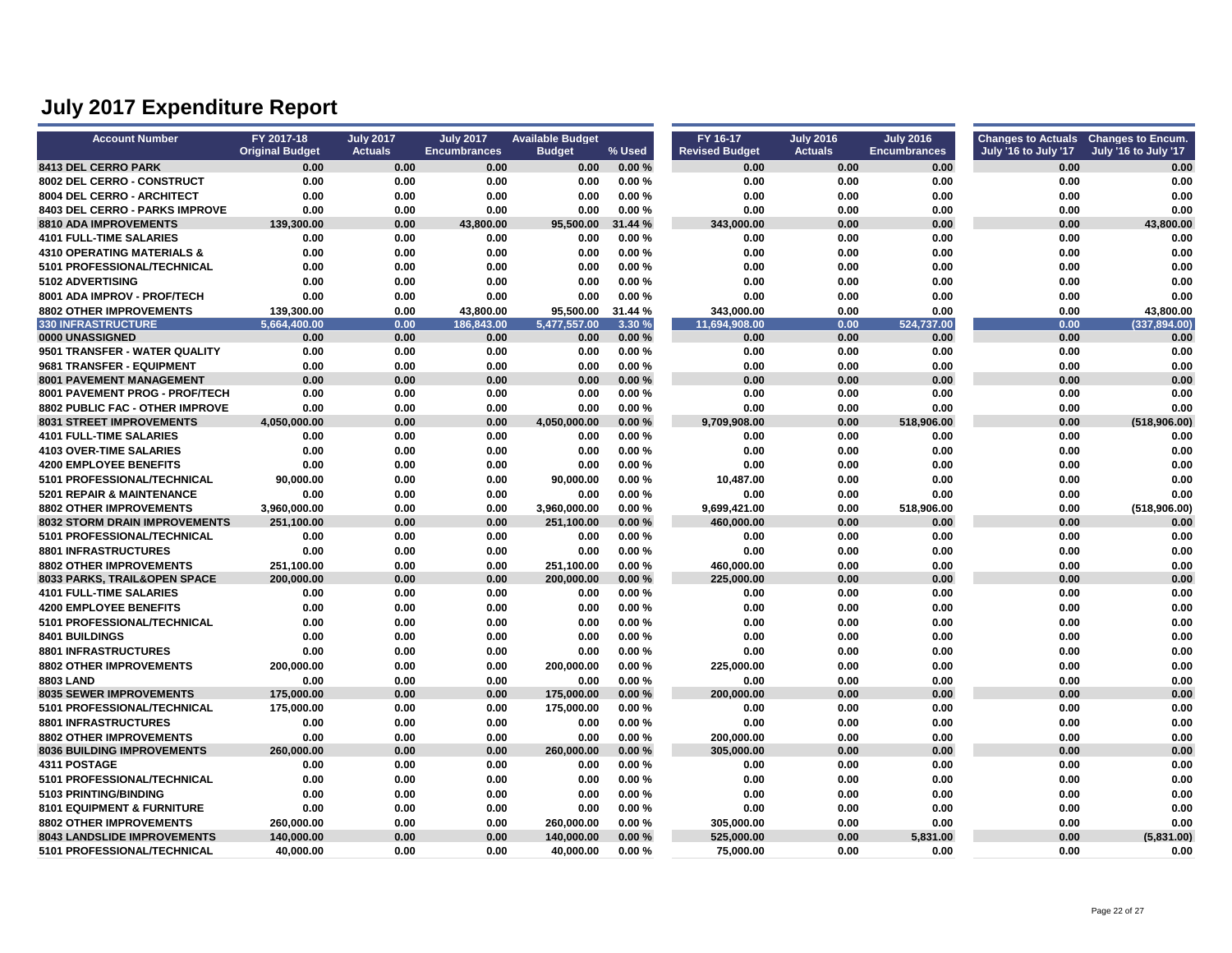# July 2017 Expenditure Report

| Account Number | FY 2017-18 Original Budget | July 2017 Actuals | July 2017 Encumbrances | Available Budget Budget | % Used | FY 16-17 Revised Budget | July 2016 Actuals | July 2016 Encumbrances | Changes to Actuals July '16 to July '17 | Changes to Encum. July '16 to July '17 |
|---|---|---|---|---|---|---|---|---|---|---|
| 8413 DEL CERRO PARK | 0.00 | 0.00 | 0.00 | 0.00 | 0.00 % | 0.00 | 0.00 | 0.00 | 0.00 | 0.00 |
| 8002 DEL CERRO - CONSTRUCT | 0.00 | 0.00 | 0.00 | 0.00 | 0.00 % | 0.00 | 0.00 | 0.00 | 0.00 | 0.00 |
| 8004 DEL CERRO - ARCHITECT | 0.00 | 0.00 | 0.00 | 0.00 | 0.00 % | 0.00 | 0.00 | 0.00 | 0.00 | 0.00 |
| 8403 DEL CERRO - PARKS IMPROVE | 0.00 | 0.00 | 0.00 | 0.00 | 0.00 % | 0.00 | 0.00 | 0.00 | 0.00 | 0.00 |
| 8810 ADA IMPROVEMENTS | 139,300.00 | 0.00 | 43,800.00 | 95,500.00 | 31.44 % | 343,000.00 | 0.00 | 0.00 | 0.00 | 43,800.00 |
| 4101 FULL-TIME SALARIES | 0.00 | 0.00 | 0.00 | 0.00 | 0.00 % | 0.00 | 0.00 | 0.00 | 0.00 | 0.00 |
| 4310 OPERATING MATERIALS & | 0.00 | 0.00 | 0.00 | 0.00 | 0.00 % | 0.00 | 0.00 | 0.00 | 0.00 | 0.00 |
| 5101 PROFESSIONAL/TECHNICAL | 0.00 | 0.00 | 0.00 | 0.00 | 0.00 % | 0.00 | 0.00 | 0.00 | 0.00 | 0.00 |
| 5102 ADVERTISING | 0.00 | 0.00 | 0.00 | 0.00 | 0.00 % | 0.00 | 0.00 | 0.00 | 0.00 | 0.00 |
| 8001 ADA IMPROV - PROF/TECH | 0.00 | 0.00 | 0.00 | 0.00 | 0.00 % | 0.00 | 0.00 | 0.00 | 0.00 | 0.00 |
| 8802 OTHER IMPROVEMENTS | 139,300.00 | 0.00 | 43,800.00 | 95,500.00 | 31.44 % | 343,000.00 | 0.00 | 0.00 | 0.00 | 43,800.00 |
| 330 INFRASTRUCTURE | 5,664,400.00 | 0.00 | 186,843.00 | 5,477,557.00 | 3.30 % | 11,694,908.00 | 0.00 | 524,737.00 | 0.00 | (337,894.00) |
| 0000 UNASSIGNED | 0.00 | 0.00 | 0.00 | 0.00 | 0.00 % | 0.00 | 0.00 | 0.00 | 0.00 | 0.00 |
| 9501 TRANSFER - WATER QUALITY | 0.00 | 0.00 | 0.00 | 0.00 | 0.00 % | 0.00 | 0.00 | 0.00 | 0.00 | 0.00 |
| 9681 TRANSFER - EQUIPMENT | 0.00 | 0.00 | 0.00 | 0.00 | 0.00 % | 0.00 | 0.00 | 0.00 | 0.00 | 0.00 |
| 8001 PAVEMENT MANAGEMENT | 0.00 | 0.00 | 0.00 | 0.00 | 0.00 % | 0.00 | 0.00 | 0.00 | 0.00 | 0.00 |
| 8001 PAVEMENT PROG - PROF/TECH | 0.00 | 0.00 | 0.00 | 0.00 | 0.00 % | 0.00 | 0.00 | 0.00 | 0.00 | 0.00 |
| 8802 PUBLIC FAC - OTHER IMPROVE | 0.00 | 0.00 | 0.00 | 0.00 | 0.00 % | 0.00 | 0.00 | 0.00 | 0.00 | 0.00 |
| 8031 STREET IMPROVEMENTS | 4,050,000.00 | 0.00 | 0.00 | 4,050,000.00 | 0.00 % | 9,709,908.00 | 0.00 | 518,906.00 | 0.00 | (518,906.00) |
| 4101 FULL-TIME SALARIES | 0.00 | 0.00 | 0.00 | 0.00 | 0.00 % | 0.00 | 0.00 | 0.00 | 0.00 | 0.00 |
| 4103 OVER-TIME SALARIES | 0.00 | 0.00 | 0.00 | 0.00 | 0.00 % | 0.00 | 0.00 | 0.00 | 0.00 | 0.00 |
| 4200 EMPLOYEE BENEFITS | 0.00 | 0.00 | 0.00 | 0.00 | 0.00 % | 0.00 | 0.00 | 0.00 | 0.00 | 0.00 |
| 5101 PROFESSIONAL/TECHNICAL | 90,000.00 | 0.00 | 0.00 | 90,000.00 | 0.00 % | 10,487.00 | 0.00 | 0.00 | 0.00 | 0.00 |
| 5201 REPAIR & MAINTENANCE | 0.00 | 0.00 | 0.00 | 0.00 | 0.00 % | 0.00 | 0.00 | 0.00 | 0.00 | 0.00 |
| 8802 OTHER IMPROVEMENTS | 3,960,000.00 | 0.00 | 0.00 | 3,960,000.00 | 0.00 % | 9,699,421.00 | 0.00 | 518,906.00 | 0.00 | (518,906.00) |
| 8032 STORM DRAIN IMPROVEMENTS | 251,100.00 | 0.00 | 0.00 | 251,100.00 | 0.00 % | 460,000.00 | 0.00 | 0.00 | 0.00 | 0.00 |
| 5101 PROFESSIONAL/TECHNICAL | 0.00 | 0.00 | 0.00 | 0.00 | 0.00 % | 0.00 | 0.00 | 0.00 | 0.00 | 0.00 |
| 8801 INFRASTRUCTURES | 0.00 | 0.00 | 0.00 | 0.00 | 0.00 % | 0.00 | 0.00 | 0.00 | 0.00 | 0.00 |
| 8802 OTHER IMPROVEMENTS | 251,100.00 | 0.00 | 0.00 | 251,100.00 | 0.00 % | 460,000.00 | 0.00 | 0.00 | 0.00 | 0.00 |
| 8033 PARKS, TRAIL&OPEN SPACE | 200,000.00 | 0.00 | 0.00 | 200,000.00 | 0.00 % | 225,000.00 | 0.00 | 0.00 | 0.00 | 0.00 |
| 4101 FULL-TIME SALARIES | 0.00 | 0.00 | 0.00 | 0.00 | 0.00 % | 0.00 | 0.00 | 0.00 | 0.00 | 0.00 |
| 4200 EMPLOYEE BENEFITS | 0.00 | 0.00 | 0.00 | 0.00 | 0.00 % | 0.00 | 0.00 | 0.00 | 0.00 | 0.00 |
| 5101 PROFESSIONAL/TECHNICAL | 0.00 | 0.00 | 0.00 | 0.00 | 0.00 % | 0.00 | 0.00 | 0.00 | 0.00 | 0.00 |
| 8401 BUILDINGS | 0.00 | 0.00 | 0.00 | 0.00 | 0.00 % | 0.00 | 0.00 | 0.00 | 0.00 | 0.00 |
| 8801 INFRASTRUCTURES | 0.00 | 0.00 | 0.00 | 0.00 | 0.00 % | 0.00 | 0.00 | 0.00 | 0.00 | 0.00 |
| 8802 OTHER IMPROVEMENTS | 200,000.00 | 0.00 | 0.00 | 200,000.00 | 0.00 % | 225,000.00 | 0.00 | 0.00 | 0.00 | 0.00 |
| 8803 LAND | 0.00 | 0.00 | 0.00 | 0.00 | 0.00 % | 0.00 | 0.00 | 0.00 | 0.00 | 0.00 |
| 8035 SEWER IMPROVEMENTS | 175,000.00 | 0.00 | 0.00 | 175,000.00 | 0.00 % | 200,000.00 | 0.00 | 0.00 | 0.00 | 0.00 |
| 5101 PROFESSIONAL/TECHNICAL | 175,000.00 | 0.00 | 0.00 | 175,000.00 | 0.00 % | 0.00 | 0.00 | 0.00 | 0.00 | 0.00 |
| 8801 INFRASTRUCTURES | 0.00 | 0.00 | 0.00 | 0.00 | 0.00 % | 0.00 | 0.00 | 0.00 | 0.00 | 0.00 |
| 8802 OTHER IMPROVEMENTS | 0.00 | 0.00 | 0.00 | 0.00 | 0.00 % | 200,000.00 | 0.00 | 0.00 | 0.00 | 0.00 |
| 8036 BUILDING IMPROVEMENTS | 260,000.00 | 0.00 | 0.00 | 260,000.00 | 0.00 % | 305,000.00 | 0.00 | 0.00 | 0.00 | 0.00 |
| 4311 POSTAGE | 0.00 | 0.00 | 0.00 | 0.00 | 0.00 % | 0.00 | 0.00 | 0.00 | 0.00 | 0.00 |
| 5101 PROFESSIONAL/TECHNICAL | 0.00 | 0.00 | 0.00 | 0.00 | 0.00 % | 0.00 | 0.00 | 0.00 | 0.00 | 0.00 |
| 5103 PRINTING/BINDING | 0.00 | 0.00 | 0.00 | 0.00 | 0.00 % | 0.00 | 0.00 | 0.00 | 0.00 | 0.00 |
| 8101 EQUIPMENT & FURNITURE | 0.00 | 0.00 | 0.00 | 0.00 | 0.00 % | 0.00 | 0.00 | 0.00 | 0.00 | 0.00 |
| 8802 OTHER IMPROVEMENTS | 260,000.00 | 0.00 | 0.00 | 260,000.00 | 0.00 % | 305,000.00 | 0.00 | 0.00 | 0.00 | 0.00 |
| 8043 LANDSLIDE IMPROVEMENTS | 140,000.00 | 0.00 | 0.00 | 140,000.00 | 0.00 % | 525,000.00 | 0.00 | 5,831.00 | 0.00 | (5,831.00) |
| 5101 PROFESSIONAL/TECHNICAL | 40,000.00 | 0.00 | 0.00 | 40,000.00 | 0.00 % | 75,000.00 | 0.00 | 0.00 | 0.00 | 0.00 |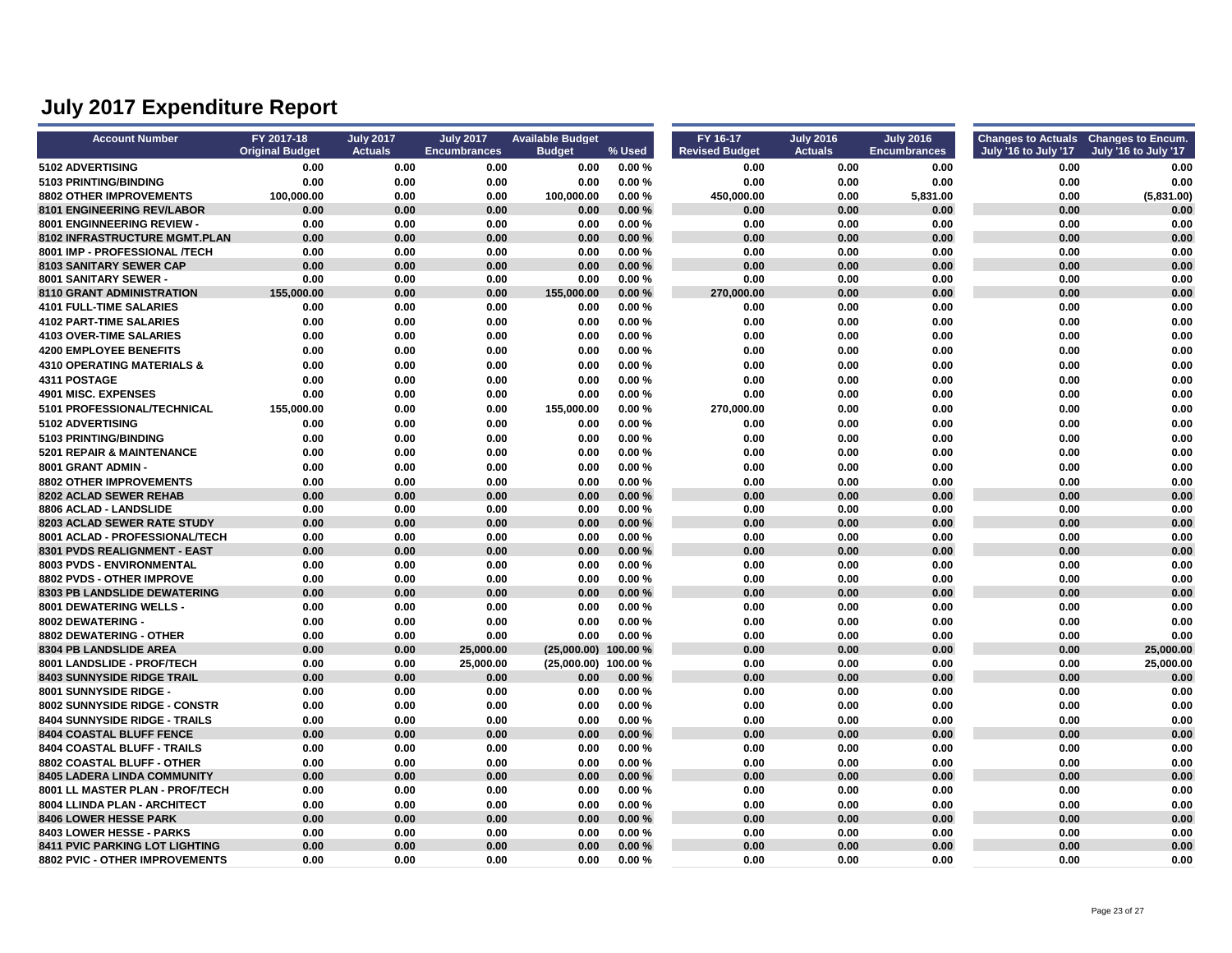# July 2017 Expenditure Report

| Account Number | FY 2017-18 Original Budget | July 2017 Actuals | July 2017 Encumbrances | Available Budget Budget | % Used | FY 16-17 Revised Budget | July 2016 Actuals | July 2016 Encumbrances | Changes to Actuals July '16 to July '17 | Changes to Encum. July '16 to July '17 |
|---|---|---|---|---|---|---|---|---|---|---|
| 5102 ADVERTISING | 0.00 | 0.00 | 0.00 | 0.00 | 0.00 % | 0.00 | 0.00 | 0.00 | 0.00 | 0.00 |
| 5103 PRINTING/BINDING | 0.00 | 0.00 | 0.00 | 0.00 | 0.00 % | 0.00 | 0.00 | 0.00 | 0.00 | 0.00 |
| 8802 OTHER IMPROVEMENTS | 100,000.00 | 0.00 | 0.00 | 100,000.00 | 0.00 % | 450,000.00 | 0.00 | 5,831.00 | 0.00 | (5,831.00) |
| 8101 ENGINEERING REV/LABOR | 0.00 | 0.00 | 0.00 | 0.00 | 0.00 % | 0.00 | 0.00 | 0.00 | 0.00 | 0.00 |
| 8001 ENGINNEERING REVIEW - | 0.00 | 0.00 | 0.00 | 0.00 | 0.00 % | 0.00 | 0.00 | 0.00 | 0.00 | 0.00 |
| 8102 INFRASTRUCTURE MGMT.PLAN | 0.00 | 0.00 | 0.00 | 0.00 | 0.00 % | 0.00 | 0.00 | 0.00 | 0.00 | 0.00 |
| 8001 IMP - PROFESSIONAL /TECH | 0.00 | 0.00 | 0.00 | 0.00 | 0.00 % | 0.00 | 0.00 | 0.00 | 0.00 | 0.00 |
| 8103 SANITARY SEWER CAP | 0.00 | 0.00 | 0.00 | 0.00 | 0.00 % | 0.00 | 0.00 | 0.00 | 0.00 | 0.00 |
| 8001 SANITARY SEWER - | 0.00 | 0.00 | 0.00 | 0.00 | 0.00 % | 0.00 | 0.00 | 0.00 | 0.00 | 0.00 |
| 8110 GRANT ADMINISTRATION | 155,000.00 | 0.00 | 0.00 | 155,000.00 | 0.00 % | 270,000.00 | 0.00 | 0.00 | 0.00 | 0.00 |
| 4101 FULL-TIME SALARIES | 0.00 | 0.00 | 0.00 | 0.00 | 0.00 % | 0.00 | 0.00 | 0.00 | 0.00 | 0.00 |
| 4102 PART-TIME SALARIES | 0.00 | 0.00 | 0.00 | 0.00 | 0.00 % | 0.00 | 0.00 | 0.00 | 0.00 | 0.00 |
| 4103 OVER-TIME SALARIES | 0.00 | 0.00 | 0.00 | 0.00 | 0.00 % | 0.00 | 0.00 | 0.00 | 0.00 | 0.00 |
| 4200 EMPLOYEE BENEFITS | 0.00 | 0.00 | 0.00 | 0.00 | 0.00 % | 0.00 | 0.00 | 0.00 | 0.00 | 0.00 |
| 4310 OPERATING MATERIALS & | 0.00 | 0.00 | 0.00 | 0.00 | 0.00 % | 0.00 | 0.00 | 0.00 | 0.00 | 0.00 |
| 4311 POSTAGE | 0.00 | 0.00 | 0.00 | 0.00 | 0.00 % | 0.00 | 0.00 | 0.00 | 0.00 | 0.00 |
| 4901 MISC. EXPENSES | 0.00 | 0.00 | 0.00 | 0.00 | 0.00 % | 0.00 | 0.00 | 0.00 | 0.00 | 0.00 |
| 5101 PROFESSIONAL/TECHNICAL | 155,000.00 | 0.00 | 0.00 | 155,000.00 | 0.00 % | 270,000.00 | 0.00 | 0.00 | 0.00 | 0.00 |
| 5102 ADVERTISING | 0.00 | 0.00 | 0.00 | 0.00 | 0.00 % | 0.00 | 0.00 | 0.00 | 0.00 | 0.00 |
| 5103 PRINTING/BINDING | 0.00 | 0.00 | 0.00 | 0.00 | 0.00 % | 0.00 | 0.00 | 0.00 | 0.00 | 0.00 |
| 5201 REPAIR & MAINTENANCE | 0.00 | 0.00 | 0.00 | 0.00 | 0.00 % | 0.00 | 0.00 | 0.00 | 0.00 | 0.00 |
| 8001 GRANT ADMIN - | 0.00 | 0.00 | 0.00 | 0.00 | 0.00 % | 0.00 | 0.00 | 0.00 | 0.00 | 0.00 |
| 8802 OTHER IMPROVEMENTS | 0.00 | 0.00 | 0.00 | 0.00 | 0.00 % | 0.00 | 0.00 | 0.00 | 0.00 | 0.00 |
| 8202 ACLAD SEWER REHAB | 0.00 | 0.00 | 0.00 | 0.00 | 0.00 % | 0.00 | 0.00 | 0.00 | 0.00 | 0.00 |
| 8806 ACLAD - LANDSLIDE | 0.00 | 0.00 | 0.00 | 0.00 | 0.00 % | 0.00 | 0.00 | 0.00 | 0.00 | 0.00 |
| 8203 ACLAD SEWER RATE STUDY | 0.00 | 0.00 | 0.00 | 0.00 | 0.00 % | 0.00 | 0.00 | 0.00 | 0.00 | 0.00 |
| 8001 ACLAD - PROFESSIONAL/TECH | 0.00 | 0.00 | 0.00 | 0.00 | 0.00 % | 0.00 | 0.00 | 0.00 | 0.00 | 0.00 |
| 8301 PVDS REALIGNMENT - EAST | 0.00 | 0.00 | 0.00 | 0.00 | 0.00 % | 0.00 | 0.00 | 0.00 | 0.00 | 0.00 |
| 8003 PVDS - ENVIRONMENTAL | 0.00 | 0.00 | 0.00 | 0.00 | 0.00 % | 0.00 | 0.00 | 0.00 | 0.00 | 0.00 |
| 8802 PVDS - OTHER IMPROVE | 0.00 | 0.00 | 0.00 | 0.00 | 0.00 % | 0.00 | 0.00 | 0.00 | 0.00 | 0.00 |
| 8303 PB LANDSLIDE DEWATERING | 0.00 | 0.00 | 0.00 | 0.00 | 0.00 % | 0.00 | 0.00 | 0.00 | 0.00 | 0.00 |
| 8001 DEWATERING WELLS - | 0.00 | 0.00 | 0.00 | 0.00 | 0.00 % | 0.00 | 0.00 | 0.00 | 0.00 | 0.00 |
| 8002 DEWATERING - | 0.00 | 0.00 | 0.00 | 0.00 | 0.00 % | 0.00 | 0.00 | 0.00 | 0.00 | 0.00 |
| 8802 DEWATERING - OTHER | 0.00 | 0.00 | 0.00 | 0.00 | 0.00 % | 0.00 | 0.00 | 0.00 | 0.00 | 0.00 |
| 8304 PB LANDSLIDE AREA | 0.00 | 0.00 | 25,000.00 | (25,000.00) | 100.00 % | 0.00 | 0.00 | 0.00 | 0.00 | 25,000.00 |
| 8001 LANDSLIDE - PROF/TECH | 0.00 | 0.00 | 25,000.00 | (25,000.00) | 100.00 % | 0.00 | 0.00 | 0.00 | 0.00 | 25,000.00 |
| 8403 SUNNYSIDE RIDGE TRAIL | 0.00 | 0.00 | 0.00 | 0.00 | 0.00 % | 0.00 | 0.00 | 0.00 | 0.00 | 0.00 |
| 8001 SUNNYSIDE RIDGE - | 0.00 | 0.00 | 0.00 | 0.00 | 0.00 % | 0.00 | 0.00 | 0.00 | 0.00 | 0.00 |
| 8002 SUNNYSIDE RIDGE - CONSTR | 0.00 | 0.00 | 0.00 | 0.00 | 0.00 % | 0.00 | 0.00 | 0.00 | 0.00 | 0.00 |
| 8404 SUNNYSIDE RIDGE - TRAILS | 0.00 | 0.00 | 0.00 | 0.00 | 0.00 % | 0.00 | 0.00 | 0.00 | 0.00 | 0.00 |
| 8404 COASTAL BLUFF FENCE | 0.00 | 0.00 | 0.00 | 0.00 | 0.00 % | 0.00 | 0.00 | 0.00 | 0.00 | 0.00 |
| 8404 COASTAL BLUFF - TRAILS | 0.00 | 0.00 | 0.00 | 0.00 | 0.00 % | 0.00 | 0.00 | 0.00 | 0.00 | 0.00 |
| 8802 COASTAL BLUFF - OTHER | 0.00 | 0.00 | 0.00 | 0.00 | 0.00 % | 0.00 | 0.00 | 0.00 | 0.00 | 0.00 |
| 8405 LADERA LINDA COMMUNITY | 0.00 | 0.00 | 0.00 | 0.00 | 0.00 % | 0.00 | 0.00 | 0.00 | 0.00 | 0.00 |
| 8001 LL MASTER PLAN - PROF/TECH | 0.00 | 0.00 | 0.00 | 0.00 | 0.00 % | 0.00 | 0.00 | 0.00 | 0.00 | 0.00 |
| 8004 LLINDA PLAN - ARCHITECT | 0.00 | 0.00 | 0.00 | 0.00 | 0.00 % | 0.00 | 0.00 | 0.00 | 0.00 | 0.00 |
| 8406 LOWER HESSE PARK | 0.00 | 0.00 | 0.00 | 0.00 | 0.00 % | 0.00 | 0.00 | 0.00 | 0.00 | 0.00 |
| 8403 LOWER HESSE - PARKS | 0.00 | 0.00 | 0.00 | 0.00 | 0.00 % | 0.00 | 0.00 | 0.00 | 0.00 | 0.00 |
| 8411 PVIC PARKING LOT LIGHTING | 0.00 | 0.00 | 0.00 | 0.00 | 0.00 % | 0.00 | 0.00 | 0.00 | 0.00 | 0.00 |
| 8802 PVIC - OTHER IMPROVEMENTS | 0.00 | 0.00 | 0.00 | 0.00 | 0.00 % | 0.00 | 0.00 | 0.00 | 0.00 | 0.00 |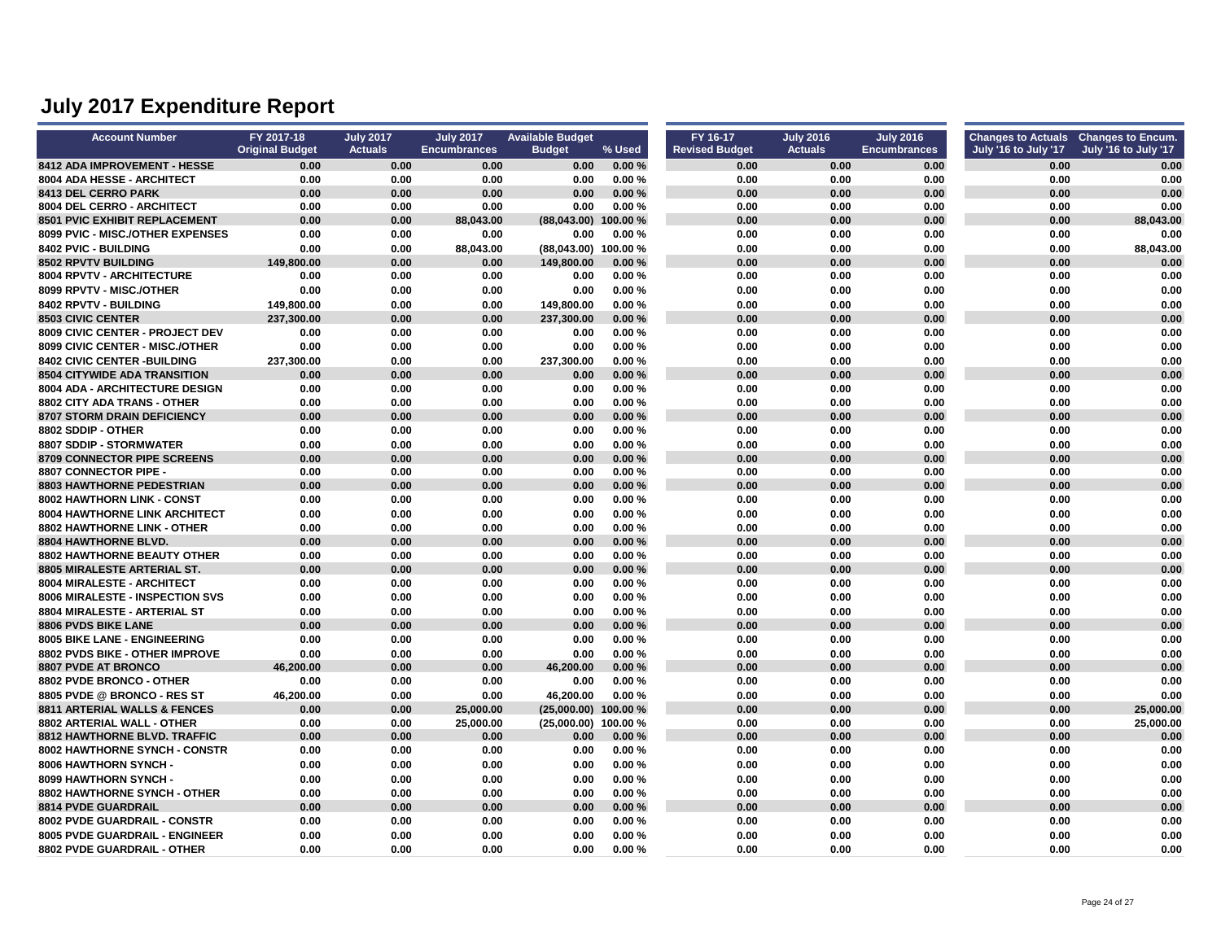# July 2017 Expenditure Report

| Account Number | FY 2017-18 Original Budget | July 2017 Actuals | July 2017 Encumbrances | Available Budget Budget | % Used | FY 16-17 Revised Budget | July 2016 Actuals | July 2016 Encumbrances | Changes to Actuals July '16 to July '17 | Changes to Encum. July '16 to July '17 |
|---|---|---|---|---|---|---|---|---|---|---|
| **8412 ADA IMPROVEMENT - HESSE** | 0.00 | 0.00 | 0.00 | 0.00 | 0.00 % | 0.00 | 0.00 | 0.00 | 0.00 | 0.00 |
| 8004 ADA HESSE - ARCHITECT | 0.00 | 0.00 | 0.00 | 0.00 | 0.00 % | 0.00 | 0.00 | 0.00 | 0.00 | 0.00 |
| **8413 DEL CERRO PARK** | 0.00 | 0.00 | 0.00 | 0.00 | 0.00 % | 0.00 | 0.00 | 0.00 | 0.00 | 0.00 |
| 8004 DEL CERRO - ARCHITECT | 0.00 | 0.00 | 0.00 | 0.00 | 0.00 % | 0.00 | 0.00 | 0.00 | 0.00 | 0.00 |
| **8501 PVIC EXHIBIT REPLACEMENT** | 0.00 | 0.00 | 88,043.00 | (88,043.00) | 100.00 % | 0.00 | 0.00 | 0.00 | 0.00 | 88,043.00 |
| 8099 PVIC - MISC./OTHER EXPENSES | 0.00 | 0.00 | 0.00 | 0.00 | 0.00 % | 0.00 | 0.00 | 0.00 | 0.00 | 0.00 |
| 8402 PVIC - BUILDING | 0.00 | 0.00 | 88,043.00 | (88,043.00) | 100.00 % | 0.00 | 0.00 | 0.00 | 0.00 | 88,043.00 |
| **8502 RPVTV BUILDING** | 149,800.00 | 0.00 | 0.00 | 149,800.00 | 0.00 % | 0.00 | 0.00 | 0.00 | 0.00 | 0.00 |
| 8004 RPVTV - ARCHITECTURE | 0.00 | 0.00 | 0.00 | 0.00 | 0.00 % | 0.00 | 0.00 | 0.00 | 0.00 | 0.00 |
| 8099 RPVTV - MISC./OTHER | 0.00 | 0.00 | 0.00 | 0.00 | 0.00 % | 0.00 | 0.00 | 0.00 | 0.00 | 0.00 |
| 8402 RPVTV - BUILDING | 149,800.00 | 0.00 | 0.00 | 149,800.00 | 0.00 % | 0.00 | 0.00 | 0.00 | 0.00 | 0.00 |
| **8503 CIVIC CENTER** | 237,300.00 | 0.00 | 0.00 | 237,300.00 | 0.00 % | 0.00 | 0.00 | 0.00 | 0.00 | 0.00 |
| 8009 CIVIC CENTER - PROJECT DEV | 0.00 | 0.00 | 0.00 | 0.00 | 0.00 % | 0.00 | 0.00 | 0.00 | 0.00 | 0.00 |
| 8099 CIVIC CENTER - MISC./OTHER | 0.00 | 0.00 | 0.00 | 0.00 | 0.00 % | 0.00 | 0.00 | 0.00 | 0.00 | 0.00 |
| 8402 CIVIC CENTER -BUILDING | 237,300.00 | 0.00 | 0.00 | 237,300.00 | 0.00 % | 0.00 | 0.00 | 0.00 | 0.00 | 0.00 |
| **8504 CITYWIDE ADA TRANSITION** | 0.00 | 0.00 | 0.00 | 0.00 | 0.00 % | 0.00 | 0.00 | 0.00 | 0.00 | 0.00 |
| 8004 ADA - ARCHITECTURE DESIGN | 0.00 | 0.00 | 0.00 | 0.00 | 0.00 % | 0.00 | 0.00 | 0.00 | 0.00 | 0.00 |
| 8802 CITY ADA TRANS - OTHER | 0.00 | 0.00 | 0.00 | 0.00 | 0.00 % | 0.00 | 0.00 | 0.00 | 0.00 | 0.00 |
| **8707 STORM DRAIN DEFICIENCY** | 0.00 | 0.00 | 0.00 | 0.00 | 0.00 % | 0.00 | 0.00 | 0.00 | 0.00 | 0.00 |
| 8802 SDDIP - OTHER | 0.00 | 0.00 | 0.00 | 0.00 | 0.00 % | 0.00 | 0.00 | 0.00 | 0.00 | 0.00 |
| 8807 SDDIP - STORMWATER | 0.00 | 0.00 | 0.00 | 0.00 | 0.00 % | 0.00 | 0.00 | 0.00 | 0.00 | 0.00 |
| **8709 CONNECTOR PIPE SCREENS** | 0.00 | 0.00 | 0.00 | 0.00 | 0.00 % | 0.00 | 0.00 | 0.00 | 0.00 | 0.00 |
| 8807 CONNECTOR PIPE - | 0.00 | 0.00 | 0.00 | 0.00 | 0.00 % | 0.00 | 0.00 | 0.00 | 0.00 | 0.00 |
| **8803 HAWTHORNE PEDESTRIAN** | 0.00 | 0.00 | 0.00 | 0.00 | 0.00 % | 0.00 | 0.00 | 0.00 | 0.00 | 0.00 |
| 8002 HAWTHORN LINK - CONST | 0.00 | 0.00 | 0.00 | 0.00 | 0.00 % | 0.00 | 0.00 | 0.00 | 0.00 | 0.00 |
| 8004 HAWTHORNE LINK ARCHITECT | 0.00 | 0.00 | 0.00 | 0.00 | 0.00 % | 0.00 | 0.00 | 0.00 | 0.00 | 0.00 |
| 8802 HAWTHORNE LINK - OTHER | 0.00 | 0.00 | 0.00 | 0.00 | 0.00 % | 0.00 | 0.00 | 0.00 | 0.00 | 0.00 |
| **8804 HAWTHORNE BLVD.** | 0.00 | 0.00 | 0.00 | 0.00 | 0.00 % | 0.00 | 0.00 | 0.00 | 0.00 | 0.00 |
| 8802 HAWTHORNE BEAUTY OTHER | 0.00 | 0.00 | 0.00 | 0.00 | 0.00 % | 0.00 | 0.00 | 0.00 | 0.00 | 0.00 |
| **8805 MIRALESTE ARTERIAL ST.** | 0.00 | 0.00 | 0.00 | 0.00 | 0.00 % | 0.00 | 0.00 | 0.00 | 0.00 | 0.00 |
| 8004 MIRALESTE - ARCHITECT | 0.00 | 0.00 | 0.00 | 0.00 | 0.00 % | 0.00 | 0.00 | 0.00 | 0.00 | 0.00 |
| 8006 MIRALESTE - INSPECTION SVS | 0.00 | 0.00 | 0.00 | 0.00 | 0.00 % | 0.00 | 0.00 | 0.00 | 0.00 | 0.00 |
| 8804 MIRALESTE - ARTERIAL ST | 0.00 | 0.00 | 0.00 | 0.00 | 0.00 % | 0.00 | 0.00 | 0.00 | 0.00 | 0.00 |
| **8806 PVDS BIKE LANE** | 0.00 | 0.00 | 0.00 | 0.00 | 0.00 % | 0.00 | 0.00 | 0.00 | 0.00 | 0.00 |
| 8005 BIKE LANE - ENGINEERING | 0.00 | 0.00 | 0.00 | 0.00 | 0.00 % | 0.00 | 0.00 | 0.00 | 0.00 | 0.00 |
| 8802 PVDS BIKE - OTHER IMPROVE | 0.00 | 0.00 | 0.00 | 0.00 | 0.00 % | 0.00 | 0.00 | 0.00 | 0.00 | 0.00 |
| **8807 PVDE AT BRONCO** | 46,200.00 | 0.00 | 0.00 | 46,200.00 | 0.00 % | 0.00 | 0.00 | 0.00 | 0.00 | 0.00 |
| 8802 PVDE BRONCO - OTHER | 0.00 | 0.00 | 0.00 | 0.00 | 0.00 % | 0.00 | 0.00 | 0.00 | 0.00 | 0.00 |
| 8805 PVDE @ BRONCO - RES ST | 46,200.00 | 0.00 | 0.00 | 46,200.00 | 0.00 % | 0.00 | 0.00 | 0.00 | 0.00 | 0.00 |
| **8811 ARTERIAL WALLS & FENCES** | 0.00 | 0.00 | 25,000.00 | (25,000.00) | 100.00 % | 0.00 | 0.00 | 0.00 | 0.00 | 25,000.00 |
| 8802 ARTERIAL WALL - OTHER | 0.00 | 0.00 | 25,000.00 | (25,000.00) | 100.00 % | 0.00 | 0.00 | 0.00 | 0.00 | 25,000.00 |
| **8812 HAWTHORNE BLVD. TRAFFIC** | 0.00 | 0.00 | 0.00 | 0.00 | 0.00 % | 0.00 | 0.00 | 0.00 | 0.00 | 0.00 |
| 8002 HAWTHORNE SYNCH - CONSTR | 0.00 | 0.00 | 0.00 | 0.00 | 0.00 % | 0.00 | 0.00 | 0.00 | 0.00 | 0.00 |
| 8006 HAWTHORN SYNCH - | 0.00 | 0.00 | 0.00 | 0.00 | 0.00 % | 0.00 | 0.00 | 0.00 | 0.00 | 0.00 |
| 8099 HAWTHORN SYNCH - | 0.00 | 0.00 | 0.00 | 0.00 | 0.00 % | 0.00 | 0.00 | 0.00 | 0.00 | 0.00 |
| 8802 HAWTHORNE SYNCH - OTHER | 0.00 | 0.00 | 0.00 | 0.00 | 0.00 % | 0.00 | 0.00 | 0.00 | 0.00 | 0.00 |
| **8814 PVDE GUARDRAIL** | 0.00 | 0.00 | 0.00 | 0.00 | 0.00 % | 0.00 | 0.00 | 0.00 | 0.00 | 0.00 |
| 8002 PVDE GUARDRAIL - CONSTR | 0.00 | 0.00 | 0.00 | 0.00 | 0.00 % | 0.00 | 0.00 | 0.00 | 0.00 | 0.00 |
| 8005 PVDE GUARDRAIL - ENGINEER | 0.00 | 0.00 | 0.00 | 0.00 | 0.00 % | 0.00 | 0.00 | 0.00 | 0.00 | 0.00 |
| 8802 PVDE GUARDRAIL - OTHER | 0.00 | 0.00 | 0.00 | 0.00 | 0.00 % | 0.00 | 0.00 | 0.00 | 0.00 | 0.00 |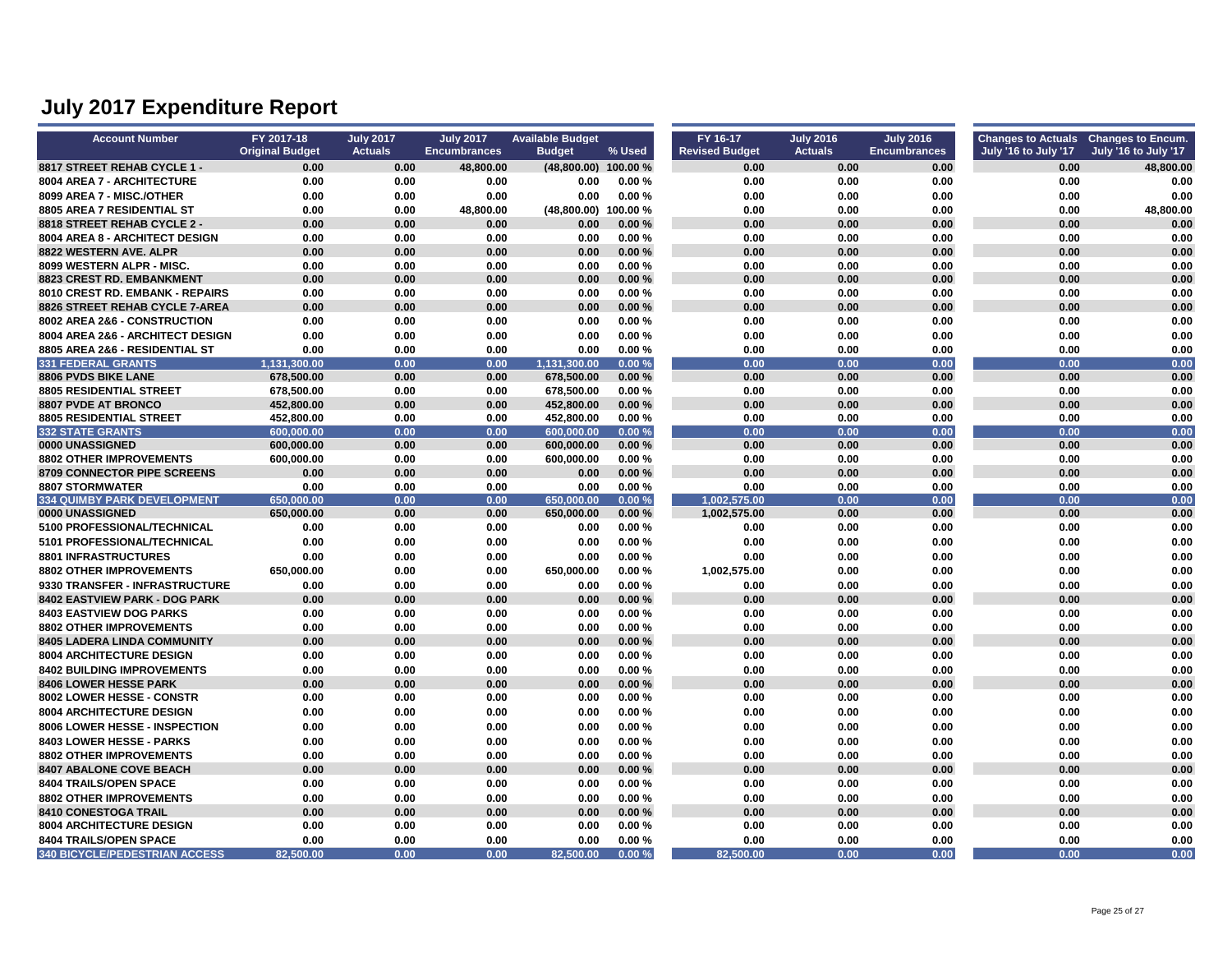# July 2017 Expenditure Report

| Account Number | FY 2017-18 Original Budget | July 2017 Actuals | July 2017 Encumbrances | Available Budget Budget | % Used | FY 16-17 Revised Budget | July 2016 Actuals | July 2016 Encumbrances | Changes to Actuals July '16 to July '17 | Changes to Encum. July '16 to July '17 |
|---|---|---|---|---|---|---|---|---|---|---|
| 8817 STREET REHAB CYCLE 1 - | 0.00 | 0.00 | 48,800.00 | (48,800.00) | 100.00 % | 0.00 | 0.00 | 0.00 | 0.00 | 48,800.00 |
| 8004 AREA 7 - ARCHITECTURE | 0.00 | 0.00 | 0.00 | 0.00 | 0.00 % | 0.00 | 0.00 | 0.00 | 0.00 | 0.00 |
| 8099 AREA 7 - MISC./OTHER | 0.00 | 0.00 | 0.00 | 0.00 | 0.00 % | 0.00 | 0.00 | 0.00 | 0.00 | 0.00 |
| 8805 AREA 7 RESIDENTIAL ST | 0.00 | 0.00 | 48,800.00 | (48,800.00) | 100.00 % | 0.00 | 0.00 | 0.00 | 0.00 | 48,800.00 |
| 8818 STREET REHAB CYCLE 2 - | 0.00 | 0.00 | 0.00 | 0.00 | 0.00 % | 0.00 | 0.00 | 0.00 | 0.00 | 0.00 |
| 8004 AREA 8 - ARCHITECT DESIGN | 0.00 | 0.00 | 0.00 | 0.00 | 0.00 % | 0.00 | 0.00 | 0.00 | 0.00 | 0.00 |
| 8822 WESTERN AVE. ALPR | 0.00 | 0.00 | 0.00 | 0.00 | 0.00 % | 0.00 | 0.00 | 0.00 | 0.00 | 0.00 |
| 8099 WESTERN ALPR - MISC. | 0.00 | 0.00 | 0.00 | 0.00 | 0.00 % | 0.00 | 0.00 | 0.00 | 0.00 | 0.00 |
| 8823 CREST RD. EMBANKMENT | 0.00 | 0.00 | 0.00 | 0.00 | 0.00 % | 0.00 | 0.00 | 0.00 | 0.00 | 0.00 |
| 8010 CREST RD. EMBANK - REPAIRS | 0.00 | 0.00 | 0.00 | 0.00 | 0.00 % | 0.00 | 0.00 | 0.00 | 0.00 | 0.00 |
| 8826 STREET REHAB CYCLE 7-AREA | 0.00 | 0.00 | 0.00 | 0.00 | 0.00 % | 0.00 | 0.00 | 0.00 | 0.00 | 0.00 |
| 8002 AREA 2&6 - CONSTRUCTION | 0.00 | 0.00 | 0.00 | 0.00 | 0.00 % | 0.00 | 0.00 | 0.00 | 0.00 | 0.00 |
| 8004 AREA 2&6 - ARCHITECT DESIGN | 0.00 | 0.00 | 0.00 | 0.00 | 0.00 % | 0.00 | 0.00 | 0.00 | 0.00 | 0.00 |
| 8805 AREA 2&6 - RESIDENTIAL ST | 0.00 | 0.00 | 0.00 | 0.00 | 0.00 % | 0.00 | 0.00 | 0.00 | 0.00 | 0.00 |
| 331 FEDERAL GRANTS | 1,131,300.00 | 0.00 | 0.00 | 1,131,300.00 | 0.00 % | 0.00 | 0.00 | 0.00 | 0.00 | 0.00 |
| 8806 PVDS BIKE LANE | 678,500.00 | 0.00 | 0.00 | 678,500.00 | 0.00 % | 0.00 | 0.00 | 0.00 | 0.00 | 0.00 |
| 8805 RESIDENTIAL STREET | 678,500.00 | 0.00 | 0.00 | 678,500.00 | 0.00 % | 0.00 | 0.00 | 0.00 | 0.00 | 0.00 |
| 8807 PVDE AT BRONCO | 452,800.00 | 0.00 | 0.00 | 452,800.00 | 0.00 % | 0.00 | 0.00 | 0.00 | 0.00 | 0.00 |
| 8805 RESIDENTIAL STREET | 452,800.00 | 0.00 | 0.00 | 452,800.00 | 0.00 % | 0.00 | 0.00 | 0.00 | 0.00 | 0.00 |
| 332 STATE GRANTS | 600,000.00 | 0.00 | 0.00 | 600,000.00 | 0.00 % | 0.00 | 0.00 | 0.00 | 0.00 | 0.00 |
| 0000 UNASSIGNED | 600,000.00 | 0.00 | 0.00 | 600,000.00 | 0.00 % | 0.00 | 0.00 | 0.00 | 0.00 | 0.00 |
| 8802 OTHER IMPROVEMENTS | 600,000.00 | 0.00 | 0.00 | 600,000.00 | 0.00 % | 0.00 | 0.00 | 0.00 | 0.00 | 0.00 |
| 8709 CONNECTOR PIPE SCREENS | 0.00 | 0.00 | 0.00 | 0.00 | 0.00 % | 0.00 | 0.00 | 0.00 | 0.00 | 0.00 |
| 8807 STORMWATER | 0.00 | 0.00 | 0.00 | 0.00 | 0.00 % | 0.00 | 0.00 | 0.00 | 0.00 | 0.00 |
| 334 QUIMBY PARK DEVELOPMENT | 650,000.00 | 0.00 | 0.00 | 650,000.00 | 0.00 % | 1,002,575.00 | 0.00 | 0.00 | 0.00 | 0.00 |
| 0000 UNASSIGNED | 650,000.00 | 0.00 | 0.00 | 650,000.00 | 0.00 % | 1,002,575.00 | 0.00 | 0.00 | 0.00 | 0.00 |
| 5100 PROFESSIONAL/TECHNICAL | 0.00 | 0.00 | 0.00 | 0.00 | 0.00 % | 0.00 | 0.00 | 0.00 | 0.00 | 0.00 |
| 5101 PROFESSIONAL/TECHNICAL | 0.00 | 0.00 | 0.00 | 0.00 | 0.00 % | 0.00 | 0.00 | 0.00 | 0.00 | 0.00 |
| 8801 INFRASTRUCTURES | 0.00 | 0.00 | 0.00 | 0.00 | 0.00 % | 0.00 | 0.00 | 0.00 | 0.00 | 0.00 |
| 8802 OTHER IMPROVEMENTS | 650,000.00 | 0.00 | 0.00 | 650,000.00 | 0.00 % | 1,002,575.00 | 0.00 | 0.00 | 0.00 | 0.00 |
| 9330 TRANSFER - INFRASTRUCTURE | 0.00 | 0.00 | 0.00 | 0.00 | 0.00 % | 0.00 | 0.00 | 0.00 | 0.00 | 0.00 |
| 8402 EASTVIEW PARK - DOG PARK | 0.00 | 0.00 | 0.00 | 0.00 | 0.00 % | 0.00 | 0.00 | 0.00 | 0.00 | 0.00 |
| 8403 EASTVIEW DOG PARKS | 0.00 | 0.00 | 0.00 | 0.00 | 0.00 % | 0.00 | 0.00 | 0.00 | 0.00 | 0.00 |
| 8802 OTHER IMPROVEMENTS | 0.00 | 0.00 | 0.00 | 0.00 | 0.00 % | 0.00 | 0.00 | 0.00 | 0.00 | 0.00 |
| 8405 LADERA LINDA COMMUNITY | 0.00 | 0.00 | 0.00 | 0.00 | 0.00 % | 0.00 | 0.00 | 0.00 | 0.00 | 0.00 |
| 8004 ARCHITECTURE DESIGN | 0.00 | 0.00 | 0.00 | 0.00 | 0.00 % | 0.00 | 0.00 | 0.00 | 0.00 | 0.00 |
| 8402 BUILDING IMPROVEMENTS | 0.00 | 0.00 | 0.00 | 0.00 | 0.00 % | 0.00 | 0.00 | 0.00 | 0.00 | 0.00 |
| 8406 LOWER HESSE PARK | 0.00 | 0.00 | 0.00 | 0.00 | 0.00 % | 0.00 | 0.00 | 0.00 | 0.00 | 0.00 |
| 8002 LOWER HESSE - CONSTR | 0.00 | 0.00 | 0.00 | 0.00 | 0.00 % | 0.00 | 0.00 | 0.00 | 0.00 | 0.00 |
| 8004 ARCHITECTURE DESIGN | 0.00 | 0.00 | 0.00 | 0.00 | 0.00 % | 0.00 | 0.00 | 0.00 | 0.00 | 0.00 |
| 8006 LOWER HESSE - INSPECTION | 0.00 | 0.00 | 0.00 | 0.00 | 0.00 % | 0.00 | 0.00 | 0.00 | 0.00 | 0.00 |
| 8403 LOWER HESSE - PARKS | 0.00 | 0.00 | 0.00 | 0.00 | 0.00 % | 0.00 | 0.00 | 0.00 | 0.00 | 0.00 |
| 8802 OTHER IMPROVEMENTS | 0.00 | 0.00 | 0.00 | 0.00 | 0.00 % | 0.00 | 0.00 | 0.00 | 0.00 | 0.00 |
| 8407 ABALONE COVE BEACH | 0.00 | 0.00 | 0.00 | 0.00 | 0.00 % | 0.00 | 0.00 | 0.00 | 0.00 | 0.00 |
| 8404 TRAILS/OPEN SPACE | 0.00 | 0.00 | 0.00 | 0.00 | 0.00 % | 0.00 | 0.00 | 0.00 | 0.00 | 0.00 |
| 8802 OTHER IMPROVEMENTS | 0.00 | 0.00 | 0.00 | 0.00 | 0.00 % | 0.00 | 0.00 | 0.00 | 0.00 | 0.00 |
| 8410 CONESTOGA TRAIL | 0.00 | 0.00 | 0.00 | 0.00 | 0.00 % | 0.00 | 0.00 | 0.00 | 0.00 | 0.00 |
| 8004 ARCHITECTURE DESIGN | 0.00 | 0.00 | 0.00 | 0.00 | 0.00 % | 0.00 | 0.00 | 0.00 | 0.00 | 0.00 |
| 8404 TRAILS/OPEN SPACE | 0.00 | 0.00 | 0.00 | 0.00 | 0.00 % | 0.00 | 0.00 | 0.00 | 0.00 | 0.00 |
| 340 BICYCLE/PEDESTRIAN ACCESS | 82,500.00 | 0.00 | 0.00 | 82,500.00 | 0.00 % | 82,500.00 | 0.00 | 0.00 | 0.00 | 0.00 |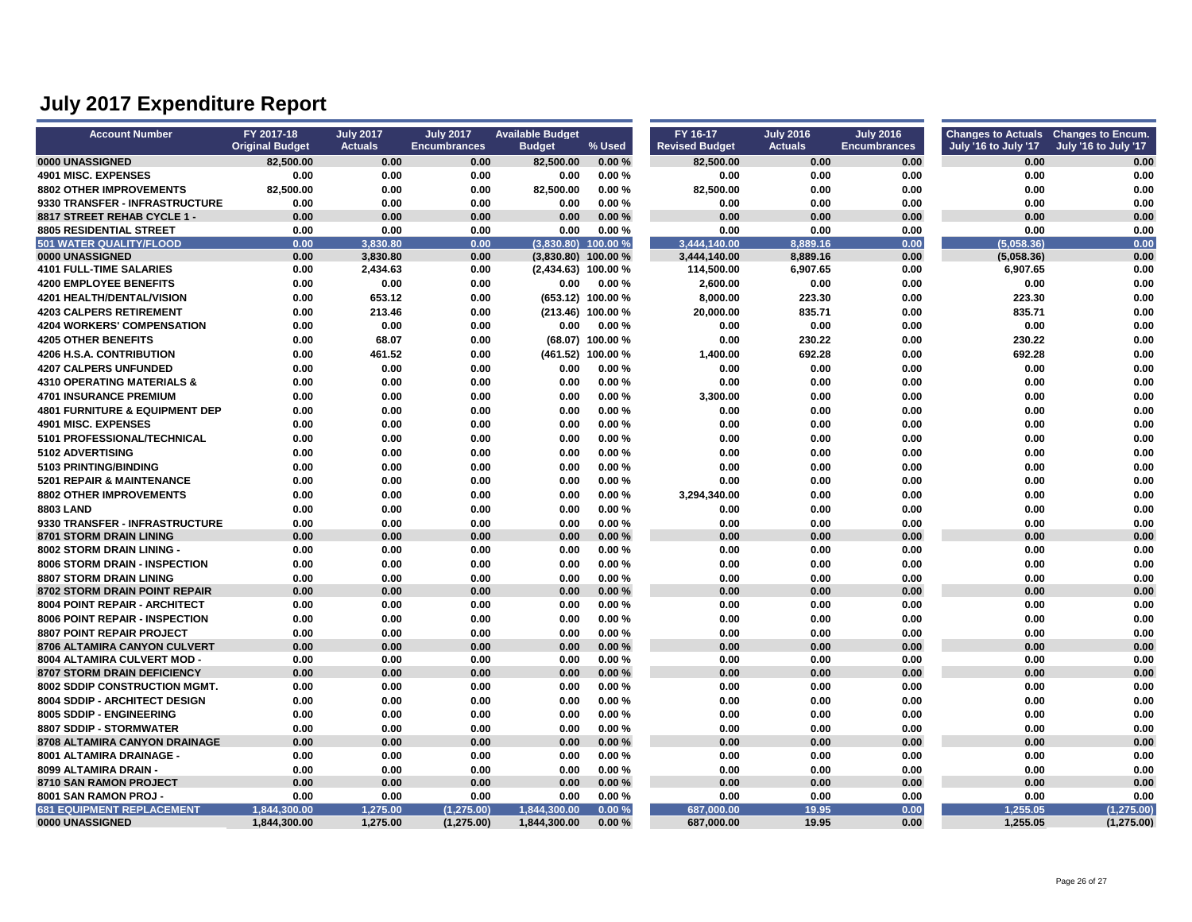# July 2017 Expenditure Report

| Account Number | FY 2017-18 Original Budget | July 2017 Actuals | July 2017 Encumbrances | Available Budget Budget | % Used | FY 16-17 Revised Budget | July 2016 Actuals | July 2016 Encumbrances | Changes to Actuals July '16 to July '17 | Changes to Encum. July '16 to July '17 |
|---|---|---|---|---|---|---|---|---|---|---|
| 0000 UNASSIGNED | 82,500.00 | 0.00 | 0.00 | 82,500.00 | 0.00 % | 82,500.00 | 0.00 | 0.00 | 0.00 | 0.00 |
| 4901 MISC. EXPENSES | 0.00 | 0.00 | 0.00 | 0.00 | 0.00 % | 0.00 | 0.00 | 0.00 | 0.00 | 0.00 |
| 8802 OTHER IMPROVEMENTS | 82,500.00 | 0.00 | 0.00 | 82,500.00 | 0.00 % | 82,500.00 | 0.00 | 0.00 | 0.00 | 0.00 |
| 9330 TRANSFER - INFRASTRUCTURE | 0.00 | 0.00 | 0.00 | 0.00 | 0.00 % | 0.00 | 0.00 | 0.00 | 0.00 | 0.00 |
| 8817 STREET REHAB CYCLE 1 - | 0.00 | 0.00 | 0.00 | 0.00 | 0.00 % | 0.00 | 0.00 | 0.00 | 0.00 | 0.00 |
| 8805 RESIDENTIAL STREET | 0.00 | 0.00 | 0.00 | 0.00 | 0.00 % | 0.00 | 0.00 | 0.00 | 0.00 | 0.00 |
| 501 WATER QUALITY/FLOOD | 0.00 | 3,830.80 | 0.00 | (3,830.80) | 100.00 % | 3,444,140.00 | 8,889.16 | 0.00 | (5,058.36) | 0.00 |
| 0000 UNASSIGNED | 0.00 | 3,830.80 | 0.00 | (3,830.80) | 100.00 % | 3,444,140.00 | 8,889.16 | 0.00 | (5,058.36) | 0.00 |
| 4101 FULL-TIME SALARIES | 0.00 | 2,434.63 | 0.00 | (2,434.63) | 100.00 % | 114,500.00 | 6,907.65 | 0.00 | 6,907.65 | 0.00 |
| 4200 EMPLOYEE BENEFITS | 0.00 | 0.00 | 0.00 | 0.00 | 0.00 % | 2,600.00 | 0.00 | 0.00 | 0.00 | 0.00 |
| 4201 HEALTH/DENTAL/VISION | 0.00 | 653.12 | 0.00 | (653.12) | 100.00 % | 8,000.00 | 223.30 | 0.00 | 223.30 | 0.00 |
| 4203 CALPERS RETIREMENT | 0.00 | 213.46 | 0.00 | (213.46) | 100.00 % | 20,000.00 | 835.71 | 0.00 | 835.71 | 0.00 |
| 4204 WORKERS' COMPENSATION | 0.00 | 0.00 | 0.00 | 0.00 | 0.00 % | 0.00 | 0.00 | 0.00 | 0.00 | 0.00 |
| 4205 OTHER BENEFITS | 0.00 | 68.07 | 0.00 | (68.07) | 100.00 % | 0.00 | 230.22 | 0.00 | 230.22 | 0.00 |
| 4206 H.S.A. CONTRIBUTION | 0.00 | 461.52 | 0.00 | (461.52) | 100.00 % | 1,400.00 | 692.28 | 0.00 | 692.28 | 0.00 |
| 4207 CALPERS UNFUNDED | 0.00 | 0.00 | 0.00 | 0.00 | 0.00 % | 0.00 | 0.00 | 0.00 | 0.00 | 0.00 |
| 4310 OPERATING MATERIALS & | 0.00 | 0.00 | 0.00 | 0.00 | 0.00 % | 0.00 | 0.00 | 0.00 | 0.00 | 0.00 |
| 4701 INSURANCE PREMIUM | 0.00 | 0.00 | 0.00 | 0.00 | 0.00 % | 3,300.00 | 0.00 | 0.00 | 0.00 | 0.00 |
| 4801 FURNITURE & EQUIPMENT DEP | 0.00 | 0.00 | 0.00 | 0.00 | 0.00 % | 0.00 | 0.00 | 0.00 | 0.00 | 0.00 |
| 4901 MISC. EXPENSES | 0.00 | 0.00 | 0.00 | 0.00 | 0.00 % | 0.00 | 0.00 | 0.00 | 0.00 | 0.00 |
| 5101 PROFESSIONAL/TECHNICAL | 0.00 | 0.00 | 0.00 | 0.00 | 0.00 % | 0.00 | 0.00 | 0.00 | 0.00 | 0.00 |
| 5102 ADVERTISING | 0.00 | 0.00 | 0.00 | 0.00 | 0.00 % | 0.00 | 0.00 | 0.00 | 0.00 | 0.00 |
| 5103 PRINTING/BINDING | 0.00 | 0.00 | 0.00 | 0.00 | 0.00 % | 0.00 | 0.00 | 0.00 | 0.00 | 0.00 |
| 5201 REPAIR & MAINTENANCE | 0.00 | 0.00 | 0.00 | 0.00 | 0.00 % | 0.00 | 0.00 | 0.00 | 0.00 | 0.00 |
| 8802 OTHER IMPROVEMENTS | 0.00 | 0.00 | 0.00 | 0.00 | 0.00 % | 3,294,340.00 | 0.00 | 0.00 | 0.00 | 0.00 |
| 8803 LAND | 0.00 | 0.00 | 0.00 | 0.00 | 0.00 % | 0.00 | 0.00 | 0.00 | 0.00 | 0.00 |
| 9330 TRANSFER - INFRASTRUCTURE | 0.00 | 0.00 | 0.00 | 0.00 | 0.00 % | 0.00 | 0.00 | 0.00 | 0.00 | 0.00 |
| 8701 STORM DRAIN LINING | 0.00 | 0.00 | 0.00 | 0.00 | 0.00 % | 0.00 | 0.00 | 0.00 | 0.00 | 0.00 |
| 8002 STORM DRAIN LINING - | 0.00 | 0.00 | 0.00 | 0.00 | 0.00 % | 0.00 | 0.00 | 0.00 | 0.00 | 0.00 |
| 8006 STORM DRAIN - INSPECTION | 0.00 | 0.00 | 0.00 | 0.00 | 0.00 % | 0.00 | 0.00 | 0.00 | 0.00 | 0.00 |
| 8807 STORM DRAIN LINING | 0.00 | 0.00 | 0.00 | 0.00 | 0.00 % | 0.00 | 0.00 | 0.00 | 0.00 | 0.00 |
| 8702 STORM DRAIN POINT REPAIR | 0.00 | 0.00 | 0.00 | 0.00 | 0.00 % | 0.00 | 0.00 | 0.00 | 0.00 | 0.00 |
| 8004 POINT REPAIR - ARCHITECT | 0.00 | 0.00 | 0.00 | 0.00 | 0.00 % | 0.00 | 0.00 | 0.00 | 0.00 | 0.00 |
| 8006 POINT REPAIR - INSPECTION | 0.00 | 0.00 | 0.00 | 0.00 | 0.00 % | 0.00 | 0.00 | 0.00 | 0.00 | 0.00 |
| 8807 POINT REPAIR PROJECT | 0.00 | 0.00 | 0.00 | 0.00 | 0.00 % | 0.00 | 0.00 | 0.00 | 0.00 | 0.00 |
| 8706 ALTAMIRA CANYON CULVERT | 0.00 | 0.00 | 0.00 | 0.00 | 0.00 % | 0.00 | 0.00 | 0.00 | 0.00 | 0.00 |
| 8004 ALTAMIRA CULVERT MOD - | 0.00 | 0.00 | 0.00 | 0.00 | 0.00 % | 0.00 | 0.00 | 0.00 | 0.00 | 0.00 |
| 8707 STORM DRAIN DEFICIENCY | 0.00 | 0.00 | 0.00 | 0.00 | 0.00 % | 0.00 | 0.00 | 0.00 | 0.00 | 0.00 |
| 8002 SDDIP CONSTRUCTION MGMT. | 0.00 | 0.00 | 0.00 | 0.00 | 0.00 % | 0.00 | 0.00 | 0.00 | 0.00 | 0.00 |
| 8004 SDDIP - ARCHITECT DESIGN | 0.00 | 0.00 | 0.00 | 0.00 | 0.00 % | 0.00 | 0.00 | 0.00 | 0.00 | 0.00 |
| 8005 SDDIP - ENGINEERING | 0.00 | 0.00 | 0.00 | 0.00 | 0.00 % | 0.00 | 0.00 | 0.00 | 0.00 | 0.00 |
| 8807 SDDIP - STORMWATER | 0.00 | 0.00 | 0.00 | 0.00 | 0.00 % | 0.00 | 0.00 | 0.00 | 0.00 | 0.00 |
| 8708 ALTAMIRA CANYON DRAINAGE | 0.00 | 0.00 | 0.00 | 0.00 | 0.00 % | 0.00 | 0.00 | 0.00 | 0.00 | 0.00 |
| 8001 ALTAMIRA DRAINAGE - | 0.00 | 0.00 | 0.00 | 0.00 | 0.00 % | 0.00 | 0.00 | 0.00 | 0.00 | 0.00 |
| 8099 ALTAMIRA DRAIN - | 0.00 | 0.00 | 0.00 | 0.00 | 0.00 % | 0.00 | 0.00 | 0.00 | 0.00 | 0.00 |
| 8710 SAN RAMON PROJECT | 0.00 | 0.00 | 0.00 | 0.00 | 0.00 % | 0.00 | 0.00 | 0.00 | 0.00 | 0.00 |
| 8001 SAN RAMON PROJ - | 0.00 | 0.00 | 0.00 | 0.00 | 0.00 % | 0.00 | 0.00 | 0.00 | 0.00 | 0.00 |
| 681 EQUIPMENT REPLACEMENT | 1,844,300.00 | 1,275.00 | (1,275.00) | 1,844,300.00 | 0.00 % | 687,000.00 | 19.95 | 0.00 | 1,255.05 | (1,275.00) |
| 0000 UNASSIGNED | 1,844,300.00 | 1,275.00 | (1,275.00) | 1,844,300.00 | 0.00 % | 687,000.00 | 19.95 | 0.00 | 1,255.05 | (1,275.00) |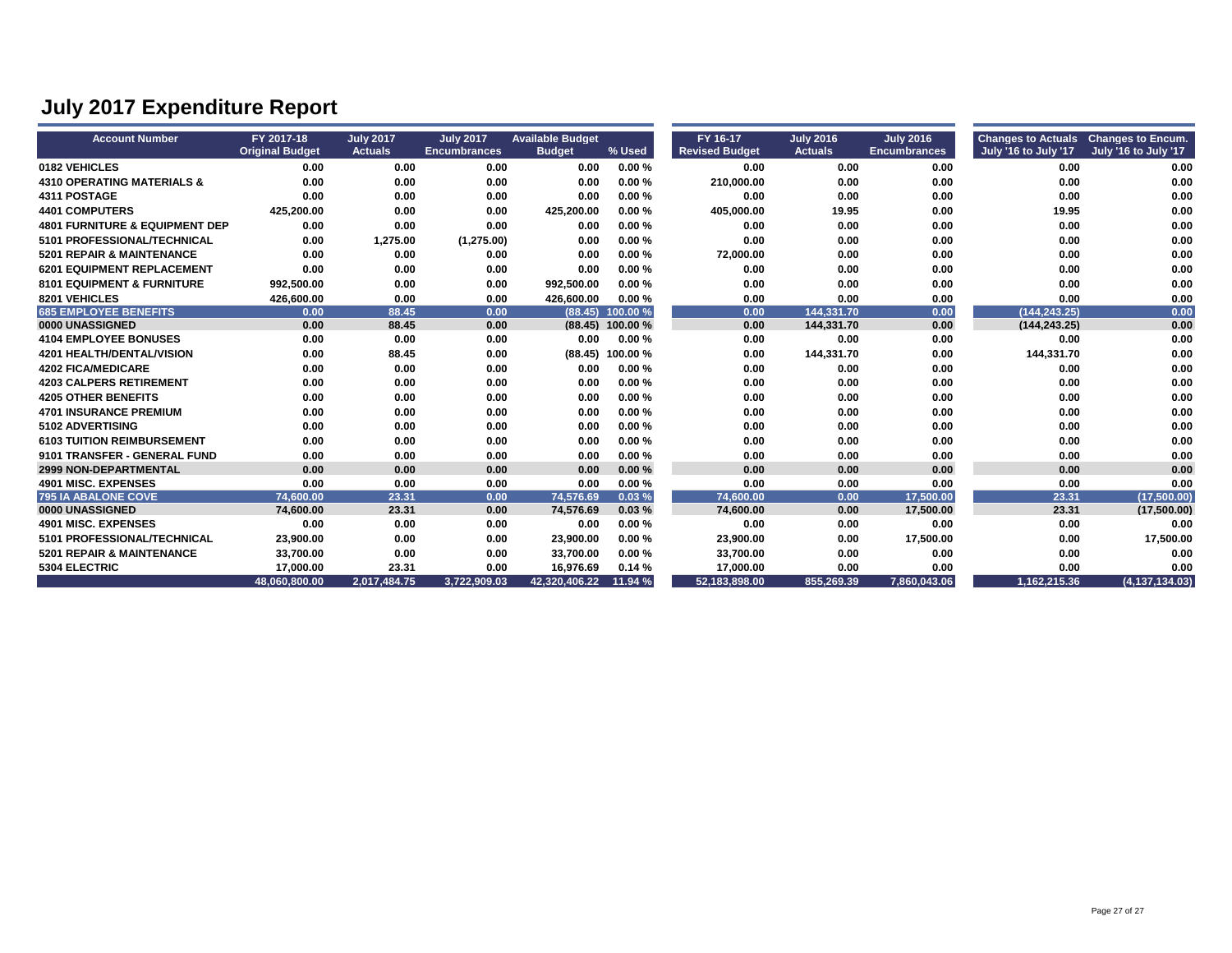# July 2017 Expenditure Report

| Account Number | FY 2017-18 Original Budget | July 2017 Actuals | July 2017 Encumbrances | Available Budget Budget | % Used | FY 16-17 Revised Budget | July 2016 Actuals | July 2016 Encumbrances | Changes to Actuals July '16 to July '17 | Changes to Encum. July '16 to July '17 |
|---|---|---|---|---|---|---|---|---|---|---|
| 0182 VEHICLES | 0.00 | 0.00 | 0.00 | 0.00 | 0.00 % | 0.00 | 0.00 | 0.00 | 0.00 | 0.00 |
| 4310 OPERATING MATERIALS & | 0.00 | 0.00 | 0.00 | 0.00 | 0.00 % | 210,000.00 | 0.00 | 0.00 | 0.00 | 0.00 |
| 4311 POSTAGE | 0.00 | 0.00 | 0.00 | 0.00 | 0.00 % | 0.00 | 0.00 | 0.00 | 0.00 | 0.00 |
| 4401 COMPUTERS | 425,200.00 | 0.00 | 0.00 | 425,200.00 | 0.00 % | 405,000.00 | 19.95 | 0.00 | 19.95 | 0.00 |
| 4801 FURNITURE & EQUIPMENT DEP | 0.00 | 0.00 | 0.00 | 0.00 | 0.00 % | 0.00 | 0.00 | 0.00 | 0.00 | 0.00 |
| 5101 PROFESSIONAL/TECHNICAL | 0.00 | 1,275.00 | (1,275.00) | 0.00 | 0.00 % | 0.00 | 0.00 | 0.00 | 0.00 | 0.00 |
| 5201 REPAIR & MAINTENANCE | 0.00 | 0.00 | 0.00 | 0.00 | 0.00 % | 72,000.00 | 0.00 | 0.00 | 0.00 | 0.00 |
| 6201 EQUIPMENT REPLACEMENT | 0.00 | 0.00 | 0.00 | 0.00 | 0.00 % | 0.00 | 0.00 | 0.00 | 0.00 | 0.00 |
| 8101 EQUIPMENT & FURNITURE | 992,500.00 | 0.00 | 0.00 | 992,500.00 | 0.00 % | 0.00 | 0.00 | 0.00 | 0.00 | 0.00 |
| 8201 VEHICLES | 426,600.00 | 0.00 | 0.00 | 426,600.00 | 0.00 % | 0.00 | 0.00 | 0.00 | 0.00 | 0.00 |
| 685 EMPLOYEE BENEFITS | 0.00 | 88.45 | 0.00 | (88.45) | 100.00 % | 0.00 | 144,331.70 | 0.00 | (144,243.25) | 0.00 |
| 0000 UNASSIGNED | 0.00 | 88.45 | 0.00 | (88.45) | 100.00 % | 0.00 | 144,331.70 | 0.00 | (144,243.25) | 0.00 |
| 4104 EMPLOYEE BONUSES | 0.00 | 0.00 | 0.00 | 0.00 | 0.00 % | 0.00 | 0.00 | 0.00 | 0.00 | 0.00 |
| 4201 HEALTH/DENTAL/VISION | 0.00 | 88.45 | 0.00 | (88.45) | 100.00 % | 0.00 | 144,331.70 | 0.00 | 144,331.70 | 0.00 |
| 4202 FICA/MEDICARE | 0.00 | 0.00 | 0.00 | 0.00 | 0.00 % | 0.00 | 0.00 | 0.00 | 0.00 | 0.00 |
| 4203 CALPERS RETIREMENT | 0.00 | 0.00 | 0.00 | 0.00 | 0.00 % | 0.00 | 0.00 | 0.00 | 0.00 | 0.00 |
| 4205 OTHER BENEFITS | 0.00 | 0.00 | 0.00 | 0.00 | 0.00 % | 0.00 | 0.00 | 0.00 | 0.00 | 0.00 |
| 4701 INSURANCE PREMIUM | 0.00 | 0.00 | 0.00 | 0.00 | 0.00 % | 0.00 | 0.00 | 0.00 | 0.00 | 0.00 |
| 5102 ADVERTISING | 0.00 | 0.00 | 0.00 | 0.00 | 0.00 % | 0.00 | 0.00 | 0.00 | 0.00 | 0.00 |
| 6103 TUITION REIMBURSEMENT | 0.00 | 0.00 | 0.00 | 0.00 | 0.00 % | 0.00 | 0.00 | 0.00 | 0.00 | 0.00 |
| 9101 TRANSFER - GENERAL FUND | 0.00 | 0.00 | 0.00 | 0.00 | 0.00 % | 0.00 | 0.00 | 0.00 | 0.00 | 0.00 |
| 2999 NON-DEPARTMENTAL | 0.00 | 0.00 | 0.00 | 0.00 | 0.00 % | 0.00 | 0.00 | 0.00 | 0.00 | 0.00 |
| 4901 MISC. EXPENSES | 0.00 | 0.00 | 0.00 | 0.00 | 0.00 % | 0.00 | 0.00 | 0.00 | 0.00 | 0.00 |
| 795 IA ABALONE COVE | 74,600.00 | 23.31 | 0.00 | 74,576.69 | 0.03 % | 74,600.00 | 0.00 | 17,500.00 | 23.31 | (17,500.00) |
| 0000 UNASSIGNED | 74,600.00 | 23.31 | 0.00 | 74,576.69 | 0.03 % | 74,600.00 | 0.00 | 17,500.00 | 23.31 | (17,500.00) |
| 4901 MISC. EXPENSES | 0.00 | 0.00 | 0.00 | 0.00 | 0.00 % | 0.00 | 0.00 | 0.00 | 0.00 | 0.00 |
| 5101 PROFESSIONAL/TECHNICAL | 23,900.00 | 0.00 | 0.00 | 23,900.00 | 0.00 % | 23,900.00 | 0.00 | 17,500.00 | 0.00 | 17,500.00 |
| 5201 REPAIR & MAINTENANCE | 33,700.00 | 0.00 | 0.00 | 33,700.00 | 0.00 % | 33,700.00 | 0.00 | 0.00 | 0.00 | 0.00 |
| 5304 ELECTRIC | 17,000.00 | 23.31 | 0.00 | 16,976.69 | 0.14 % | 17,000.00 | 0.00 | 0.00 | 0.00 | 0.00 |
| | 48,060,800.00 | 2,017,484.75 | 3,722,909.03 | 42,320,406.22 | 11.94 % | 52,183,898.00 | 855,269.39 | 7,860,043.06 | 1,162,215.36 | (4,137,134.03) |